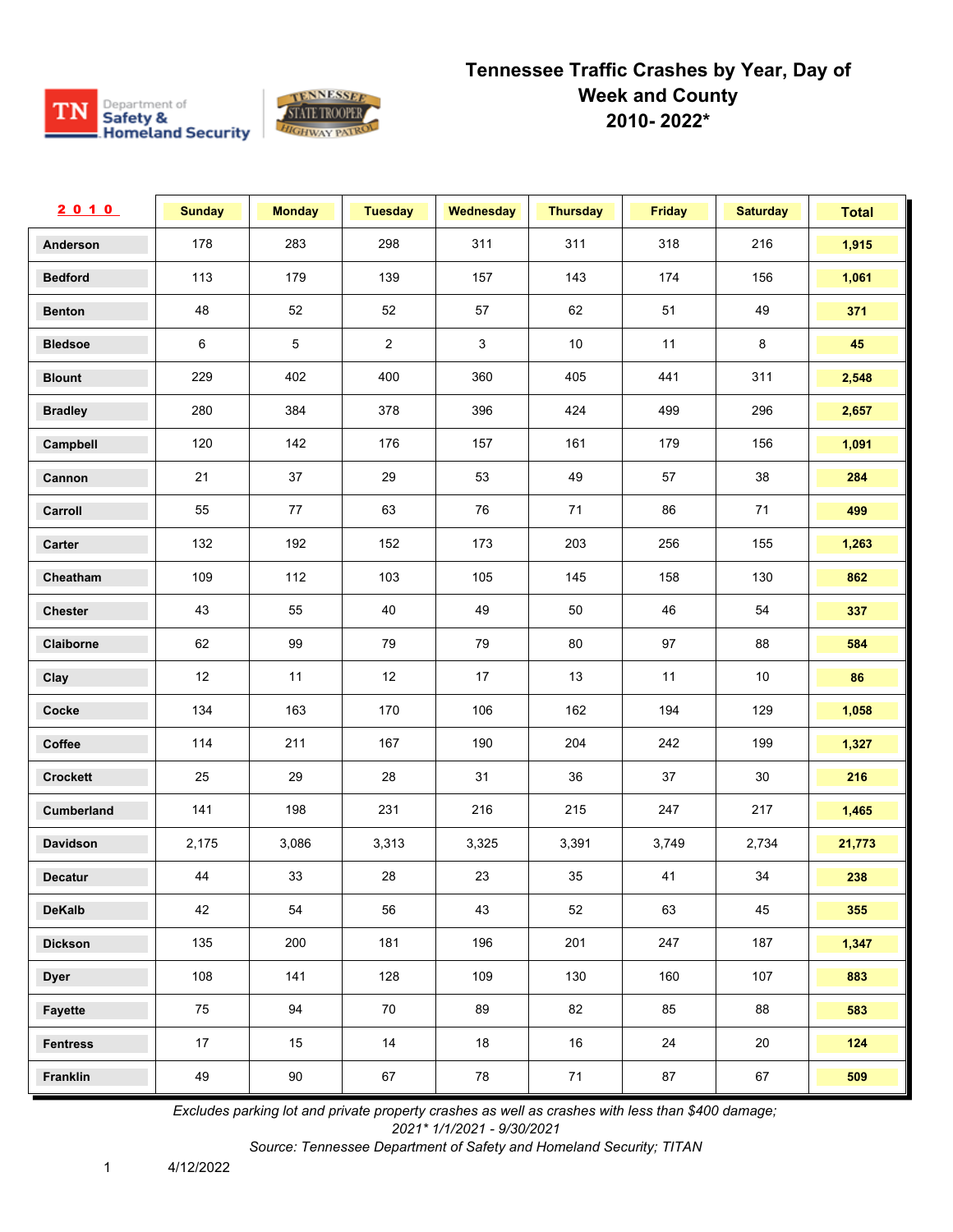# Tennessee Traffic Crashes by Year, Day of Week and County 2010- 2022*

| 2010 | Sunday | Monday | Tuesday | Wednesday | Thursday | Friday | Saturday | Total |
|---|---|---|---|---|---|---|---|---|
| Anderson | 178 | 283 | 298 | 311 | 311 | 318 | 216 | 1,915 |
| Bedford | 113 | 179 | 139 | 157 | 143 | 174 | 156 | 1,061 |
| Benton | 48 | 52 | 52 | 57 | 62 | 51 | 49 | 371 |
| Bledsoe | 6 | 5 | 2 | 3 | 10 | 11 | 8 | 45 |
| Blount | 229 | 402 | 400 | 360 | 405 | 441 | 311 | 2,548 |
| Bradley | 280 | 384 | 378 | 396 | 424 | 499 | 296 | 2,657 |
| Campbell | 120 | 142 | 176 | 157 | 161 | 179 | 156 | 1,091 |
| Cannon | 21 | 37 | 29 | 53 | 49 | 57 | 38 | 284 |
| Carroll | 55 | 77 | 63 | 76 | 71 | 86 | 71 | 499 |
| Carter | 132 | 192 | 152 | 173 | 203 | 256 | 155 | 1,263 |
| Cheatham | 109 | 112 | 103 | 105 | 145 | 158 | 130 | 862 |
| Chester | 43 | 55 | 40 | 49 | 50 | 46 | 54 | 337 |
| Claiborne | 62 | 99 | 79 | 79 | 80 | 97 | 88 | 584 |
| Clay | 12 | 11 | 12 | 17 | 13 | 11 | 10 | 86 |
| Cocke | 134 | 163 | 170 | 106 | 162 | 194 | 129 | 1,058 |
| Coffee | 114 | 211 | 167 | 190 | 204 | 242 | 199 | 1,327 |
| Crockett | 25 | 29 | 28 | 31 | 36 | 37 | 30 | 216 |
| Cumberland | 141 | 198 | 231 | 216 | 215 | 247 | 217 | 1,465 |
| Davidson | 2,175 | 3,086 | 3,313 | 3,325 | 3,391 | 3,749 | 2,734 | 21,773 |
| Decatur | 44 | 33 | 28 | 23 | 35 | 41 | 34 | 238 |
| DeKalb | 42 | 54 | 56 | 43 | 52 | 63 | 45 | 355 |
| Dickson | 135 | 200 | 181 | 196 | 201 | 247 | 187 | 1,347 |
| Dyer | 108 | 141 | 128 | 109 | 130 | 160 | 107 | 883 |
| Fayette | 75 | 94 | 70 | 89 | 82 | 85 | 88 | 583 |
| Fentress | 17 | 15 | 14 | 18 | 16 | 24 | 20 | 124 |
| Franklin | 49 | 90 | 67 | 78 | 71 | 87 | 67 | 509 |

*Excludes parking lot and private property crashes as well as crashes with less than $400 damage; 2021* 1/1/2021 - 9/30/2021*

*Source: Tennessee Department of Safety and Homeland Security; TITAN*

4/12/2022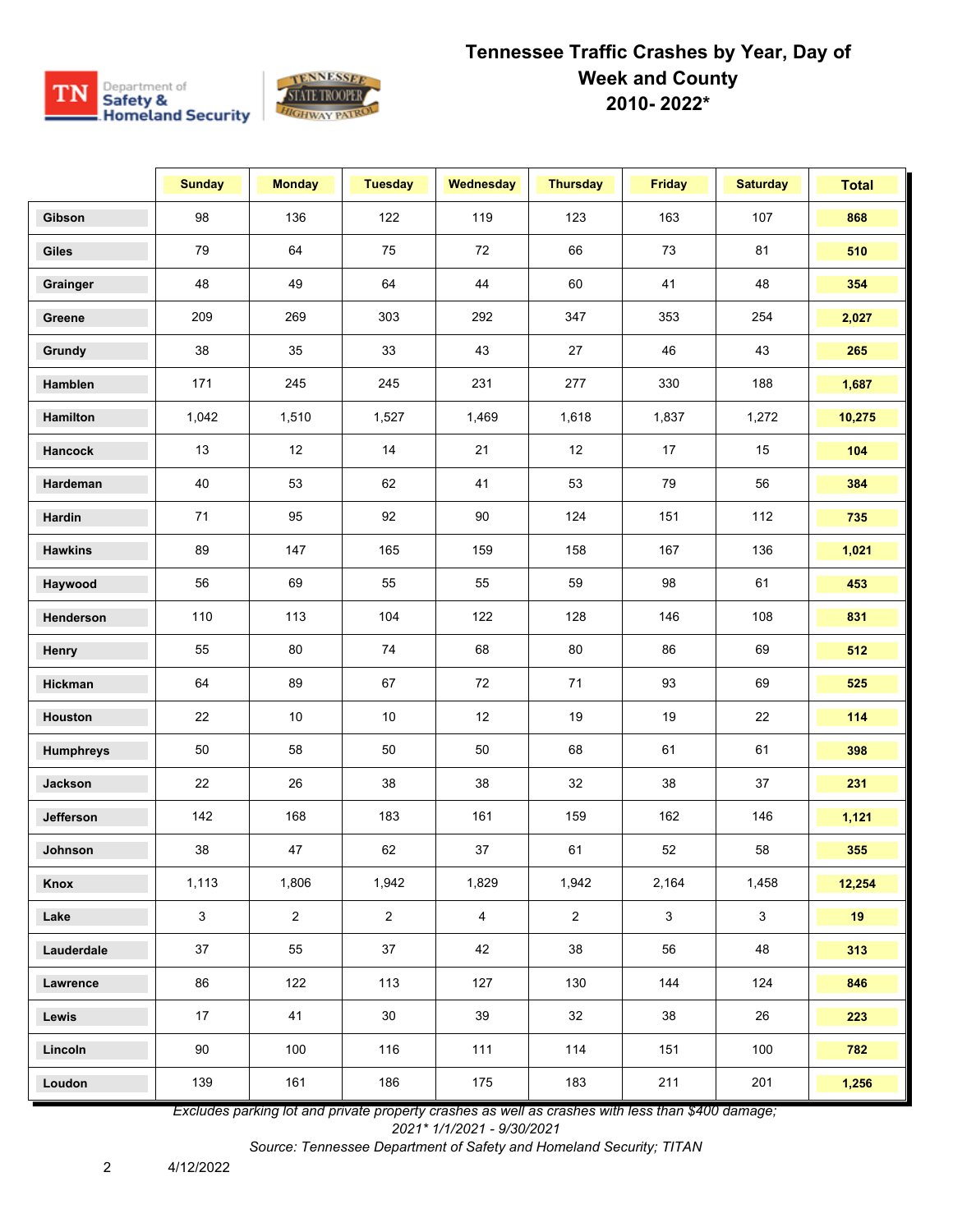# Tennessee Traffic Crashes by Year, Day of Week and County 2010- 2022*

| | Sunday | Monday | Tuesday | Wednesday | Thursday | Friday | Saturday | Total |
|---|---|---|---|---|---|---|---|---|
| Gibson | 98 | 136 | 122 | 119 | 123 | 163 | 107 | **868** |
| Giles | 79 | 64 | 75 | 72 | 66 | 73 | 81 | **510** |
| Grainger | 48 | 49 | 64 | 44 | 60 | 41 | 48 | **354** |
| Greene | 209 | 269 | 303 | 292 | 347 | 353 | 254 | **2,027** |
| Grundy | 38 | 35 | 33 | 43 | 27 | 46 | 43 | **265** |
| Hamblen | 171 | 245 | 245 | 231 | 277 | 330 | 188 | **1,687** |
| Hamilton | 1,042 | 1,510 | 1,527 | 1,469 | 1,618 | 1,837 | 1,272 | **10,275** |
| Hancock | 13 | 12 | 14 | 21 | 12 | 17 | 15 | **104** |
| Hardeman | 40 | 53 | 62 | 41 | 53 | 79 | 56 | **384** |
| Hardin | 71 | 95 | 92 | 90 | 124 | 151 | 112 | **735** |
| Hawkins | 89 | 147 | 165 | 159 | 158 | 167 | 136 | **1,021** |
| Haywood | 56 | 69 | 55 | 55 | 59 | 98 | 61 | **453** |
| Henderson | 110 | 113 | 104 | 122 | 128 | 146 | 108 | **831** |
| Henry | 55 | 80 | 74 | 68 | 80 | 86 | 69 | **512** |
| Hickman | 64 | 89 | 67 | 72 | 71 | 93 | 69 | **525** |
| Houston | 22 | 10 | 10 | 12 | 19 | 19 | 22 | **114** |
| Humphreys | 50 | 58 | 50 | 50 | 68 | 61 | 61 | **398** |
| Jackson | 22 | 26 | 38 | 38 | 32 | 38 | 37 | **231** |
| Jefferson | 142 | 168 | 183 | 161 | 159 | 162 | 146 | **1,121** |
| Johnson | 38 | 47 | 62 | 37 | 61 | 52 | 58 | **355** |
| Knox | 1,113 | 1,806 | 1,942 | 1,829 | 1,942 | 2,164 | 1,458 | **12,254** |
| Lake | 3 | 2 | 2 | 4 | 2 | 3 | 3 | **19** |
| Lauderdale | 37 | 55 | 37 | 42 | 38 | 56 | 48 | **313** |
| Lawrence | 86 | 122 | 113 | 127 | 130 | 144 | 124 | **846** |
| Lewis | 17 | 41 | 30 | 39 | 32 | 38 | 26 | **223** |
| Lincoln | 90 | 100 | 116 | 111 | 114 | 151 | 100 | **782** |
| Loudon | 139 | 161 | 186 | 175 | 183 | 211 | 201 | **1,256** |

*Excludes parking lot and private property crashes as well as crashes with less than $400 damage; 2021* 1/1/2021 - 9/30/2021*

*Source: Tennessee Department of Safety and Homeland Security; TITAN*

4/12/2022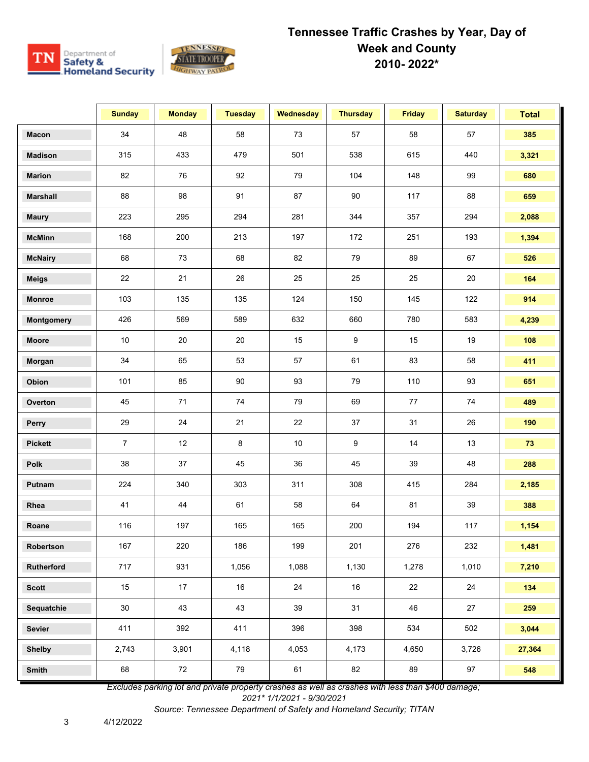# Tennessee Traffic Crashes by Year, Day of Week and County 2010- 2022*

| | Sunday | Monday | Tuesday | Wednesday | Thursday | Friday | Saturday | Total |
|---|---|---|---|---|---|---|---|---|
| Macon | 34 | 48 | 58 | 73 | 57 | 58 | 57 | 385 |
| Madison | 315 | 433 | 479 | 501 | 538 | 615 | 440 | 3,321 |
| Marion | 82 | 76 | 92 | 79 | 104 | 148 | 99 | 680 |
| Marshall | 88 | 98 | 91 | 87 | 90 | 117 | 88 | 659 |
| Maury | 223 | 295 | 294 | 281 | 344 | 357 | 294 | 2,088 |
| McMinn | 168 | 200 | 213 | 197 | 172 | 251 | 193 | 1,394 |
| McNairy | 68 | 73 | 68 | 82 | 79 | 89 | 67 | 526 |
| Meigs | 22 | 21 | 26 | 25 | 25 | 25 | 20 | 164 |
| Monroe | 103 | 135 | 135 | 124 | 150 | 145 | 122 | 914 |
| Montgomery | 426 | 569 | 589 | 632 | 660 | 780 | 583 | 4,239 |
| Moore | 10 | 20 | 20 | 15 | 9 | 15 | 19 | 108 |
| Morgan | 34 | 65 | 53 | 57 | 61 | 83 | 58 | 411 |
| Obion | 101 | 85 | 90 | 93 | 79 | 110 | 93 | 651 |
| Overton | 45 | 71 | 74 | 79 | 69 | 77 | 74 | 489 |
| Perry | 29 | 24 | 21 | 22 | 37 | 31 | 26 | 190 |
| Pickett | 7 | 12 | 8 | 10 | 9 | 14 | 13 | 73 |
| Polk | 38 | 37 | 45 | 36 | 45 | 39 | 48 | 288 |
| Putnam | 224 | 340 | 303 | 311 | 308 | 415 | 284 | 2,185 |
| Rhea | 41 | 44 | 61 | 58 | 64 | 81 | 39 | 388 |
| Roane | 116 | 197 | 165 | 165 | 200 | 194 | 117 | 1,154 |
| Robertson | 167 | 220 | 186 | 199 | 201 | 276 | 232 | 1,481 |
| Rutherford | 717 | 931 | 1,056 | 1,088 | 1,130 | 1,278 | 1,010 | 7,210 |
| Scott | 15 | 17 | 16 | 24 | 16 | 22 | 24 | 134 |
| Sequatchie | 30 | 43 | 43 | 39 | 31 | 46 | 27 | 259 |
| Sevier | 411 | 392 | 411 | 396 | 398 | 534 | 502 | 3,044 |
| Shelby | 2,743 | 3,901 | 4,118 | 4,053 | 4,173 | 4,650 | 3,726 | 27,364 |
| Smith | 68 | 72 | 79 | 61 | 82 | 89 | 97 | 548 |

*Excludes parking lot and private property crashes as well as crashes with less than $400 damage; 2021* 1/1/2021 - 9/30/2021*

*Source: Tennessee Department of Safety and Homeland Security; TITAN*

4/12/2022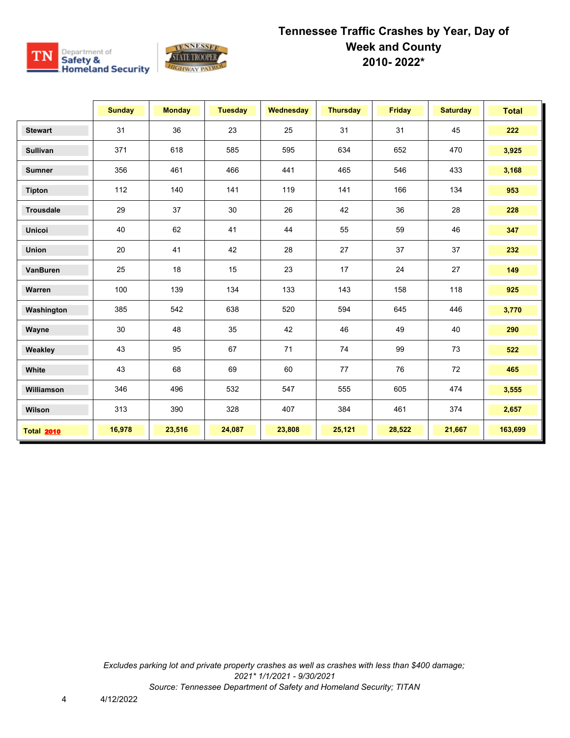# Tennessee Traffic Crashes by Year, Day of Week and County 2010- 2022*

| | Sunday | Monday | Tuesday | Wednesday | Thursday | Friday | Saturday | Total |
|---|---|---|---|---|---|---|---|---|
| Stewart | 31 | 36 | 23 | 25 | 31 | 31 | 45 | 222 |
| Sullivan | 371 | 618 | 585 | 595 | 634 | 652 | 470 | 3,925 |
| Sumner | 356 | 461 | 466 | 441 | 465 | 546 | 433 | 3,168 |
| Tipton | 112 | 140 | 141 | 119 | 141 | 166 | 134 | 953 |
| Trousdale | 29 | 37 | 30 | 26 | 42 | 36 | 28 | 228 |
| Unicoi | 40 | 62 | 41 | 44 | 55 | 59 | 46 | 347 |
| Union | 20 | 41 | 42 | 28 | 27 | 37 | 37 | 232 |
| VanBuren | 25 | 18 | 15 | 23 | 17 | 24 | 27 | 149 |
| Warren | 100 | 139 | 134 | 133 | 143 | 158 | 118 | 925 |
| Washington | 385 | 542 | 638 | 520 | 594 | 645 | 446 | 3,770 |
| Wayne | 30 | 48 | 35 | 42 | 46 | 49 | 40 | 290 |
| Weakley | 43 | 95 | 67 | 71 | 74 | 99 | 73 | 522 |
| White | 43 | 68 | 69 | 60 | 77 | 76 | 72 | 465 |
| Williamson | 346 | 496 | 532 | 547 | 555 | 605 | 474 | 3,555 |
| Wilson | 313 | 390 | 328 | 407 | 384 | 461 | 374 | 2,657 |
| Total 2010 | 16,978 | 23,516 | 24,087 | 23,808 | 25,121 | 28,522 | 21,667 | 163,699 |

*Excludes parking lot and private property crashes as well as crashes with less than $400 damage;*
*2021* 1/1/2021 - 9/30/2021*
*Source: Tennessee Department of Safety and Homeland Security; TITAN*

4/12/2022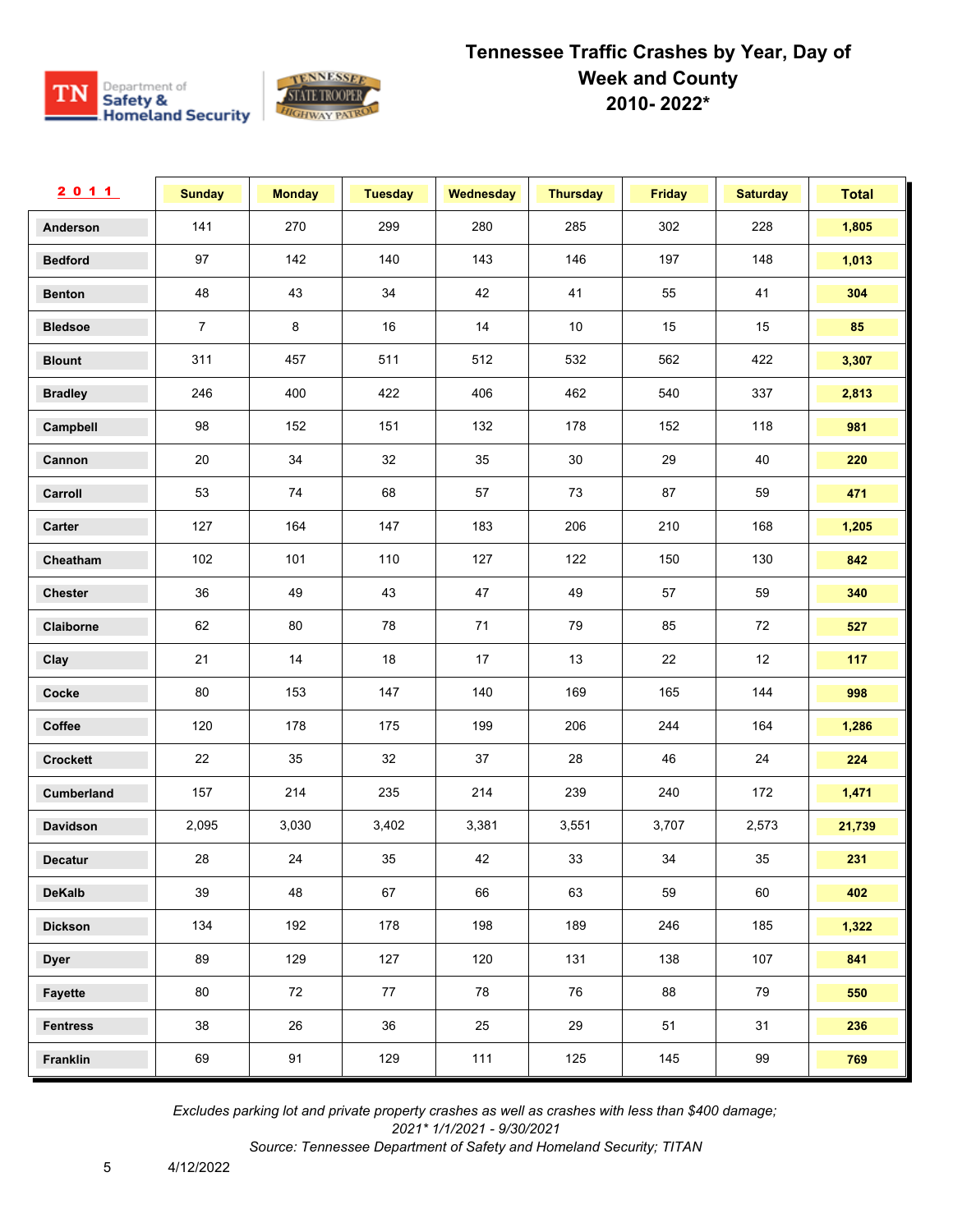# Tennessee Traffic Crashes by Year, Day of Week and County 2010- 2022*

| 2011 | Sunday | Monday | Tuesday | Wednesday | Thursday | Friday | Saturday | Total |
|---|---|---|---|---|---|---|---|---|
| Anderson | 141 | 270 | 299 | 280 | 285 | 302 | 228 | 1,805 |
| Bedford | 97 | 142 | 140 | 143 | 146 | 197 | 148 | 1,013 |
| Benton | 48 | 43 | 34 | 42 | 41 | 55 | 41 | 304 |
| Bledsoe | 7 | 8 | 16 | 14 | 10 | 15 | 15 | 85 |
| Blount | 311 | 457 | 511 | 512 | 532 | 562 | 422 | 3,307 |
| Bradley | 246 | 400 | 422 | 406 | 462 | 540 | 337 | 2,813 |
| Campbell | 98 | 152 | 151 | 132 | 178 | 152 | 118 | 981 |
| Cannon | 20 | 34 | 32 | 35 | 30 | 29 | 40 | 220 |
| Carroll | 53 | 74 | 68 | 57 | 73 | 87 | 59 | 471 |
| Carter | 127 | 164 | 147 | 183 | 206 | 210 | 168 | 1,205 |
| Cheatham | 102 | 101 | 110 | 127 | 122 | 150 | 130 | 842 |
| Chester | 36 | 49 | 43 | 47 | 49 | 57 | 59 | 340 |
| Claiborne | 62 | 80 | 78 | 71 | 79 | 85 | 72 | 527 |
| Clay | 21 | 14 | 18 | 17 | 13 | 22 | 12 | 117 |
| Cocke | 80 | 153 | 147 | 140 | 169 | 165 | 144 | 998 |
| Coffee | 120 | 178 | 175 | 199 | 206 | 244 | 164 | 1,286 |
| Crockett | 22 | 35 | 32 | 37 | 28 | 46 | 24 | 224 |
| Cumberland | 157 | 214 | 235 | 214 | 239 | 240 | 172 | 1,471 |
| Davidson | 2,095 | 3,030 | 3,402 | 3,381 | 3,551 | 3,707 | 2,573 | 21,739 |
| Decatur | 28 | 24 | 35 | 42 | 33 | 34 | 35 | 231 |
| DeKalb | 39 | 48 | 67 | 66 | 63 | 59 | 60 | 402 |
| Dickson | 134 | 192 | 178 | 198 | 189 | 246 | 185 | 1,322 |
| Dyer | 89 | 129 | 127 | 120 | 131 | 138 | 107 | 841 |
| Fayette | 80 | 72 | 77 | 78 | 76 | 88 | 79 | 550 |
| Fentress | 38 | 26 | 36 | 25 | 29 | 51 | 31 | 236 |
| Franklin | 69 | 91 | 129 | 111 | 125 | 145 | 99 | 769 |

*Excludes parking lot and private property crashes as well as crashes with less than $400 damage; 2021* 1/1/2021 - 9/30/2021*

*Source: Tennessee Department of Safety and Homeland Security; TITAN*

4/12/2022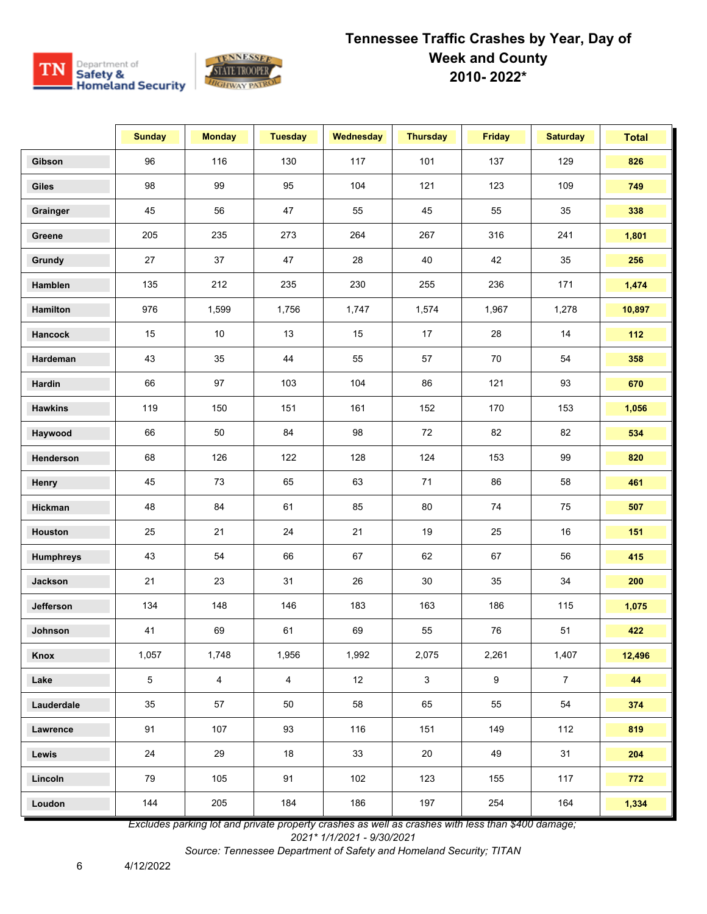# Tennessee Traffic Crashes by Year, Day of Week and County

## 2010- 2022*

| | Sunday | Monday | Tuesday | Wednesday | Thursday | Friday | Saturday | Total |
|---|---|---|---|---|---|---|---|---|
| Gibson | 96 | 116 | 130 | 117 | 101 | 137 | 129 | **826** |
| Giles | 98 | 99 | 95 | 104 | 121 | 123 | 109 | **749** |
| Grainger | 45 | 56 | 47 | 55 | 45 | 55 | 35 | **338** |
| Greene | 205 | 235 | 273 | 264 | 267 | 316 | 241 | **1,801** |
| Grundy | 27 | 37 | 47 | 28 | 40 | 42 | 35 | **256** |
| Hamblen | 135 | 212 | 235 | 230 | 255 | 236 | 171 | **1,474** |
| Hamilton | 976 | 1,599 | 1,756 | 1,747 | 1,574 | 1,967 | 1,278 | **10,897** |
| Hancock | 15 | 10 | 13 | 15 | 17 | 28 | 14 | **112** |
| Hardeman | 43 | 35 | 44 | 55 | 57 | 70 | 54 | **358** |
| Hardin | 66 | 97 | 103 | 104 | 86 | 121 | 93 | **670** |
| Hawkins | 119 | 150 | 151 | 161 | 152 | 170 | 153 | **1,056** |
| Haywood | 66 | 50 | 84 | 98 | 72 | 82 | 82 | **534** |
| Henderson | 68 | 126 | 122 | 128 | 124 | 153 | 99 | **820** |
| Henry | 45 | 73 | 65 | 63 | 71 | 86 | 58 | **461** |
| Hickman | 48 | 84 | 61 | 85 | 80 | 74 | 75 | **507** |
| Houston | 25 | 21 | 24 | 21 | 19 | 25 | 16 | **151** |
| Humphreys | 43 | 54 | 66 | 67 | 62 | 67 | 56 | **415** |
| Jackson | 21 | 23 | 31 | 26 | 30 | 35 | 34 | **200** |
| Jefferson | 134 | 148 | 146 | 183 | 163 | 186 | 115 | **1,075** |
| Johnson | 41 | 69 | 61 | 69 | 55 | 76 | 51 | **422** |
| Knox | 1,057 | 1,748 | 1,956 | 1,992 | 2,075 | 2,261 | 1,407 | **12,496** |
| Lake | 5 | 4 | 4 | 12 | 3 | 9 | 7 | **44** |
| Lauderdale | 35 | 57 | 50 | 58 | 65 | 55 | 54 | **374** |
| Lawrence | 91 | 107 | 93 | 116 | 151 | 149 | 112 | **819** |
| Lewis | 24 | 29 | 18 | 33 | 20 | 49 | 31 | **204** |
| Lincoln | 79 | 105 | 91 | 102 | 123 | 155 | 117 | **772** |
| Loudon | 144 | 205 | 184 | 186 | 197 | 254 | 164 | **1,334** |

*Excludes parking lot and private property crashes as well as crashes with less than $400 damage; 2021* 1/1/2021 - 9/30/2021*

*Source: Tennessee Department of Safety and Homeland Security; TITAN*

4/12/2022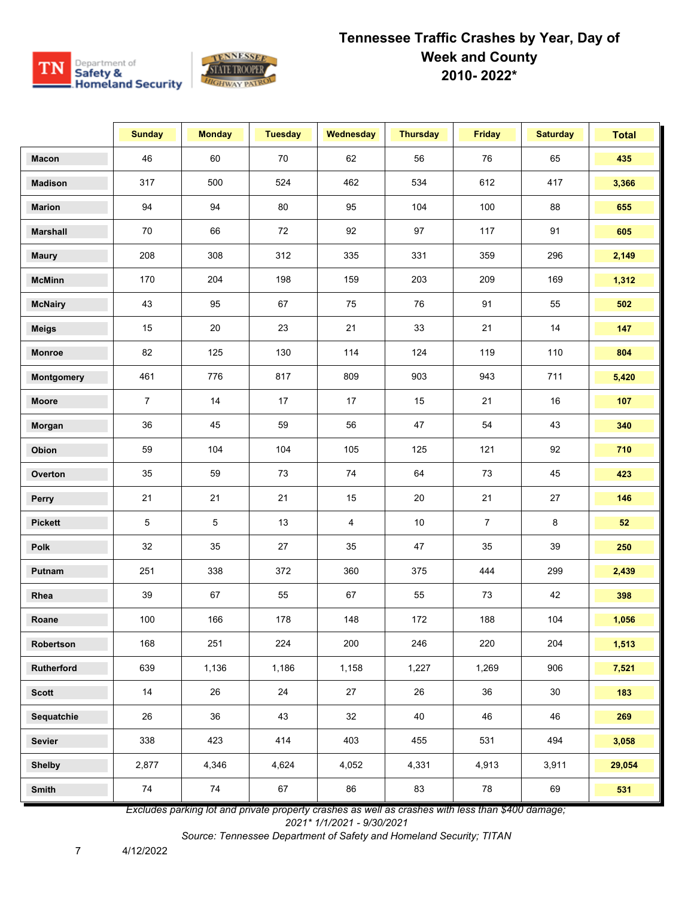# Tennessee Traffic Crashes by Year, Day of Week and County 2010- 2022*

| | Sunday | Monday | Tuesday | Wednesday | Thursday | Friday | Saturday | Total |
|---|---|---|---|---|---|---|---|---|
| **Macon** | 46 | 60 | 70 | 62 | 56 | 76 | 65 | **435** |
| **Madison** | 317 | 500 | 524 | 462 | 534 | 612 | 417 | **3,366** |
| **Marion** | 94 | 94 | 80 | 95 | 104 | 100 | 88 | **655** |
| **Marshall** | 70 | 66 | 72 | 92 | 97 | 117 | 91 | **605** |
| **Maury** | 208 | 308 | 312 | 335 | 331 | 359 | 296 | **2,149** |
| **McMinn** | 170 | 204 | 198 | 159 | 203 | 209 | 169 | **1,312** |
| **McNairy** | 43 | 95 | 67 | 75 | 76 | 91 | 55 | **502** |
| **Meigs** | 15 | 20 | 23 | 21 | 33 | 21 | 14 | **147** |
| **Monroe** | 82 | 125 | 130 | 114 | 124 | 119 | 110 | **804** |
| **Montgomery** | 461 | 776 | 817 | 809 | 903 | 943 | 711 | **5,420** |
| **Moore** | 7 | 14 | 17 | 17 | 15 | 21 | 16 | **107** |
| **Morgan** | 36 | 45 | 59 | 56 | 47 | 54 | 43 | **340** |
| **Obion** | 59 | 104 | 104 | 105 | 125 | 121 | 92 | **710** |
| **Overton** | 35 | 59 | 73 | 74 | 64 | 73 | 45 | **423** |
| **Perry** | 21 | 21 | 21 | 15 | 20 | 21 | 27 | **146** |
| **Pickett** | 5 | 5 | 13 | 4 | 10 | 7 | 8 | **52** |
| **Polk** | 32 | 35 | 27 | 35 | 47 | 35 | 39 | **250** |
| **Putnam** | 251 | 338 | 372 | 360 | 375 | 444 | 299 | **2,439** |
| **Rhea** | 39 | 67 | 55 | 67 | 55 | 73 | 42 | **398** |
| **Roane** | 100 | 166 | 178 | 148 | 172 | 188 | 104 | **1,056** |
| **Robertson** | 168 | 251 | 224 | 200 | 246 | 220 | 204 | **1,513** |
| **Rutherford** | 639 | 1,136 | 1,186 | 1,158 | 1,227 | 1,269 | 906 | **7,521** |
| **Scott** | 14 | 26 | 24 | 27 | 26 | 36 | 30 | **183** |
| **Sequatchie** | 26 | 36 | 43 | 32 | 40 | 46 | 46 | **269** |
| **Sevier** | 338 | 423 | 414 | 403 | 455 | 531 | 494 | **3,058** |
| **Shelby** | 2,877 | 4,346 | 4,624 | 4,052 | 4,331 | 4,913 | 3,911 | **29,054** |
| **Smith** | 74 | 74 | 67 | 86 | 83 | 78 | 69 | **531** |

*Excludes parking lot and private property crashes as well as crashes with less than $400 damage;*
*2021* 1/1/2021 - 9/30/2021*
*Source: Tennessee Department of Safety and Homeland Security; TITAN*

4/12/2022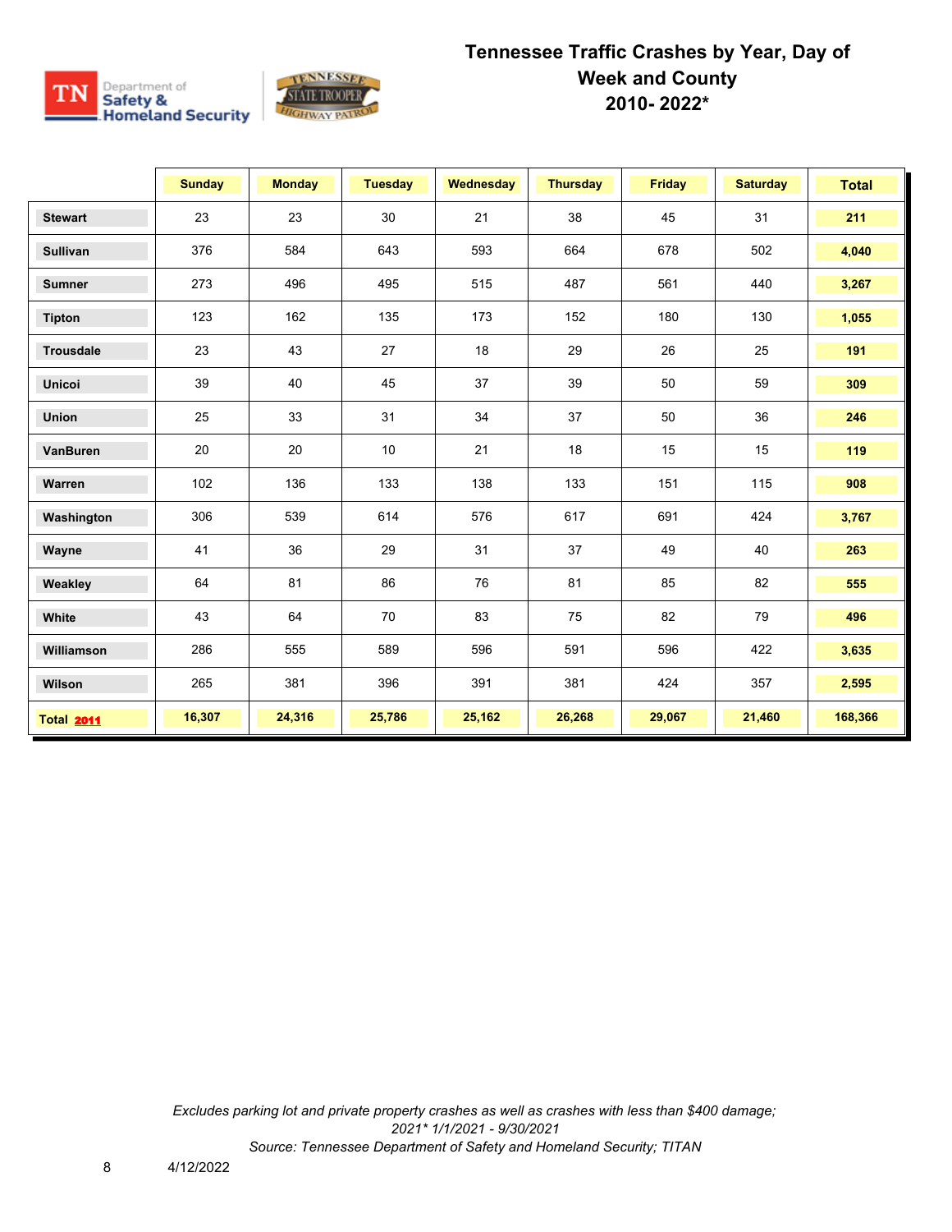# Tennessee Traffic Crashes by Year, Day of Week and County 2010- 2022*

| | Sunday | Monday | Tuesday | Wednesday | Thursday | Friday | Saturday | Total |
|---|---|---|---|---|---|---|---|---|
| **Stewart** | 23 | 23 | 30 | 21 | 38 | 45 | 31 | **211** |
| **Sullivan** | 376 | 584 | 643 | 593 | 664 | 678 | 502 | **4,040** |
| **Sumner** | 273 | 496 | 495 | 515 | 487 | 561 | 440 | **3,267** |
| **Tipton** | 123 | 162 | 135 | 173 | 152 | 180 | 130 | **1,055** |
| **Trousdale** | 23 | 43 | 27 | 18 | 29 | 26 | 25 | **191** |
| **Unicoi** | 39 | 40 | 45 | 37 | 39 | 50 | 59 | **309** |
| **Union** | 25 | 33 | 31 | 34 | 37 | 50 | 36 | **246** |
| **VanBuren** | 20 | 20 | 10 | 21 | 18 | 15 | 15 | **119** |
| **Warren** | 102 | 136 | 133 | 138 | 133 | 151 | 115 | **908** |
| **Washington** | 306 | 539 | 614 | 576 | 617 | 691 | 424 | **3,767** |
| **Wayne** | 41 | 36 | 29 | 31 | 37 | 49 | 40 | **263** |
| **Weakley** | 64 | 81 | 86 | 76 | 81 | 85 | 82 | **555** |
| **White** | 43 | 64 | 70 | 83 | 75 | 82 | 79 | **496** |
| **Williamson** | 286 | 555 | 589 | 596 | 591 | 596 | 422 | **3,635** |
| **Wilson** | 265 | 381 | 396 | 391 | 381 | 424 | 357 | **2,595** |
| **Total 2011** | **16,307** | **24,316** | **25,786** | **25,162** | **26,268** | **29,067** | **21,460** | **168,366** |

*Excludes parking lot and private property crashes as well as crashes with less than $400 damage; 2021* 1/1/2021 - 9/30/2021*

*Source: Tennessee Department of Safety and Homeland Security; TITAN*

4/12/2022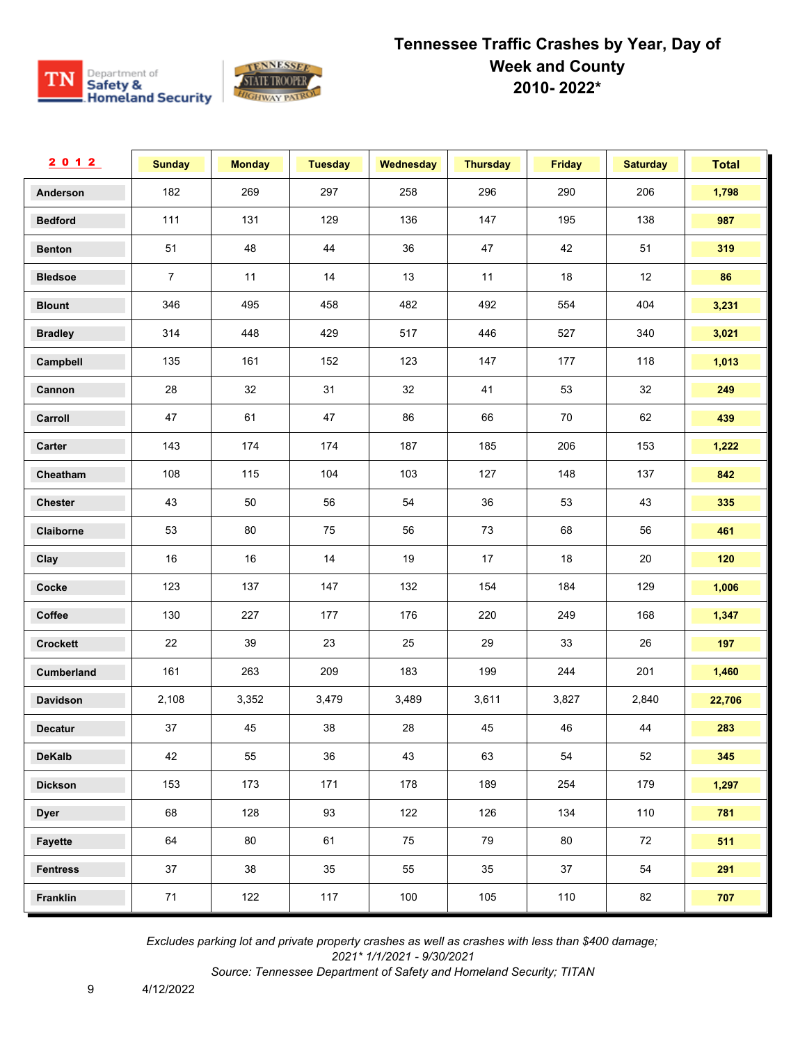# Tennessee Traffic Crashes by Year, Day of Week and County 2010- 2022*

| 2012 | Sunday | Monday | Tuesday | Wednesday | Thursday | Friday | Saturday | Total |
|---|---|---|---|---|---|---|---|---|
| Anderson | 182 | 269 | 297 | 258 | 296 | 290 | 206 | **1,798** |
| Bedford | 111 | 131 | 129 | 136 | 147 | 195 | 138 | **987** |
| Benton | 51 | 48 | 44 | 36 | 47 | 42 | 51 | **319** |
| Bledsoe | 7 | 11 | 14 | 13 | 11 | 18 | 12 | **86** |
| Blount | 346 | 495 | 458 | 482 | 492 | 554 | 404 | **3,231** |
| Bradley | 314 | 448 | 429 | 517 | 446 | 527 | 340 | **3,021** |
| Campbell | 135 | 161 | 152 | 123 | 147 | 177 | 118 | **1,013** |
| Cannon | 28 | 32 | 31 | 32 | 41 | 53 | 32 | **249** |
| Carroll | 47 | 61 | 47 | 86 | 66 | 70 | 62 | **439** |
| Carter | 143 | 174 | 174 | 187 | 185 | 206 | 153 | **1,222** |
| Cheatham | 108 | 115 | 104 | 103 | 127 | 148 | 137 | **842** |
| Chester | 43 | 50 | 56 | 54 | 36 | 53 | 43 | **335** |
| Claiborne | 53 | 80 | 75 | 56 | 73 | 68 | 56 | **461** |
| Clay | 16 | 16 | 14 | 19 | 17 | 18 | 20 | **120** |
| Cocke | 123 | 137 | 147 | 132 | 154 | 184 | 129 | **1,006** |
| Coffee | 130 | 227 | 177 | 176 | 220 | 249 | 168 | **1,347** |
| Crockett | 22 | 39 | 23 | 25 | 29 | 33 | 26 | **197** |
| Cumberland | 161 | 263 | 209 | 183 | 199 | 244 | 201 | **1,460** |
| Davidson | 2,108 | 3,352 | 3,479 | 3,489 | 3,611 | 3,827 | 2,840 | **22,706** |
| Decatur | 37 | 45 | 38 | 28 | 45 | 46 | 44 | **283** |
| DeKalb | 42 | 55 | 36 | 43 | 63 | 54 | 52 | **345** |
| Dickson | 153 | 173 | 171 | 178 | 189 | 254 | 179 | **1,297** |
| Dyer | 68 | 128 | 93 | 122 | 126 | 134 | 110 | **781** |
| Fayette | 64 | 80 | 61 | 75 | 79 | 80 | 72 | **511** |
| Fentress | 37 | 38 | 35 | 55 | 35 | 37 | 54 | **291** |
| Franklin | 71 | 122 | 117 | 100 | 105 | 110 | 82 | **707** |

*Excludes parking lot and private property crashes as well as crashes with less than $400 damage;*
*2021* 1/1/2021 - 9/30/2021*
*Source: Tennessee Department of Safety and Homeland Security; TITAN*

4/12/2022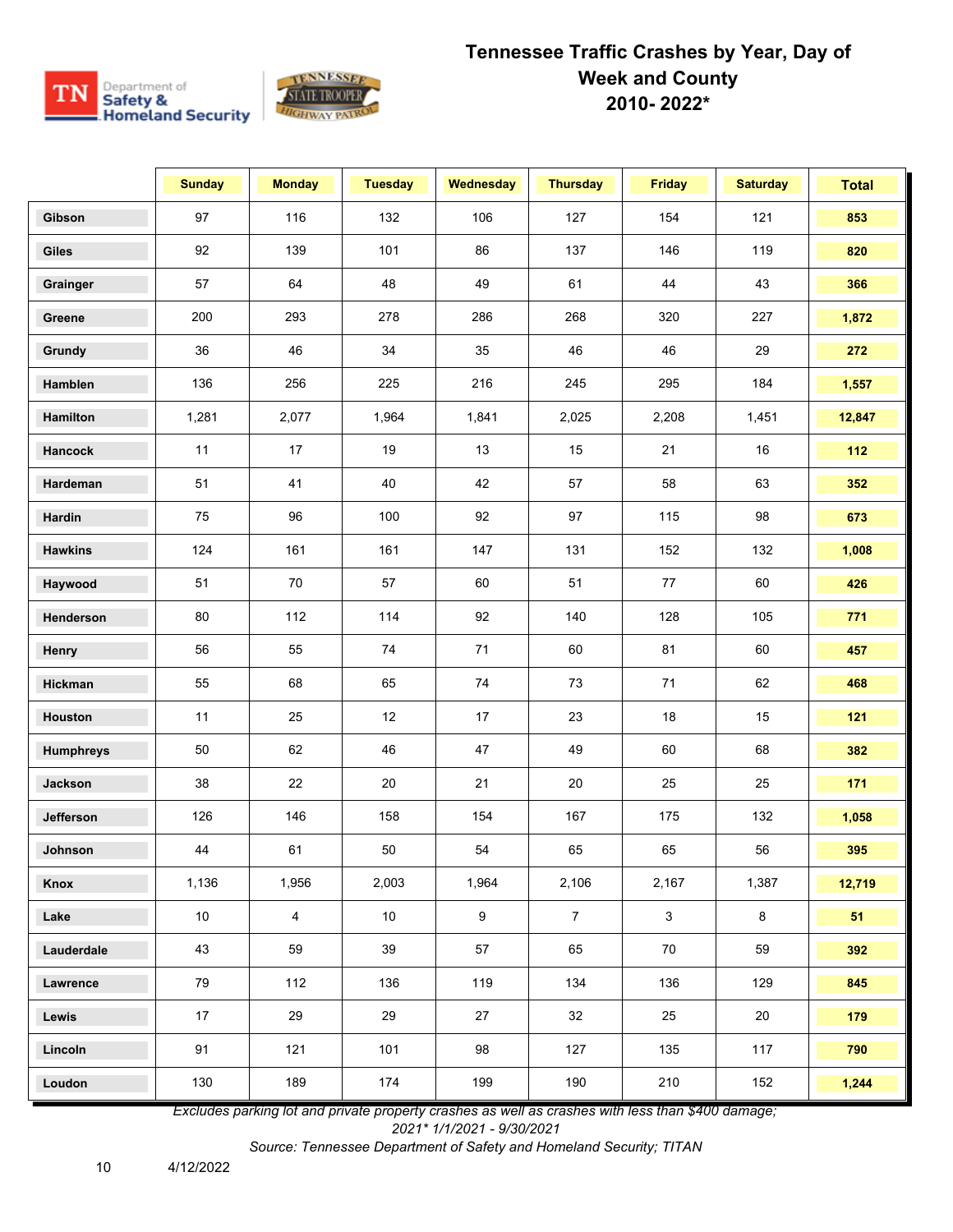# Tennessee Traffic Crashes by Year, Day of Week and County 2010- 2022*

| | Sunday | Monday | Tuesday | Wednesday | Thursday | Friday | Saturday | Total |
|---|---|---|---|---|---|---|---|---|
| Gibson | 97 | 116 | 132 | 106 | 127 | 154 | 121 | 853 |
| Giles | 92 | 139 | 101 | 86 | 137 | 146 | 119 | 820 |
| Grainger | 57 | 64 | 48 | 49 | 61 | 44 | 43 | 366 |
| Greene | 200 | 293 | 278 | 286 | 268 | 320 | 227 | 1,872 |
| Grundy | 36 | 46 | 34 | 35 | 46 | 46 | 29 | 272 |
| Hamblen | 136 | 256 | 225 | 216 | 245 | 295 | 184 | 1,557 |
| Hamilton | 1,281 | 2,077 | 1,964 | 1,841 | 2,025 | 2,208 | 1,451 | 12,847 |
| Hancock | 11 | 17 | 19 | 13 | 15 | 21 | 16 | 112 |
| Hardeman | 51 | 41 | 40 | 42 | 57 | 58 | 63 | 352 |
| Hardin | 75 | 96 | 100 | 92 | 97 | 115 | 98 | 673 |
| Hawkins | 124 | 161 | 161 | 147 | 131 | 152 | 132 | 1,008 |
| Haywood | 51 | 70 | 57 | 60 | 51 | 77 | 60 | 426 |
| Henderson | 80 | 112 | 114 | 92 | 140 | 128 | 105 | 771 |
| Henry | 56 | 55 | 74 | 71 | 60 | 81 | 60 | 457 |
| Hickman | 55 | 68 | 65 | 74 | 73 | 71 | 62 | 468 |
| Houston | 11 | 25 | 12 | 17 | 23 | 18 | 15 | 121 |
| Humphreys | 50 | 62 | 46 | 47 | 49 | 60 | 68 | 382 |
| Jackson | 38 | 22 | 20 | 21 | 20 | 25 | 25 | 171 |
| Jefferson | 126 | 146 | 158 | 154 | 167 | 175 | 132 | 1,058 |
| Johnson | 44 | 61 | 50 | 54 | 65 | 65 | 56 | 395 |
| Knox | 1,136 | 1,956 | 2,003 | 1,964 | 2,106 | 2,167 | 1,387 | 12,719 |
| Lake | 10 | 4 | 10 | 9 | 7 | 3 | 8 | 51 |
| Lauderdale | 43 | 59 | 39 | 57 | 65 | 70 | 59 | 392 |
| Lawrence | 79 | 112 | 136 | 119 | 134 | 136 | 129 | 845 |
| Lewis | 17 | 29 | 29 | 27 | 32 | 25 | 20 | 179 |
| Lincoln | 91 | 121 | 101 | 98 | 127 | 135 | 117 | 790 |
| Loudon | 130 | 189 | 174 | 199 | 190 | 210 | 152 | 1,244 |

*Excludes parking lot and private property crashes as well as crashes with less than $400 damage; 2021* 1/1/2021 - 9/30/2021*

*Source: Tennessee Department of Safety and Homeland Security; TITAN*

4/12/2022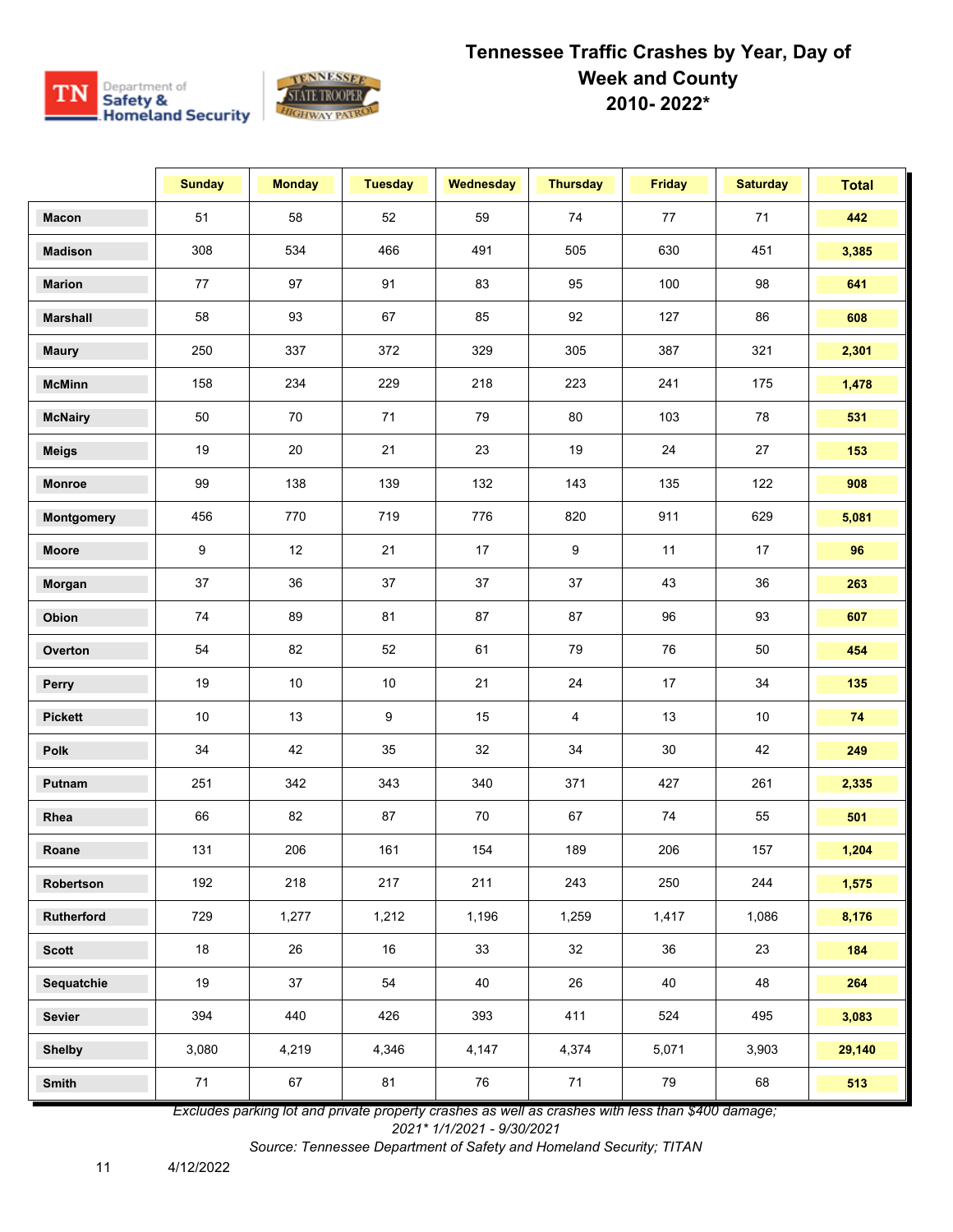# Tennessee Traffic Crashes by Year, Day of Week and County 2010- 2022*

| | Sunday | Monday | Tuesday | Wednesday | Thursday | Friday | Saturday | Total |
|---|---|---|---|---|---|---|---|---|
| Macon | 51 | 58 | 52 | 59 | 74 | 77 | 71 | 442 |
| Madison | 308 | 534 | 466 | 491 | 505 | 630 | 451 | 3,385 |
| Marion | 77 | 97 | 91 | 83 | 95 | 100 | 98 | 641 |
| Marshall | 58 | 93 | 67 | 85 | 92 | 127 | 86 | 608 |
| Maury | 250 | 337 | 372 | 329 | 305 | 387 | 321 | 2,301 |
| McMinn | 158 | 234 | 229 | 218 | 223 | 241 | 175 | 1,478 |
| McNairy | 50 | 70 | 71 | 79 | 80 | 103 | 78 | 531 |
| Meigs | 19 | 20 | 21 | 23 | 19 | 24 | 27 | 153 |
| Monroe | 99 | 138 | 139 | 132 | 143 | 135 | 122 | 908 |
| Montgomery | 456 | 770 | 719 | 776 | 820 | 911 | 629 | 5,081 |
| Moore | 9 | 12 | 21 | 17 | 9 | 11 | 17 | 96 |
| Morgan | 37 | 36 | 37 | 37 | 37 | 43 | 36 | 263 |
| Obion | 74 | 89 | 81 | 87 | 87 | 96 | 93 | 607 |
| Overton | 54 | 82 | 52 | 61 | 79 | 76 | 50 | 454 |
| Perry | 19 | 10 | 10 | 21 | 24 | 17 | 34 | 135 |
| Pickett | 10 | 13 | 9 | 15 | 4 | 13 | 10 | 74 |
| Polk | 34 | 42 | 35 | 32 | 34 | 30 | 42 | 249 |
| Putnam | 251 | 342 | 343 | 340 | 371 | 427 | 261 | 2,335 |
| Rhea | 66 | 82 | 87 | 70 | 67 | 74 | 55 | 501 |
| Roane | 131 | 206 | 161 | 154 | 189 | 206 | 157 | 1,204 |
| Robertson | 192 | 218 | 217 | 211 | 243 | 250 | 244 | 1,575 |
| Rutherford | 729 | 1,277 | 1,212 | 1,196 | 1,259 | 1,417 | 1,086 | 8,176 |
| Scott | 18 | 26 | 16 | 33 | 32 | 36 | 23 | 184 |
| Sequatchie | 19 | 37 | 54 | 40 | 26 | 40 | 48 | 264 |
| Sevier | 394 | 440 | 426 | 393 | 411 | 524 | 495 | 3,083 |
| Shelby | 3,080 | 4,219 | 4,346 | 4,147 | 4,374 | 5,071 | 3,903 | 29,140 |
| Smith | 71 | 67 | 81 | 76 | 71 | 79 | 68 | 513 |

*Excludes parking lot and private property crashes as well as crashes with less than $400 damage; 2021* 1/1/2021 - 9/30/2021*

*Source: Tennessee Department of Safety and Homeland Security; TITAN*

4/12/2022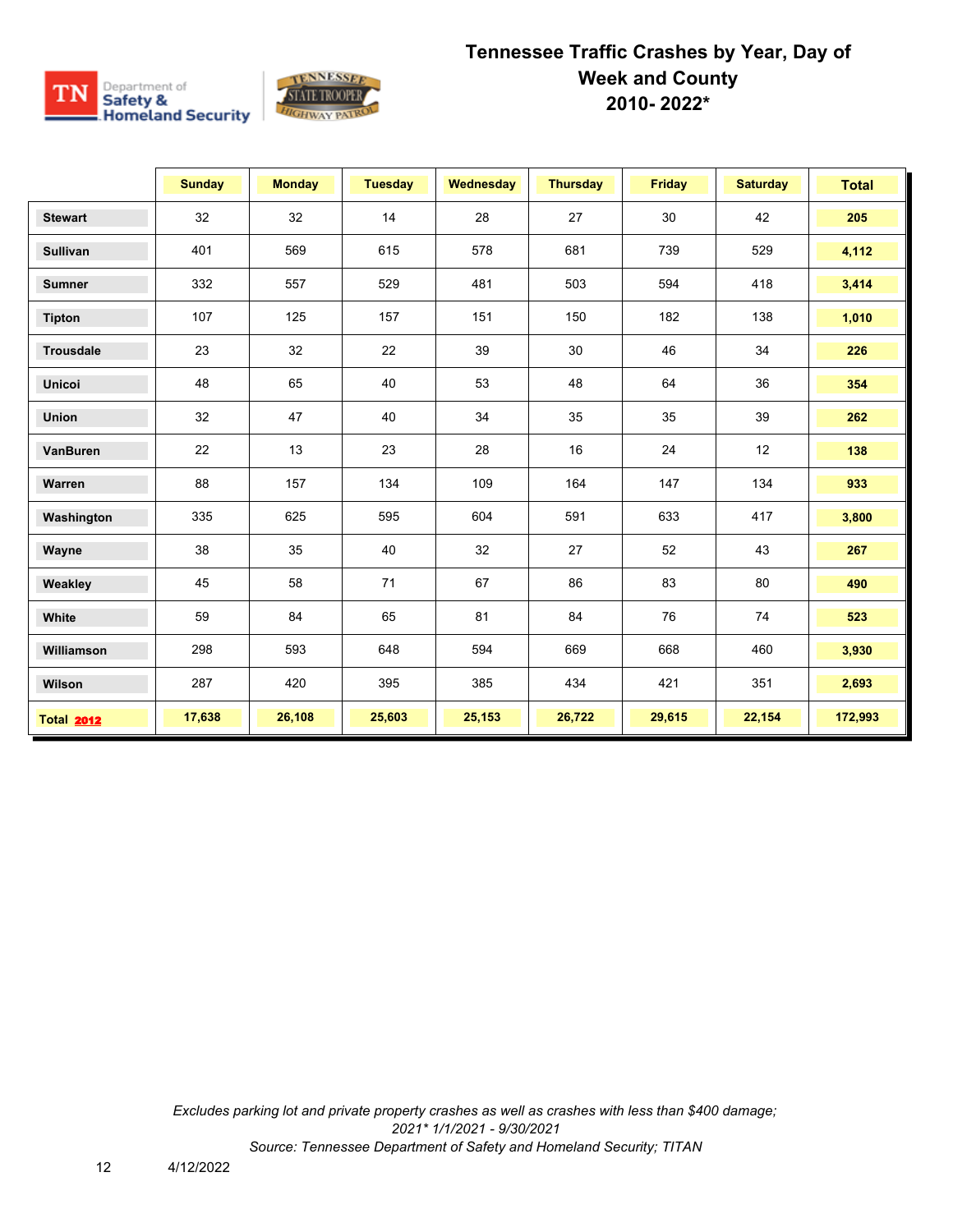# Tennessee Traffic Crashes by Year, Day of Week and County 2010- 2022*

| | Sunday | Monday | Tuesday | Wednesday | Thursday | Friday | Saturday | Total |
|---|---|---|---|---|---|---|---|---|
| **Stewart** | 32 | 32 | 14 | 28 | 27 | 30 | 42 | **205** |
| **Sullivan** | 401 | 569 | 615 | 578 | 681 | 739 | 529 | **4,112** |
| **Sumner** | 332 | 557 | 529 | 481 | 503 | 594 | 418 | **3,414** |
| **Tipton** | 107 | 125 | 157 | 151 | 150 | 182 | 138 | **1,010** |
| **Trousdale** | 23 | 32 | 22 | 39 | 30 | 46 | 34 | **226** |
| **Unicoi** | 48 | 65 | 40 | 53 | 48 | 64 | 36 | **354** |
| **Union** | 32 | 47 | 40 | 34 | 35 | 35 | 39 | **262** |
| **VanBuren** | 22 | 13 | 23 | 28 | 16 | 24 | 12 | **138** |
| **Warren** | 88 | 157 | 134 | 109 | 164 | 147 | 134 | **933** |
| **Washington** | 335 | 625 | 595 | 604 | 591 | 633 | 417 | **3,800** |
| **Wayne** | 38 | 35 | 40 | 32 | 27 | 52 | 43 | **267** |
| **Weakley** | 45 | 58 | 71 | 67 | 86 | 83 | 80 | **490** |
| **White** | 59 | 84 | 65 | 81 | 84 | 76 | 74 | **523** |
| **Williamson** | 298 | 593 | 648 | 594 | 669 | 668 | 460 | **3,930** |
| **Wilson** | 287 | 420 | 395 | 385 | 434 | 421 | 351 | **2,693** |
| **Total 2012** | **17,638** | **26,108** | **25,603** | **25,153** | **26,722** | **29,615** | **22,154** | **172,993** |

*Excludes parking lot and private property crashes as well as crashes with less than $400 damage;*
*2021* 1/1/2021 - 9/30/2021*
*Source: Tennessee Department of Safety and Homeland Security; TITAN*

4/12/2022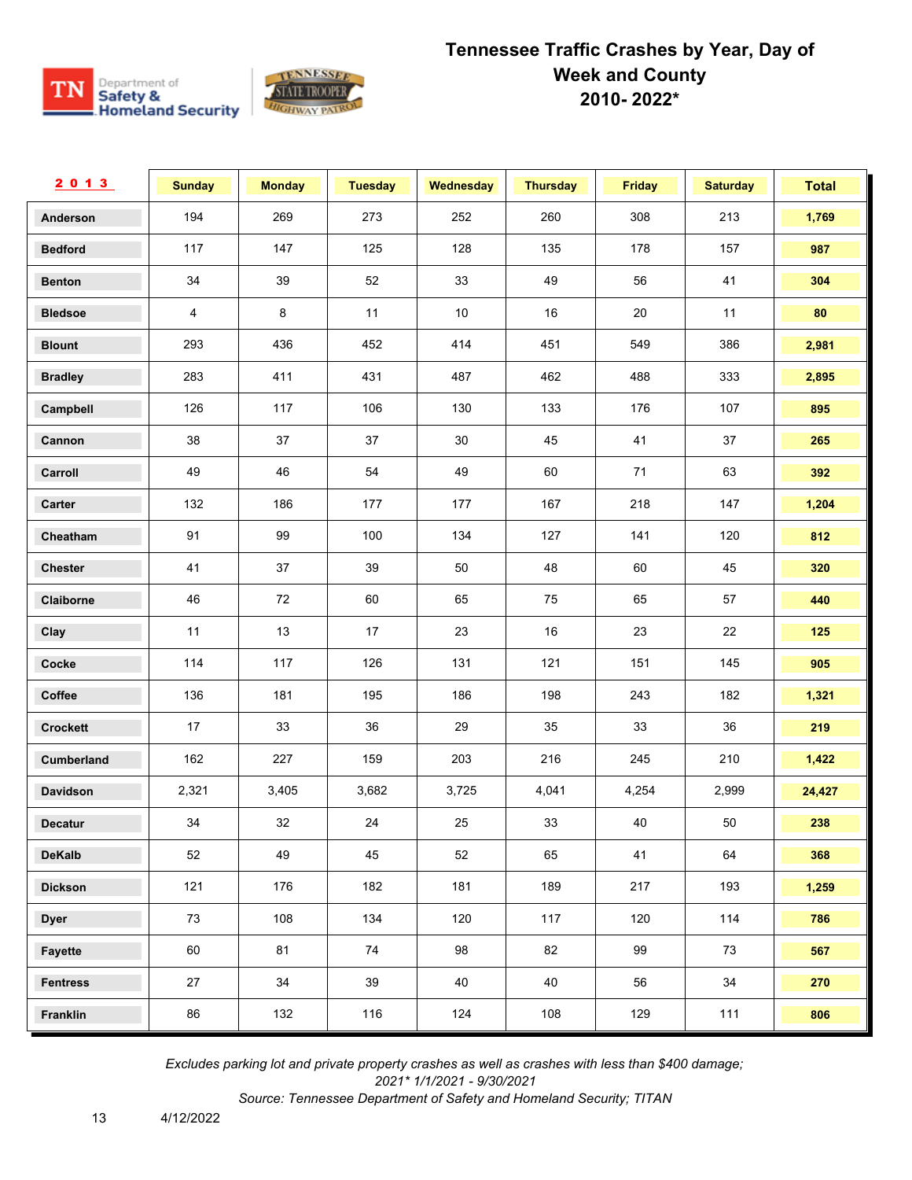# Tennessee Traffic Crashes by Year, Day of Week and County 2010- 2022*

| 2013 | Sunday | Monday | Tuesday | Wednesday | Thursday | Friday | Saturday | Total |
|---|---|---|---|---|---|---|---|---|
| Anderson | 194 | 269 | 273 | 252 | 260 | 308 | 213 | **1,769** |
| Bedford | 117 | 147 | 125 | 128 | 135 | 178 | 157 | **987** |
| Benton | 34 | 39 | 52 | 33 | 49 | 56 | 41 | **304** |
| Bledsoe | 4 | 8 | 11 | 10 | 16 | 20 | 11 | **80** |
| Blount | 293 | 436 | 452 | 414 | 451 | 549 | 386 | **2,981** |
| Bradley | 283 | 411 | 431 | 487 | 462 | 488 | 333 | **2,895** |
| Campbell | 126 | 117 | 106 | 130 | 133 | 176 | 107 | **895** |
| Cannon | 38 | 37 | 37 | 30 | 45 | 41 | 37 | **265** |
| Carroll | 49 | 46 | 54 | 49 | 60 | 71 | 63 | **392** |
| Carter | 132 | 186 | 177 | 177 | 167 | 218 | 147 | **1,204** |
| Cheatham | 91 | 99 | 100 | 134 | 127 | 141 | 120 | **812** |
| Chester | 41 | 37 | 39 | 50 | 48 | 60 | 45 | **320** |
| Claiborne | 46 | 72 | 60 | 65 | 75 | 65 | 57 | **440** |
| Clay | 11 | 13 | 17 | 23 | 16 | 23 | 22 | **125** |
| Cocke | 114 | 117 | 126 | 131 | 121 | 151 | 145 | **905** |
| Coffee | 136 | 181 | 195 | 186 | 198 | 243 | 182 | **1,321** |
| Crockett | 17 | 33 | 36 | 29 | 35 | 33 | 36 | **219** |
| Cumberland | 162 | 227 | 159 | 203 | 216 | 245 | 210 | **1,422** |
| Davidson | 2,321 | 3,405 | 3,682 | 3,725 | 4,041 | 4,254 | 2,999 | **24,427** |
| Decatur | 34 | 32 | 24 | 25 | 33 | 40 | 50 | **238** |
| DeKalb | 52 | 49 | 45 | 52 | 65 | 41 | 64 | **368** |
| Dickson | 121 | 176 | 182 | 181 | 189 | 217 | 193 | **1,259** |
| Dyer | 73 | 108 | 134 | 120 | 117 | 120 | 114 | **786** |
| Fayette | 60 | 81 | 74 | 98 | 82 | 99 | 73 | **567** |
| Fentress | 27 | 34 | 39 | 40 | 40 | 56 | 34 | **270** |
| Franklin | 86 | 132 | 116 | 124 | 108 | 129 | 111 | **806** |

*Excludes parking lot and private property crashes as well as crashes with less than $400 damage; 2021* 1/1/2021 - 9/30/2021*
*Source: Tennessee Department of Safety and Homeland Security; TITAN*

4/12/2022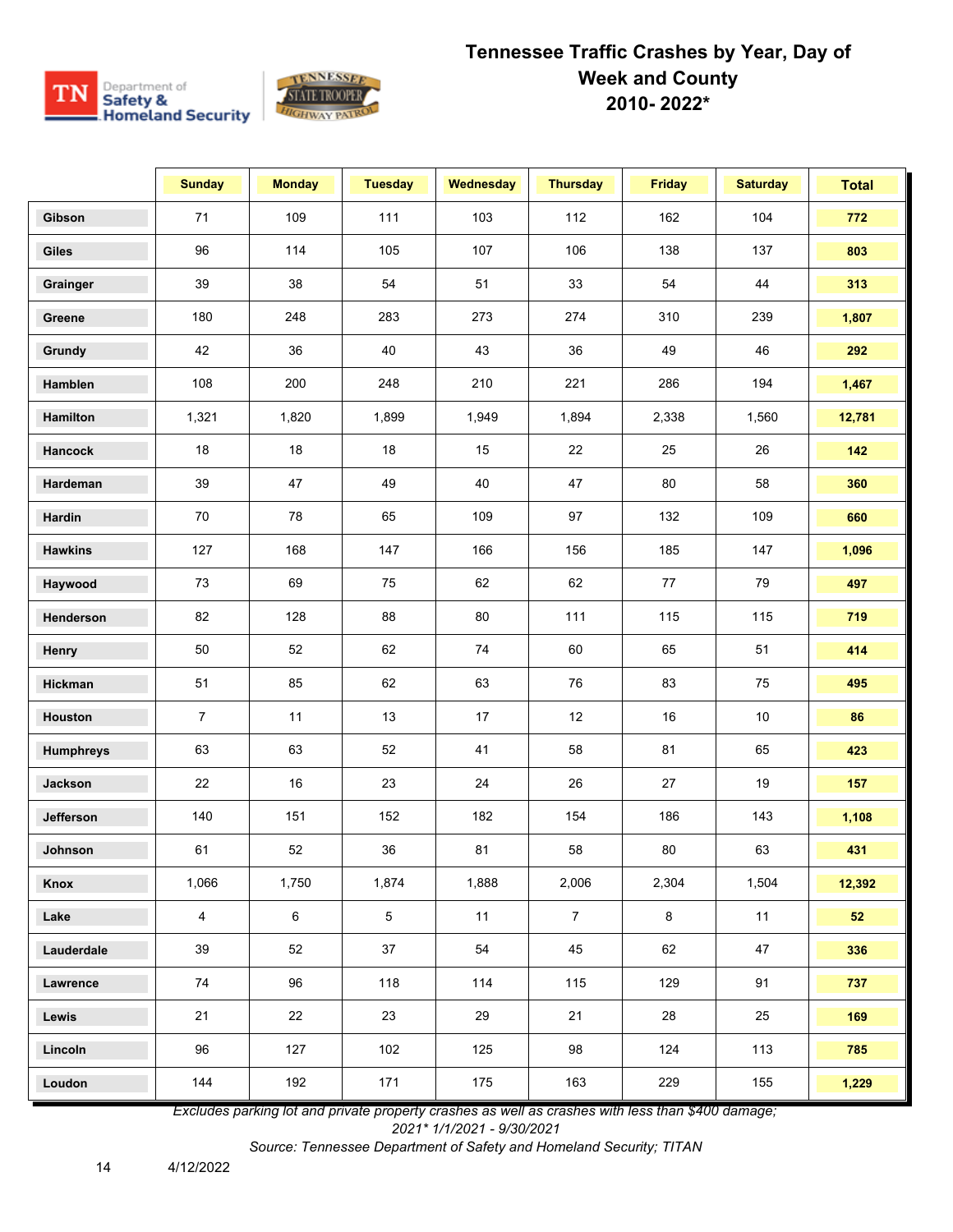# Tennessee Traffic Crashes by Year, Day of Week and County 2010- 2022*

| | Sunday | Monday | Tuesday | Wednesday | Thursday | Friday | Saturday | Total |
|---|---|---|---|---|---|---|---|---|
| Gibson | 71 | 109 | 111 | 103 | 112 | 162 | 104 | **772** |
| Giles | 96 | 114 | 105 | 107 | 106 | 138 | 137 | **803** |
| Grainger | 39 | 38 | 54 | 51 | 33 | 54 | 44 | **313** |
| Greene | 180 | 248 | 283 | 273 | 274 | 310 | 239 | **1,807** |
| Grundy | 42 | 36 | 40 | 43 | 36 | 49 | 46 | **292** |
| Hamblen | 108 | 200 | 248 | 210 | 221 | 286 | 194 | **1,467** |
| Hamilton | 1,321 | 1,820 | 1,899 | 1,949 | 1,894 | 2,338 | 1,560 | **12,781** |
| Hancock | 18 | 18 | 18 | 15 | 22 | 25 | 26 | **142** |
| Hardeman | 39 | 47 | 49 | 40 | 47 | 80 | 58 | **360** |
| Hardin | 70 | 78 | 65 | 109 | 97 | 132 | 109 | **660** |
| Hawkins | 127 | 168 | 147 | 166 | 156 | 185 | 147 | **1,096** |
| Haywood | 73 | 69 | 75 | 62 | 62 | 77 | 79 | **497** |
| Henderson | 82 | 128 | 88 | 80 | 111 | 115 | 115 | **719** |
| Henry | 50 | 52 | 62 | 74 | 60 | 65 | 51 | **414** |
| Hickman | 51 | 85 | 62 | 63 | 76 | 83 | 75 | **495** |
| Houston | 7 | 11 | 13 | 17 | 12 | 16 | 10 | **86** |
| Humphreys | 63 | 63 | 52 | 41 | 58 | 81 | 65 | **423** |
| Jackson | 22 | 16 | 23 | 24 | 26 | 27 | 19 | **157** |
| Jefferson | 140 | 151 | 152 | 182 | 154 | 186 | 143 | **1,108** |
| Johnson | 61 | 52 | 36 | 81 | 58 | 80 | 63 | **431** |
| Knox | 1,066 | 1,750 | 1,874 | 1,888 | 2,006 | 2,304 | 1,504 | **12,392** |
| Lake | 4 | 6 | 5 | 11 | 7 | 8 | 11 | **52** |
| Lauderdale | 39 | 52 | 37 | 54 | 45 | 62 | 47 | **336** |
| Lawrence | 74 | 96 | 118 | 114 | 115 | 129 | 91 | **737** |
| Lewis | 21 | 22 | 23 | 29 | 21 | 28 | 25 | **169** |
| Lincoln | 96 | 127 | 102 | 125 | 98 | 124 | 113 | **785** |
| Loudon | 144 | 192 | 171 | 175 | 163 | 229 | 155 | **1,229** |

*Excludes parking lot and private property crashes as well as crashes with less than $400 damage; 2021* 1/1/2021 - 9/30/2021*

*Source: Tennessee Department of Safety and Homeland Security; TITAN*

4/12/2022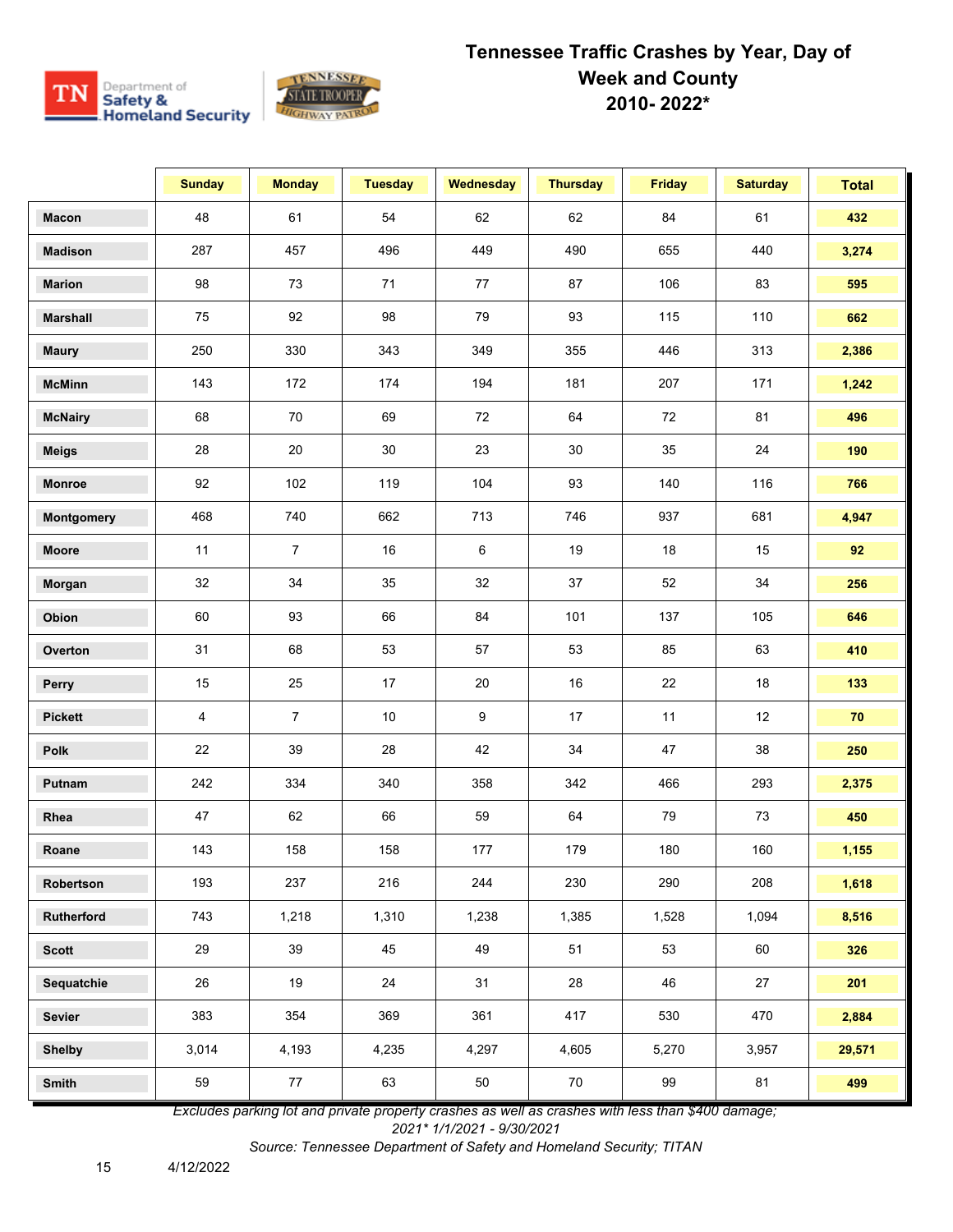# Tennessee Traffic Crashes by Year, Day of Week and County 2010- 2022*

| | Sunday | Monday | Tuesday | Wednesday | Thursday | Friday | Saturday | Total |
|---|---|---|---|---|---|---|---|---|
| **Macon** | 48 | 61 | 54 | 62 | 62 | 84 | 61 | **432** |
| **Madison** | 287 | 457 | 496 | 449 | 490 | 655 | 440 | **3,274** |
| **Marion** | 98 | 73 | 71 | 77 | 87 | 106 | 83 | **595** |
| **Marshall** | 75 | 92 | 98 | 79 | 93 | 115 | 110 | **662** |
| **Maury** | 250 | 330 | 343 | 349 | 355 | 446 | 313 | **2,386** |
| **McMinn** | 143 | 172 | 174 | 194 | 181 | 207 | 171 | **1,242** |
| **McNairy** | 68 | 70 | 69 | 72 | 64 | 72 | 81 | **496** |
| **Meigs** | 28 | 20 | 30 | 23 | 30 | 35 | 24 | **190** |
| **Monroe** | 92 | 102 | 119 | 104 | 93 | 140 | 116 | **766** |
| **Montgomery** | 468 | 740 | 662 | 713 | 746 | 937 | 681 | **4,947** |
| **Moore** | 11 | 7 | 16 | 6 | 19 | 18 | 15 | **92** |
| **Morgan** | 32 | 34 | 35 | 32 | 37 | 52 | 34 | **256** |
| **Obion** | 60 | 93 | 66 | 84 | 101 | 137 | 105 | **646** |
| **Overton** | 31 | 68 | 53 | 57 | 53 | 85 | 63 | **410** |
| **Perry** | 15 | 25 | 17 | 20 | 16 | 22 | 18 | **133** |
| **Pickett** | 4 | 7 | 10 | 9 | 17 | 11 | 12 | **70** |
| **Polk** | 22 | 39 | 28 | 42 | 34 | 47 | 38 | **250** |
| **Putnam** | 242 | 334 | 340 | 358 | 342 | 466 | 293 | **2,375** |
| **Rhea** | 47 | 62 | 66 | 59 | 64 | 79 | 73 | **450** |
| **Roane** | 143 | 158 | 158 | 177 | 179 | 180 | 160 | **1,155** |
| **Robertson** | 193 | 237 | 216 | 244 | 230 | 290 | 208 | **1,618** |
| **Rutherford** | 743 | 1,218 | 1,310 | 1,238 | 1,385 | 1,528 | 1,094 | **8,516** |
| **Scott** | 29 | 39 | 45 | 49 | 51 | 53 | 60 | **326** |
| **Sequatchie** | 26 | 19 | 24 | 31 | 28 | 46 | 27 | **201** |
| **Sevier** | 383 | 354 | 369 | 361 | 417 | 530 | 470 | **2,884** |
| **Shelby** | 3,014 | 4,193 | 4,235 | 4,297 | 4,605 | 5,270 | 3,957 | **29,571** |
| **Smith** | 59 | 77 | 63 | 50 | 70 | 99 | 81 | **499** |

*Excludes parking lot and private property crashes as well as crashes with less than $400 damage; 2021* 1/1/2021 - 9/30/2021*

*Source: Tennessee Department of Safety and Homeland Security; TITAN*

4/12/2022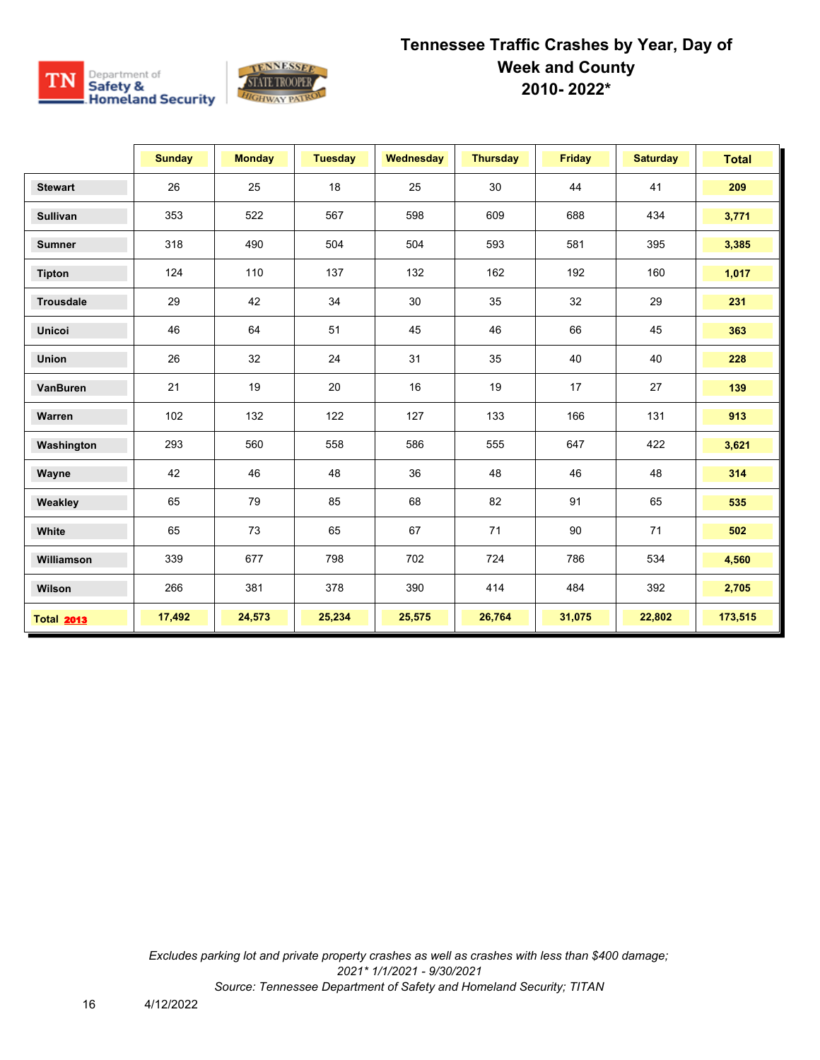# Tennessee Traffic Crashes by Year, Day of Week and County 2010- 2022*

| | Sunday | Monday | Tuesday | Wednesday | Thursday | Friday | Saturday | Total |
|---|---|---|---|---|---|---|---|---|
| **Stewart** | 26 | 25 | 18 | 25 | 30 | 44 | 41 | **209** |
| **Sullivan** | 353 | 522 | 567 | 598 | 609 | 688 | 434 | **3,771** |
| **Sumner** | 318 | 490 | 504 | 504 | 593 | 581 | 395 | **3,385** |
| **Tipton** | 124 | 110 | 137 | 132 | 162 | 192 | 160 | **1,017** |
| **Trousdale** | 29 | 42 | 34 | 30 | 35 | 32 | 29 | **231** |
| **Unicoi** | 46 | 64 | 51 | 45 | 46 | 66 | 45 | **363** |
| **Union** | 26 | 32 | 24 | 31 | 35 | 40 | 40 | **228** |
| **VanBuren** | 21 | 19 | 20 | 16 | 19 | 17 | 27 | **139** |
| **Warren** | 102 | 132 | 122 | 127 | 133 | 166 | 131 | **913** |
| **Washington** | 293 | 560 | 558 | 586 | 555 | 647 | 422 | **3,621** |
| **Wayne** | 42 | 46 | 48 | 36 | 48 | 46 | 48 | **314** |
| **Weakley** | 65 | 79 | 85 | 68 | 82 | 91 | 65 | **535** |
| **White** | 65 | 73 | 65 | 67 | 71 | 90 | 71 | **502** |
| **Williamson** | 339 | 677 | 798 | 702 | 724 | 786 | 534 | **4,560** |
| **Wilson** | 266 | 381 | 378 | 390 | 414 | 484 | 392 | **2,705** |
| **Total 2013** | **17,492** | **24,573** | **25,234** | **25,575** | **26,764** | **31,075** | **22,802** | **173,515** |

*Excludes parking lot and private property crashes as well as crashes with less than $400 damage; 2021* 1/1/2021 - 9/30/2021*

*Source: Tennessee Department of Safety and Homeland Security; TITAN*

4/12/2022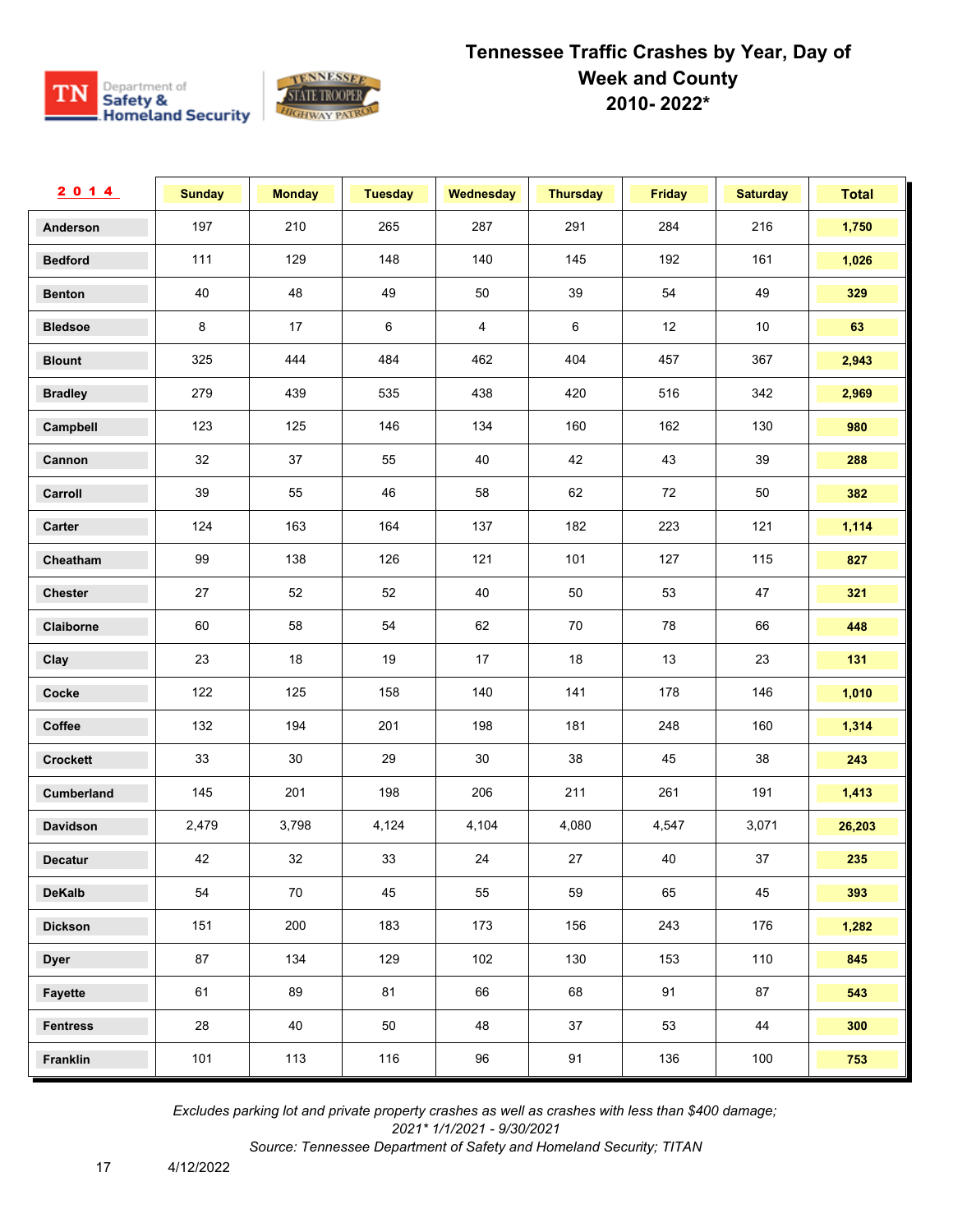# Tennessee Traffic Crashes by Year, Day of Week and County 2010- 2022*

| 2014 | Sunday | Monday | Tuesday | Wednesday | Thursday | Friday | Saturday | Total |
|---|---|---|---|---|---|---|---|---|
| Anderson | 197 | 210 | 265 | 287 | 291 | 284 | 216 | 1,750 |
| Bedford | 111 | 129 | 148 | 140 | 145 | 192 | 161 | 1,026 |
| Benton | 40 | 48 | 49 | 50 | 39 | 54 | 49 | 329 |
| Bledsoe | 8 | 17 | 6 | 4 | 6 | 12 | 10 | 63 |
| Blount | 325 | 444 | 484 | 462 | 404 | 457 | 367 | 2,943 |
| Bradley | 279 | 439 | 535 | 438 | 420 | 516 | 342 | 2,969 |
| Campbell | 123 | 125 | 146 | 134 | 160 | 162 | 130 | 980 |
| Cannon | 32 | 37 | 55 | 40 | 42 | 43 | 39 | 288 |
| Carroll | 39 | 55 | 46 | 58 | 62 | 72 | 50 | 382 |
| Carter | 124 | 163 | 164 | 137 | 182 | 223 | 121 | 1,114 |
| Cheatham | 99 | 138 | 126 | 121 | 101 | 127 | 115 | 827 |
| Chester | 27 | 52 | 52 | 40 | 50 | 53 | 47 | 321 |
| Claiborne | 60 | 58 | 54 | 62 | 70 | 78 | 66 | 448 |
| Clay | 23 | 18 | 19 | 17 | 18 | 13 | 23 | 131 |
| Cocke | 122 | 125 | 158 | 140 | 141 | 178 | 146 | 1,010 |
| Coffee | 132 | 194 | 201 | 198 | 181 | 248 | 160 | 1,314 |
| Crockett | 33 | 30 | 29 | 30 | 38 | 45 | 38 | 243 |
| Cumberland | 145 | 201 | 198 | 206 | 211 | 261 | 191 | 1,413 |
| Davidson | 2,479 | 3,798 | 4,124 | 4,104 | 4,080 | 4,547 | 3,071 | 26,203 |
| Decatur | 42 | 32 | 33 | 24 | 27 | 40 | 37 | 235 |
| DeKalb | 54 | 70 | 45 | 55 | 59 | 65 | 45 | 393 |
| Dickson | 151 | 200 | 183 | 173 | 156 | 243 | 176 | 1,282 |
| Dyer | 87 | 134 | 129 | 102 | 130 | 153 | 110 | 845 |
| Fayette | 61 | 89 | 81 | 66 | 68 | 91 | 87 | 543 |
| Fentress | 28 | 40 | 50 | 48 | 37 | 53 | 44 | 300 |
| Franklin | 101 | 113 | 116 | 96 | 91 | 136 | 100 | 753 |

*Excludes parking lot and private property crashes as well as crashes with less than $400 damage; 2021* 1/1/2021 - 9/30/2021*

*Source: Tennessee Department of Safety and Homeland Security; TITAN*

4/12/2022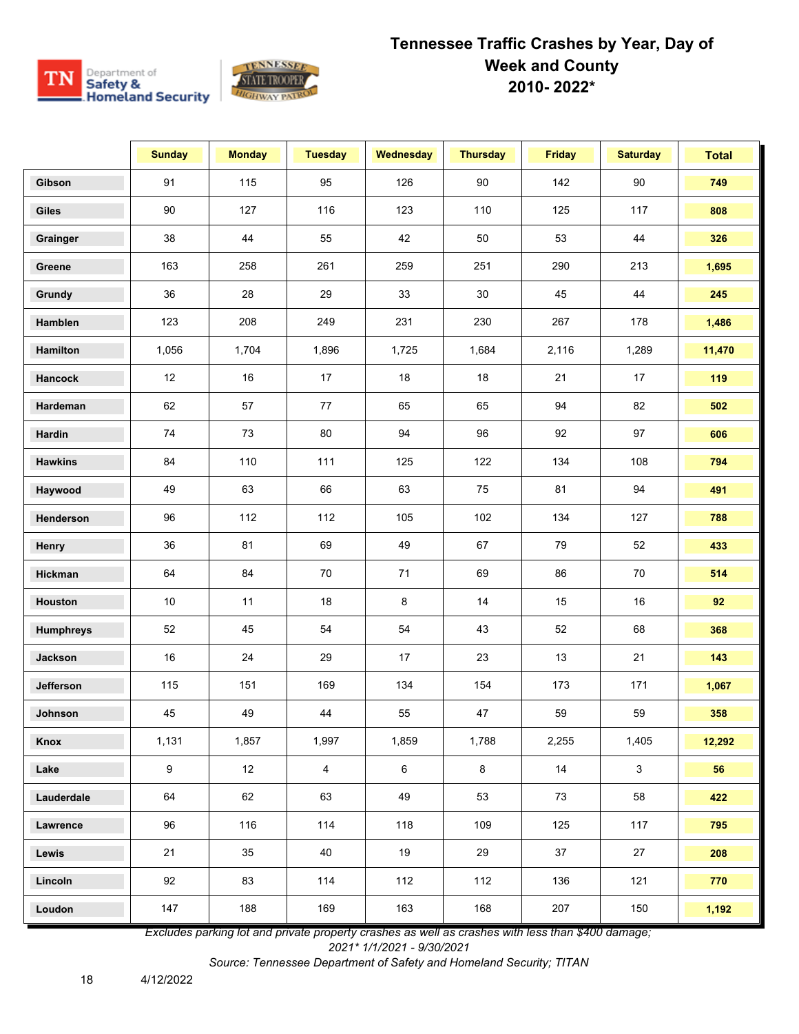# Tennessee Traffic Crashes by Year, Day of Week and County 2010- 2022*

| | Sunday | Monday | Tuesday | Wednesday | Thursday | Friday | Saturday | Total |
|---|---|---|---|---|---|---|---|---|
| Gibson | 91 | 115 | 95 | 126 | 90 | 142 | 90 | **749** |
| Giles | 90 | 127 | 116 | 123 | 110 | 125 | 117 | **808** |
| Grainger | 38 | 44 | 55 | 42 | 50 | 53 | 44 | **326** |
| Greene | 163 | 258 | 261 | 259 | 251 | 290 | 213 | **1,695** |
| Grundy | 36 | 28 | 29 | 33 | 30 | 45 | 44 | **245** |
| Hamblen | 123 | 208 | 249 | 231 | 230 | 267 | 178 | **1,486** |
| Hamilton | 1,056 | 1,704 | 1,896 | 1,725 | 1,684 | 2,116 | 1,289 | **11,470** |
| Hancock | 12 | 16 | 17 | 18 | 18 | 21 | 17 | **119** |
| Hardeman | 62 | 57 | 77 | 65 | 65 | 94 | 82 | **502** |
| Hardin | 74 | 73 | 80 | 94 | 96 | 92 | 97 | **606** |
| Hawkins | 84 | 110 | 111 | 125 | 122 | 134 | 108 | **794** |
| Haywood | 49 | 63 | 66 | 63 | 75 | 81 | 94 | **491** |
| Henderson | 96 | 112 | 112 | 105 | 102 | 134 | 127 | **788** |
| Henry | 36 | 81 | 69 | 49 | 67 | 79 | 52 | **433** |
| Hickman | 64 | 84 | 70 | 71 | 69 | 86 | 70 | **514** |
| Houston | 10 | 11 | 18 | 8 | 14 | 15 | 16 | **92** |
| Humphreys | 52 | 45 | 54 | 54 | 43 | 52 | 68 | **368** |
| Jackson | 16 | 24 | 29 | 17 | 23 | 13 | 21 | **143** |
| Jefferson | 115 | 151 | 169 | 134 | 154 | 173 | 171 | **1,067** |
| Johnson | 45 | 49 | 44 | 55 | 47 | 59 | 59 | **358** |
| Knox | 1,131 | 1,857 | 1,997 | 1,859 | 1,788 | 2,255 | 1,405 | **12,292** |
| Lake | 9 | 12 | 4 | 6 | 8 | 14 | 3 | **56** |
| Lauderdale | 64 | 62 | 63 | 49 | 53 | 73 | 58 | **422** |
| Lawrence | 96 | 116 | 114 | 118 | 109 | 125 | 117 | **795** |
| Lewis | 21 | 35 | 40 | 19 | 29 | 37 | 27 | **208** |
| Lincoln | 92 | 83 | 114 | 112 | 112 | 136 | 121 | **770** |
| Loudon | 147 | 188 | 169 | 163 | 168 | 207 | 150 | **1,192** |

*Excludes parking lot and private property crashes as well as crashes with less than $400 damage; 2021* 1/1/2021 - 9/30/2021*

*Source: Tennessee Department of Safety and Homeland Security; TITAN*

4/12/2022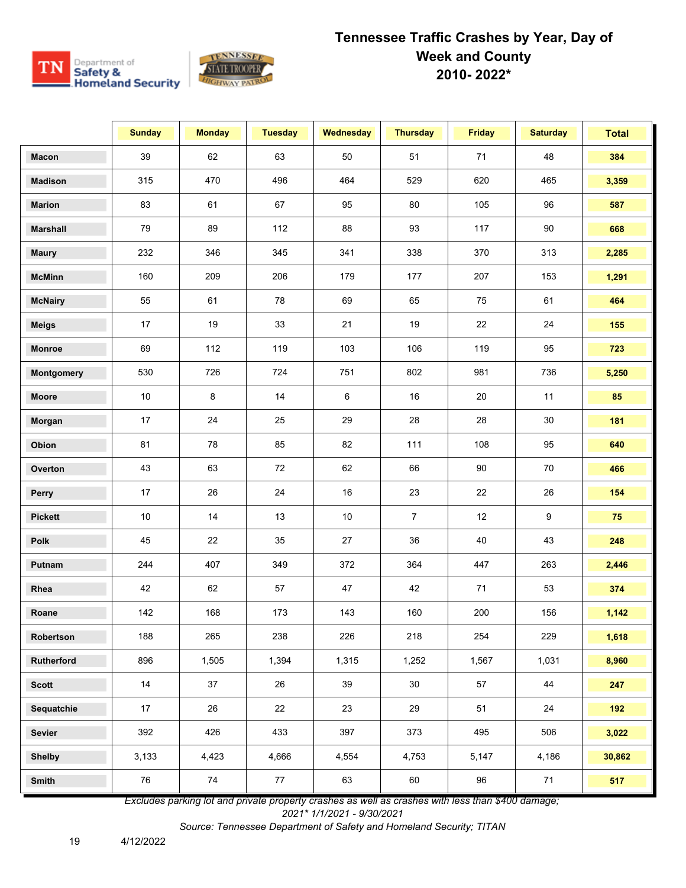# Tennessee Traffic Crashes by Year, Day of Week and County 2010- 2022*

| | Sunday | Monday | Tuesday | Wednesday | Thursday | Friday | Saturday | Total |
|---|---|---|---|---|---|---|---|---|
| Macon | 39 | 62 | 63 | 50 | 51 | 71 | 48 | 384 |
| Madison | 315 | 470 | 496 | 464 | 529 | 620 | 465 | 3,359 |
| Marion | 83 | 61 | 67 | 95 | 80 | 105 | 96 | 587 |
| Marshall | 79 | 89 | 112 | 88 | 93 | 117 | 90 | 668 |
| Maury | 232 | 346 | 345 | 341 | 338 | 370 | 313 | 2,285 |
| McMinn | 160 | 209 | 206 | 179 | 177 | 207 | 153 | 1,291 |
| McNairy | 55 | 61 | 78 | 69 | 65 | 75 | 61 | 464 |
| Meigs | 17 | 19 | 33 | 21 | 19 | 22 | 24 | 155 |
| Monroe | 69 | 112 | 119 | 103 | 106 | 119 | 95 | 723 |
| Montgomery | 530 | 726 | 724 | 751 | 802 | 981 | 736 | 5,250 |
| Moore | 10 | 8 | 14 | 6 | 16 | 20 | 11 | 85 |
| Morgan | 17 | 24 | 25 | 29 | 28 | 28 | 30 | 181 |
| Obion | 81 | 78 | 85 | 82 | 111 | 108 | 95 | 640 |
| Overton | 43 | 63 | 72 | 62 | 66 | 90 | 70 | 466 |
| Perry | 17 | 26 | 24 | 16 | 23 | 22 | 26 | 154 |
| Pickett | 10 | 14 | 13 | 10 | 7 | 12 | 9 | 75 |
| Polk | 45 | 22 | 35 | 27 | 36 | 40 | 43 | 248 |
| Putnam | 244 | 407 | 349 | 372 | 364 | 447 | 263 | 2,446 |
| Rhea | 42 | 62 | 57 | 47 | 42 | 71 | 53 | 374 |
| Roane | 142 | 168 | 173 | 143 | 160 | 200 | 156 | 1,142 |
| Robertson | 188 | 265 | 238 | 226 | 218 | 254 | 229 | 1,618 |
| Rutherford | 896 | 1,505 | 1,394 | 1,315 | 1,252 | 1,567 | 1,031 | 8,960 |
| Scott | 14 | 37 | 26 | 39 | 30 | 57 | 44 | 247 |
| Sequatchie | 17 | 26 | 22 | 23 | 29 | 51 | 24 | 192 |
| Sevier | 392 | 426 | 433 | 397 | 373 | 495 | 506 | 3,022 |
| Shelby | 3,133 | 4,423 | 4,666 | 4,554 | 4,753 | 5,147 | 4,186 | 30,862 |
| Smith | 76 | 74 | 77 | 63 | 60 | 96 | 71 | 517 |

*Excludes parking lot and private property crashes as well as crashes with less than $400 damage; 2021* 1/1/2021 - 9/30/2021*

*Source: Tennessee Department of Safety and Homeland Security; TITAN*

4/12/2022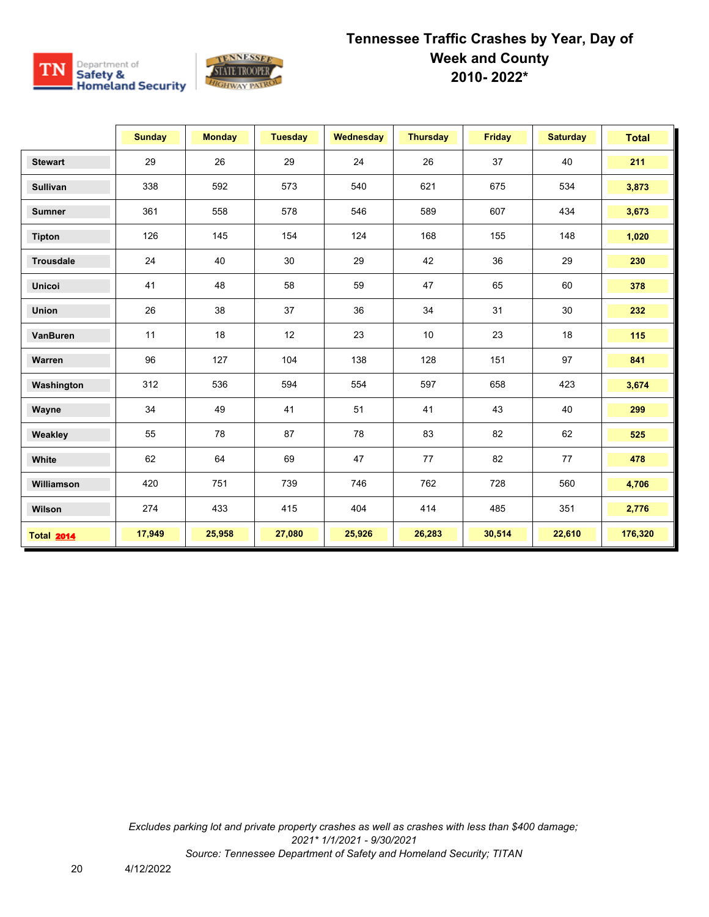# Tennessee Traffic Crashes by Year, Day of Week and County 2010- 2022*

| | Sunday | Monday | Tuesday | Wednesday | Thursday | Friday | Saturday | Total |
|---|---|---|---|---|---|---|---|---|
| **Stewart** | 29 | 26 | 29 | 24 | 26 | 37 | 40 | **211** |
| **Sullivan** | 338 | 592 | 573 | 540 | 621 | 675 | 534 | **3,873** |
| **Sumner** | 361 | 558 | 578 | 546 | 589 | 607 | 434 | **3,673** |
| **Tipton** | 126 | 145 | 154 | 124 | 168 | 155 | 148 | **1,020** |
| **Trousdale** | 24 | 40 | 30 | 29 | 42 | 36 | 29 | **230** |
| **Unicoi** | 41 | 48 | 58 | 59 | 47 | 65 | 60 | **378** |
| **Union** | 26 | 38 | 37 | 36 | 34 | 31 | 30 | **232** |
| **VanBuren** | 11 | 18 | 12 | 23 | 10 | 23 | 18 | **115** |
| **Warren** | 96 | 127 | 104 | 138 | 128 | 151 | 97 | **841** |
| **Washington** | 312 | 536 | 594 | 554 | 597 | 658 | 423 | **3,674** |
| **Wayne** | 34 | 49 | 41 | 51 | 41 | 43 | 40 | **299** |
| **Weakley** | 55 | 78 | 87 | 78 | 83 | 82 | 62 | **525** |
| **White** | 62 | 64 | 69 | 47 | 77 | 82 | 77 | **478** |
| **Williamson** | 420 | 751 | 739 | 746 | 762 | 728 | 560 | **4,706** |
| **Wilson** | 274 | 433 | 415 | 404 | 414 | 485 | 351 | **2,776** |
| **Total 2014** | **17,949** | **25,958** | **27,080** | **25,926** | **26,283** | **30,514** | **22,610** | **176,320** |

*Excludes parking lot and private property crashes as well as crashes with less than $400 damage;*
*2021* 1/1/2021 - 9/30/2021*
*Source: Tennessee Department of Safety and Homeland Security; TITAN*

4/12/2022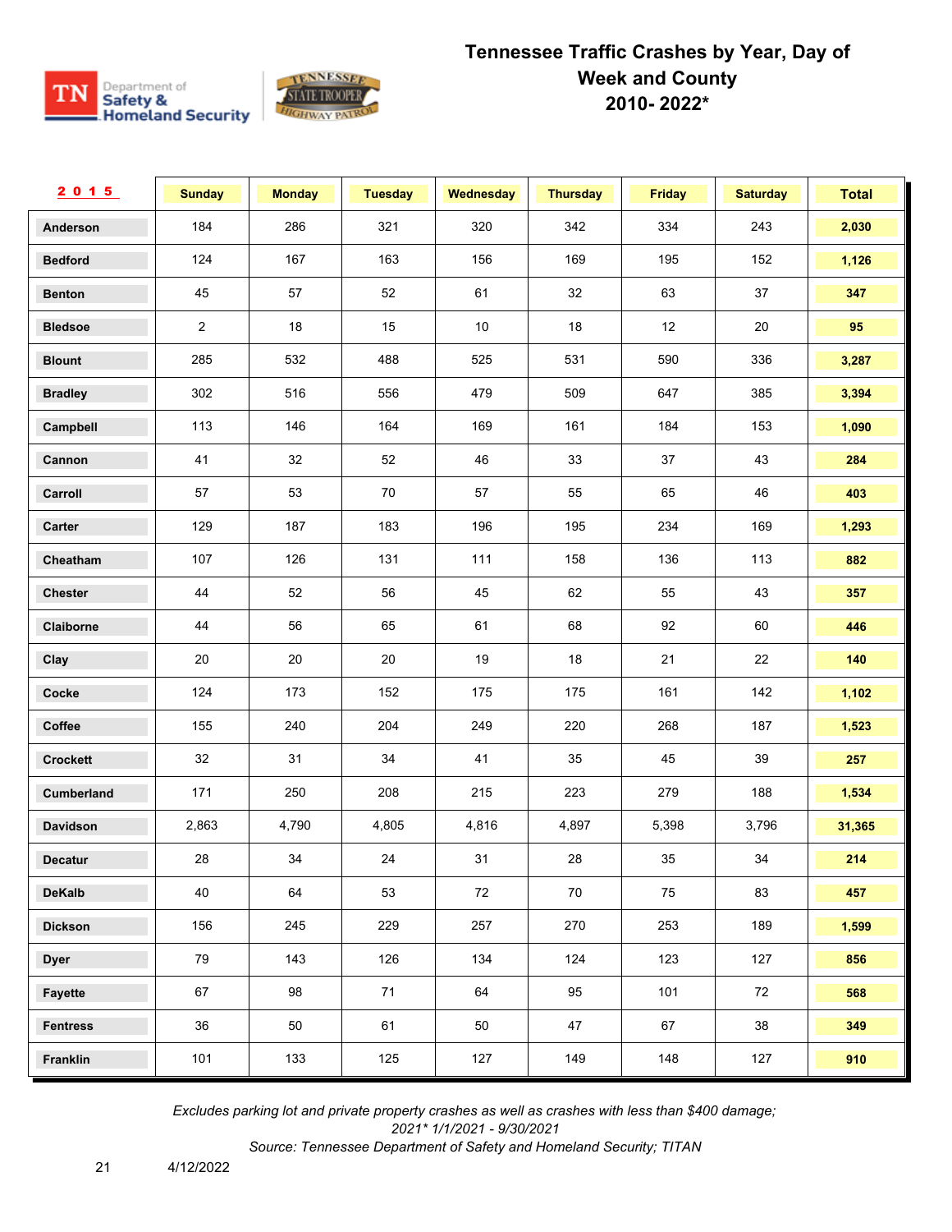# Tennessee Traffic Crashes by Year, Day of Week and County 2010- 2022*

| 2015 | Sunday | Monday | Tuesday | Wednesday | Thursday | Friday | Saturday | Total |
|---|---|---|---|---|---|---|---|---|
| Anderson | 184 | 286 | 321 | 320 | 342 | 334 | 243 | 2,030 |
| Bedford | 124 | 167 | 163 | 156 | 169 | 195 | 152 | 1,126 |
| Benton | 45 | 57 | 52 | 61 | 32 | 63 | 37 | 347 |
| Bledsoe | 2 | 18 | 15 | 10 | 18 | 12 | 20 | 95 |
| Blount | 285 | 532 | 488 | 525 | 531 | 590 | 336 | 3,287 |
| Bradley | 302 | 516 | 556 | 479 | 509 | 647 | 385 | 3,394 |
| Campbell | 113 | 146 | 164 | 169 | 161 | 184 | 153 | 1,090 |
| Cannon | 41 | 32 | 52 | 46 | 33 | 37 | 43 | 284 |
| Carroll | 57 | 53 | 70 | 57 | 55 | 65 | 46 | 403 |
| Carter | 129 | 187 | 183 | 196 | 195 | 234 | 169 | 1,293 |
| Cheatham | 107 | 126 | 131 | 111 | 158 | 136 | 113 | 882 |
| Chester | 44 | 52 | 56 | 45 | 62 | 55 | 43 | 357 |
| Claiborne | 44 | 56 | 65 | 61 | 68 | 92 | 60 | 446 |
| Clay | 20 | 20 | 20 | 19 | 18 | 21 | 22 | 140 |
| Cocke | 124 | 173 | 152 | 175 | 175 | 161 | 142 | 1,102 |
| Coffee | 155 | 240 | 204 | 249 | 220 | 268 | 187 | 1,523 |
| Crockett | 32 | 31 | 34 | 41 | 35 | 45 | 39 | 257 |
| Cumberland | 171 | 250 | 208 | 215 | 223 | 279 | 188 | 1,534 |
| Davidson | 2,863 | 4,790 | 4,805 | 4,816 | 4,897 | 5,398 | 3,796 | 31,365 |
| Decatur | 28 | 34 | 24 | 31 | 28 | 35 | 34 | 214 |
| DeKalb | 40 | 64 | 53 | 72 | 70 | 75 | 83 | 457 |
| Dickson | 156 | 245 | 229 | 257 | 270 | 253 | 189 | 1,599 |
| Dyer | 79 | 143 | 126 | 134 | 124 | 123 | 127 | 856 |
| Fayette | 67 | 98 | 71 | 64 | 95 | 101 | 72 | 568 |
| Fentress | 36 | 50 | 61 | 50 | 47 | 67 | 38 | 349 |
| Franklin | 101 | 133 | 125 | 127 | 149 | 148 | 127 | 910 |

*Excludes parking lot and private property crashes as well as crashes with less than $400 damage;*
*2021* 1/1/2021 - 9/30/2021*
*Source: Tennessee Department of Safety and Homeland Security; TITAN*

4/12/2022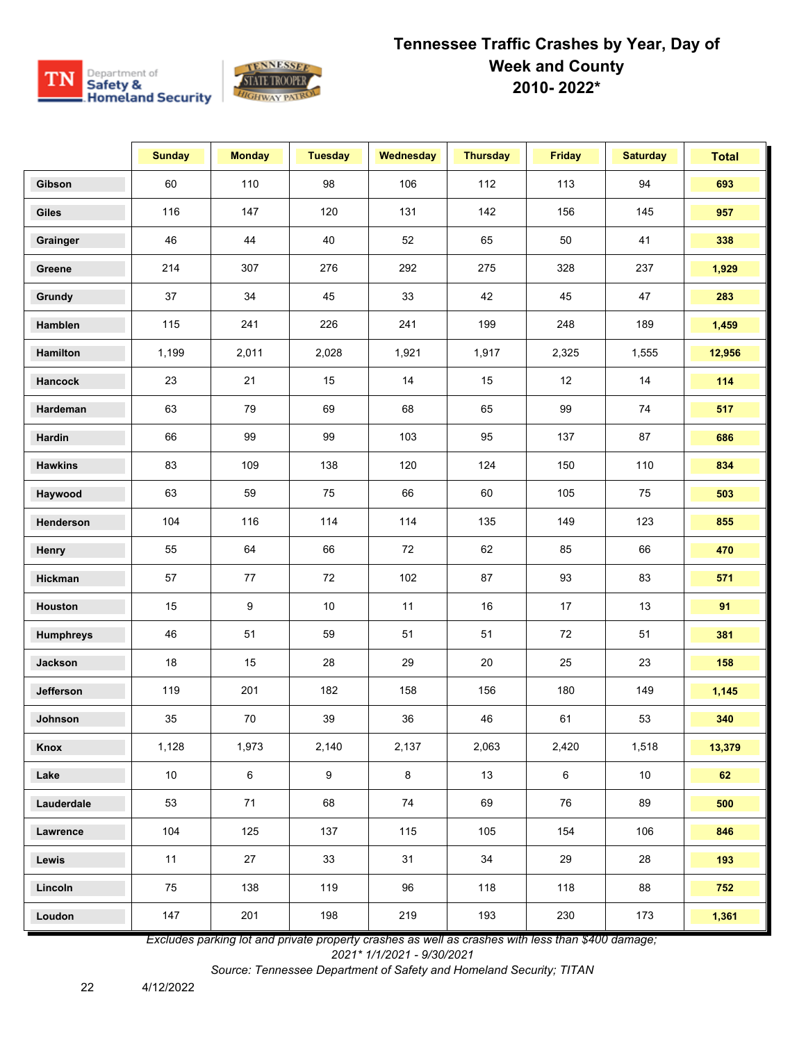# Tennessee Traffic Crashes by Year, Day of Week and County 2010- 2022*

| | Sunday | Monday | Tuesday | Wednesday | Thursday | Friday | Saturday | Total |
|---|---|---|---|---|---|---|---|---|
| Gibson | 60 | 110 | 98 | 106 | 112 | 113 | 94 | **693** |
| Giles | 116 | 147 | 120 | 131 | 142 | 156 | 145 | **957** |
| Grainger | 46 | 44 | 40 | 52 | 65 | 50 | 41 | **338** |
| Greene | 214 | 307 | 276 | 292 | 275 | 328 | 237 | **1,929** |
| Grundy | 37 | 34 | 45 | 33 | 42 | 45 | 47 | **283** |
| Hamblen | 115 | 241 | 226 | 241 | 199 | 248 | 189 | **1,459** |
| Hamilton | 1,199 | 2,011 | 2,028 | 1,921 | 1,917 | 2,325 | 1,555 | **12,956** |
| Hancock | 23 | 21 | 15 | 14 | 15 | 12 | 14 | **114** |
| Hardeman | 63 | 79 | 69 | 68 | 65 | 99 | 74 | **517** |
| Hardin | 66 | 99 | 99 | 103 | 95 | 137 | 87 | **686** |
| Hawkins | 83 | 109 | 138 | 120 | 124 | 150 | 110 | **834** |
| Haywood | 63 | 59 | 75 | 66 | 60 | 105 | 75 | **503** |
| Henderson | 104 | 116 | 114 | 114 | 135 | 149 | 123 | **855** |
| Henry | 55 | 64 | 66 | 72 | 62 | 85 | 66 | **470** |
| Hickman | 57 | 77 | 72 | 102 | 87 | 93 | 83 | **571** |
| Houston | 15 | 9 | 10 | 11 | 16 | 17 | 13 | **91** |
| Humphreys | 46 | 51 | 59 | 51 | 51 | 72 | 51 | **381** |
| Jackson | 18 | 15 | 28 | 29 | 20 | 25 | 23 | **158** |
| Jefferson | 119 | 201 | 182 | 158 | 156 | 180 | 149 | **1,145** |
| Johnson | 35 | 70 | 39 | 36 | 46 | 61 | 53 | **340** |
| Knox | 1,128 | 1,973 | 2,140 | 2,137 | 2,063 | 2,420 | 1,518 | **13,379** |
| Lake | 10 | 6 | 9 | 8 | 13 | 6 | 10 | **62** |
| Lauderdale | 53 | 71 | 68 | 74 | 69 | 76 | 89 | **500** |
| Lawrence | 104 | 125 | 137 | 115 | 105 | 154 | 106 | **846** |
| Lewis | 11 | 27 | 33 | 31 | 34 | 29 | 28 | **193** |
| Lincoln | 75 | 138 | 119 | 96 | 118 | 118 | 88 | **752** |
| Loudon | 147 | 201 | 198 | 219 | 193 | 230 | 173 | **1,361** |

*Excludes parking lot and private property crashes as well as crashes with less than $400 damage; 2021* 1/1/2021 - 9/30/2021*

*Source: Tennessee Department of Safety and Homeland Security; TITAN*

4/12/2022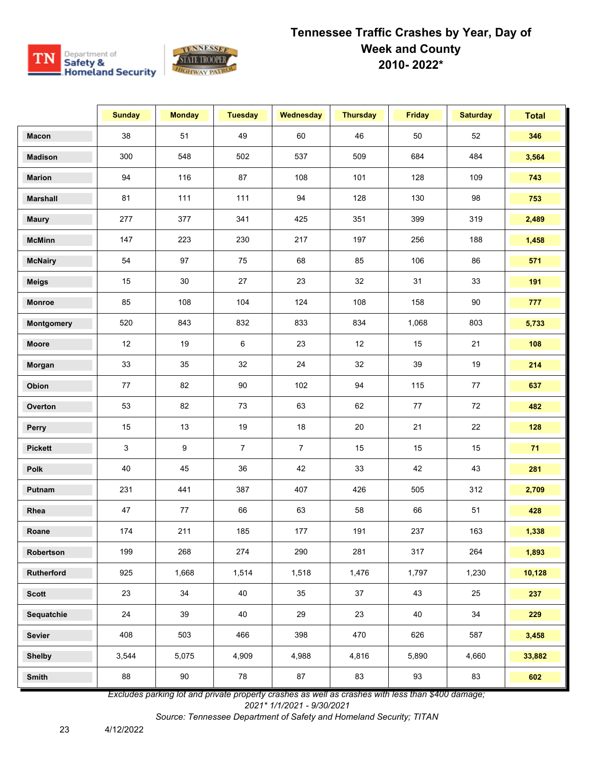# Tennessee Traffic Crashes by Year, Day of Week and County 2010- 2022*

| | Sunday | Monday | Tuesday | Wednesday | Thursday | Friday | Saturday | Total |
|---|---|---|---|---|---|---|---|---|
| Macon | 38 | 51 | 49 | 60 | 46 | 50 | 52 | **346** |
| Madison | 300 | 548 | 502 | 537 | 509 | 684 | 484 | **3,564** |
| Marion | 94 | 116 | 87 | 108 | 101 | 128 | 109 | **743** |
| Marshall | 81 | 111 | 111 | 94 | 128 | 130 | 98 | **753** |
| Maury | 277 | 377 | 341 | 425 | 351 | 399 | 319 | **2,489** |
| McMinn | 147 | 223 | 230 | 217 | 197 | 256 | 188 | **1,458** |
| McNairy | 54 | 97 | 75 | 68 | 85 | 106 | 86 | **571** |
| Meigs | 15 | 30 | 27 | 23 | 32 | 31 | 33 | **191** |
| Monroe | 85 | 108 | 104 | 124 | 108 | 158 | 90 | **777** |
| Montgomery | 520 | 843 | 832 | 833 | 834 | 1,068 | 803 | **5,733** |
| Moore | 12 | 19 | 6 | 23 | 12 | 15 | 21 | **108** |
| Morgan | 33 | 35 | 32 | 24 | 32 | 39 | 19 | **214** |
| Obion | 77 | 82 | 90 | 102 | 94 | 115 | 77 | **637** |
| Overton | 53 | 82 | 73 | 63 | 62 | 77 | 72 | **482** |
| Perry | 15 | 13 | 19 | 18 | 20 | 21 | 22 | **128** |
| Pickett | 3 | 9 | 7 | 7 | 15 | 15 | 15 | **71** |
| Polk | 40 | 45 | 36 | 42 | 33 | 42 | 43 | **281** |
| Putnam | 231 | 441 | 387 | 407 | 426 | 505 | 312 | **2,709** |
| Rhea | 47 | 77 | 66 | 63 | 58 | 66 | 51 | **428** |
| Roane | 174 | 211 | 185 | 177 | 191 | 237 | 163 | **1,338** |
| Robertson | 199 | 268 | 274 | 290 | 281 | 317 | 264 | **1,893** |
| Rutherford | 925 | 1,668 | 1,514 | 1,518 | 1,476 | 1,797 | 1,230 | **10,128** |
| Scott | 23 | 34 | 40 | 35 | 37 | 43 | 25 | **237** |
| Sequatchie | 24 | 39 | 40 | 29 | 23 | 40 | 34 | **229** |
| Sevier | 408 | 503 | 466 | 398 | 470 | 626 | 587 | **3,458** |
| Shelby | 3,544 | 5,075 | 4,909 | 4,988 | 4,816 | 5,890 | 4,660 | **33,882** |
| Smith | 88 | 90 | 78 | 87 | 83 | 93 | 83 | **602** |

*Excludes parking lot and private property crashes as well as crashes with less than $400 damage; 2021* 1/1/2021 - 9/30/2021*

*Source: Tennessee Department of Safety and Homeland Security; TITAN*

4/12/2022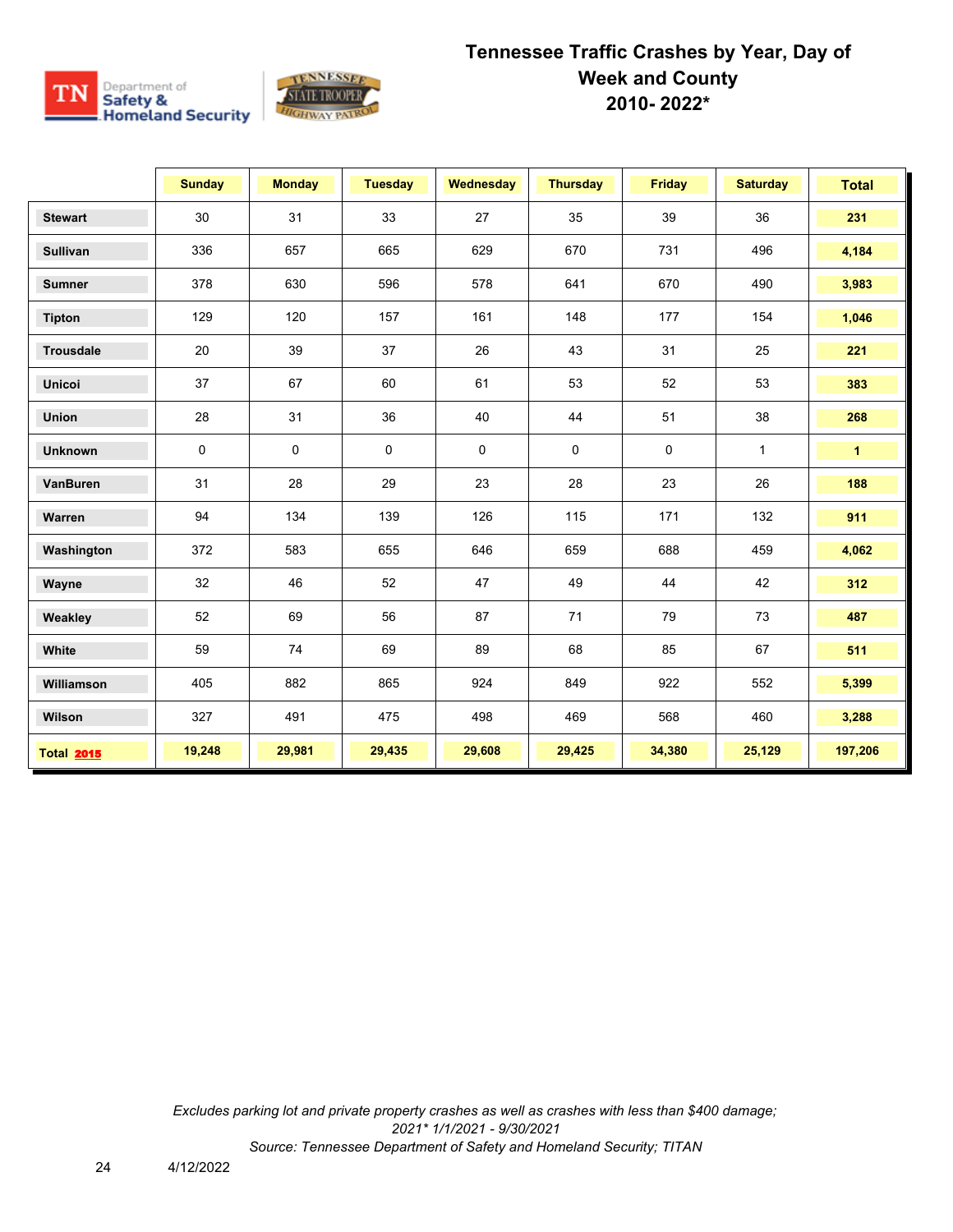# Tennessee Traffic Crashes by Year, Day of Week and County 2010- 2022*

| | Sunday | Monday | Tuesday | Wednesday | Thursday | Friday | Saturday | Total |
|---|---|---|---|---|---|---|---|---|
| **Stewart** | 30 | 31 | 33 | 27 | 35 | 39 | 36 | **231** |
| **Sullivan** | 336 | 657 | 665 | 629 | 670 | 731 | 496 | **4,184** |
| **Sumner** | 378 | 630 | 596 | 578 | 641 | 670 | 490 | **3,983** |
| **Tipton** | 129 | 120 | 157 | 161 | 148 | 177 | 154 | **1,046** |
| **Trousdale** | 20 | 39 | 37 | 26 | 43 | 31 | 25 | **221** |
| **Unicoi** | 37 | 67 | 60 | 61 | 53 | 52 | 53 | **383** |
| **Union** | 28 | 31 | 36 | 40 | 44 | 51 | 38 | **268** |
| **Unknown** | 0 | 0 | 0 | 0 | 0 | 0 | 1 | **1** |
| **VanBuren** | 31 | 28 | 29 | 23 | 28 | 23 | 26 | **188** |
| **Warren** | 94 | 134 | 139 | 126 | 115 | 171 | 132 | **911** |
| **Washington** | 372 | 583 | 655 | 646 | 659 | 688 | 459 | **4,062** |
| **Wayne** | 32 | 46 | 52 | 47 | 49 | 44 | 42 | **312** |
| **Weakley** | 52 | 69 | 56 | 87 | 71 | 79 | 73 | **487** |
| **White** | 59 | 74 | 69 | 89 | 68 | 85 | 67 | **511** |
| **Williamson** | 405 | 882 | 865 | 924 | 849 | 922 | 552 | **5,399** |
| **Wilson** | 327 | 491 | 475 | 498 | 469 | 568 | 460 | **3,288** |
| **Total 2015** | **19,248** | **29,981** | **29,435** | **29,608** | **29,425** | **34,380** | **25,129** | **197,206** |

*Excludes parking lot and private property crashes as well as crashes with less than $400 damage;*
*2021* 1/1/2021 - 9/30/2021*
*Source: Tennessee Department of Safety and Homeland Security; TITAN*

4/12/2022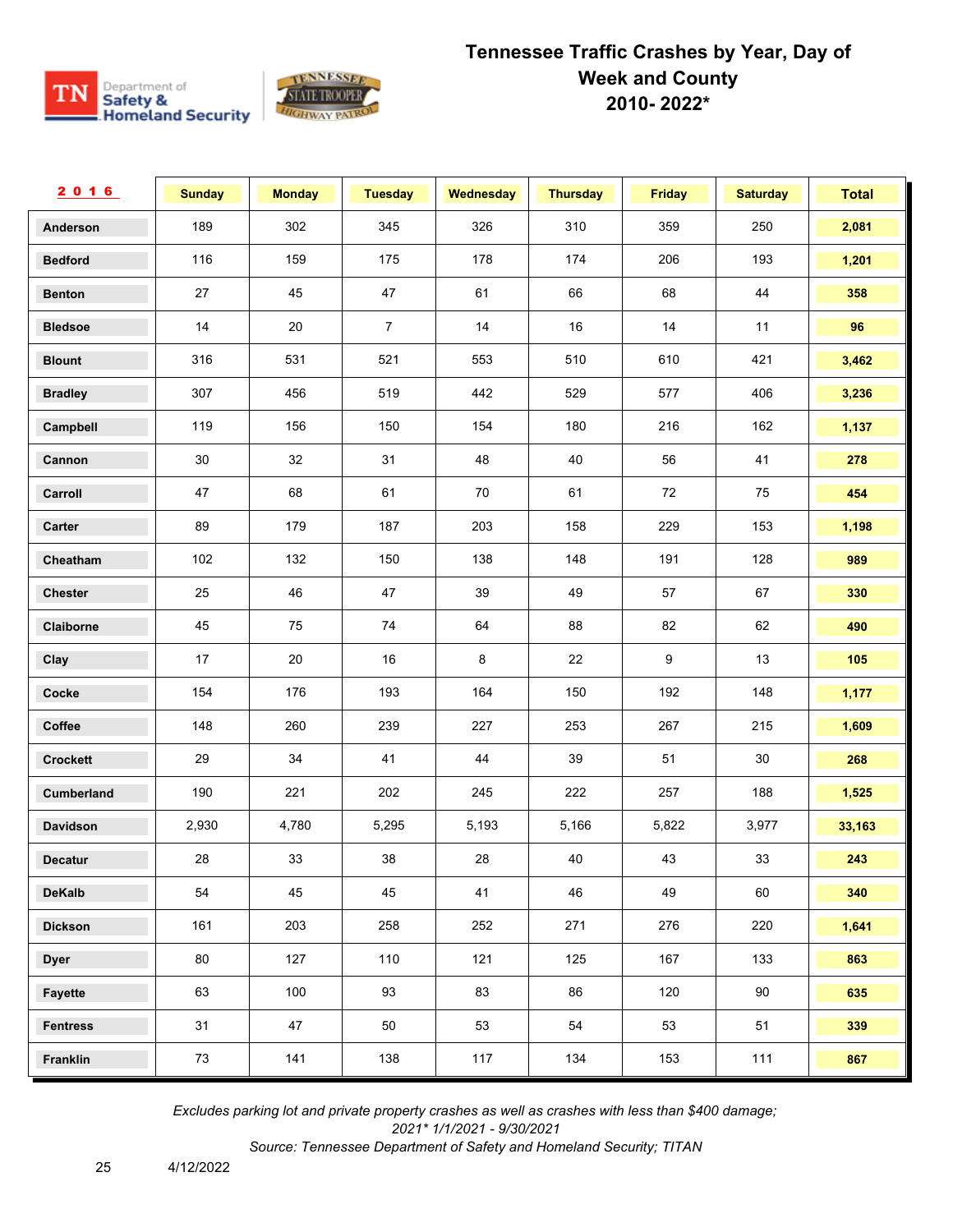# Tennessee Traffic Crashes by Year, Day of Week and County 2010- 2022*

| 2016 | Sunday | Monday | Tuesday | Wednesday | Thursday | Friday | Saturday | Total |
|---|---|---|---|---|---|---|---|---|
| Anderson | 189 | 302 | 345 | 326 | 310 | 359 | 250 | **2,081** |
| Bedford | 116 | 159 | 175 | 178 | 174 | 206 | 193 | **1,201** |
| Benton | 27 | 45 | 47 | 61 | 66 | 68 | 44 | **358** |
| Bledsoe | 14 | 20 | 7 | 14 | 16 | 14 | 11 | **96** |
| Blount | 316 | 531 | 521 | 553 | 510 | 610 | 421 | **3,462** |
| Bradley | 307 | 456 | 519 | 442 | 529 | 577 | 406 | **3,236** |
| Campbell | 119 | 156 | 150 | 154 | 180 | 216 | 162 | **1,137** |
| Cannon | 30 | 32 | 31 | 48 | 40 | 56 | 41 | **278** |
| Carroll | 47 | 68 | 61 | 70 | 61 | 72 | 75 | **454** |
| Carter | 89 | 179 | 187 | 203 | 158 | 229 | 153 | **1,198** |
| Cheatham | 102 | 132 | 150 | 138 | 148 | 191 | 128 | **989** |
| Chester | 25 | 46 | 47 | 39 | 49 | 57 | 67 | **330** |
| Claiborne | 45 | 75 | 74 | 64 | 88 | 82 | 62 | **490** |
| Clay | 17 | 20 | 16 | 8 | 22 | 9 | 13 | **105** |
| Cocke | 154 | 176 | 193 | 164 | 150 | 192 | 148 | **1,177** |
| Coffee | 148 | 260 | 239 | 227 | 253 | 267 | 215 | **1,609** |
| Crockett | 29 | 34 | 41 | 44 | 39 | 51 | 30 | **268** |
| Cumberland | 190 | 221 | 202 | 245 | 222 | 257 | 188 | **1,525** |
| Davidson | 2,930 | 4,780 | 5,295 | 5,193 | 5,166 | 5,822 | 3,977 | **33,163** |
| Decatur | 28 | 33 | 38 | 28 | 40 | 43 | 33 | **243** |
| DeKalb | 54 | 45 | 45 | 41 | 46 | 49 | 60 | **340** |
| Dickson | 161 | 203 | 258 | 252 | 271 | 276 | 220 | **1,641** |
| Dyer | 80 | 127 | 110 | 121 | 125 | 167 | 133 | **863** |
| Fayette | 63 | 100 | 93 | 83 | 86 | 120 | 90 | **635** |
| Fentress | 31 | 47 | 50 | 53 | 54 | 53 | 51 | **339** |
| Franklin | 73 | 141 | 138 | 117 | 134 | 153 | 111 | **867** |

*Excludes parking lot and private property crashes as well as crashes with less than $400 damage;*
*2021* 1/1/2021 - 9/30/2021*
*Source: Tennessee Department of Safety and Homeland Security; TITAN*

4/12/2022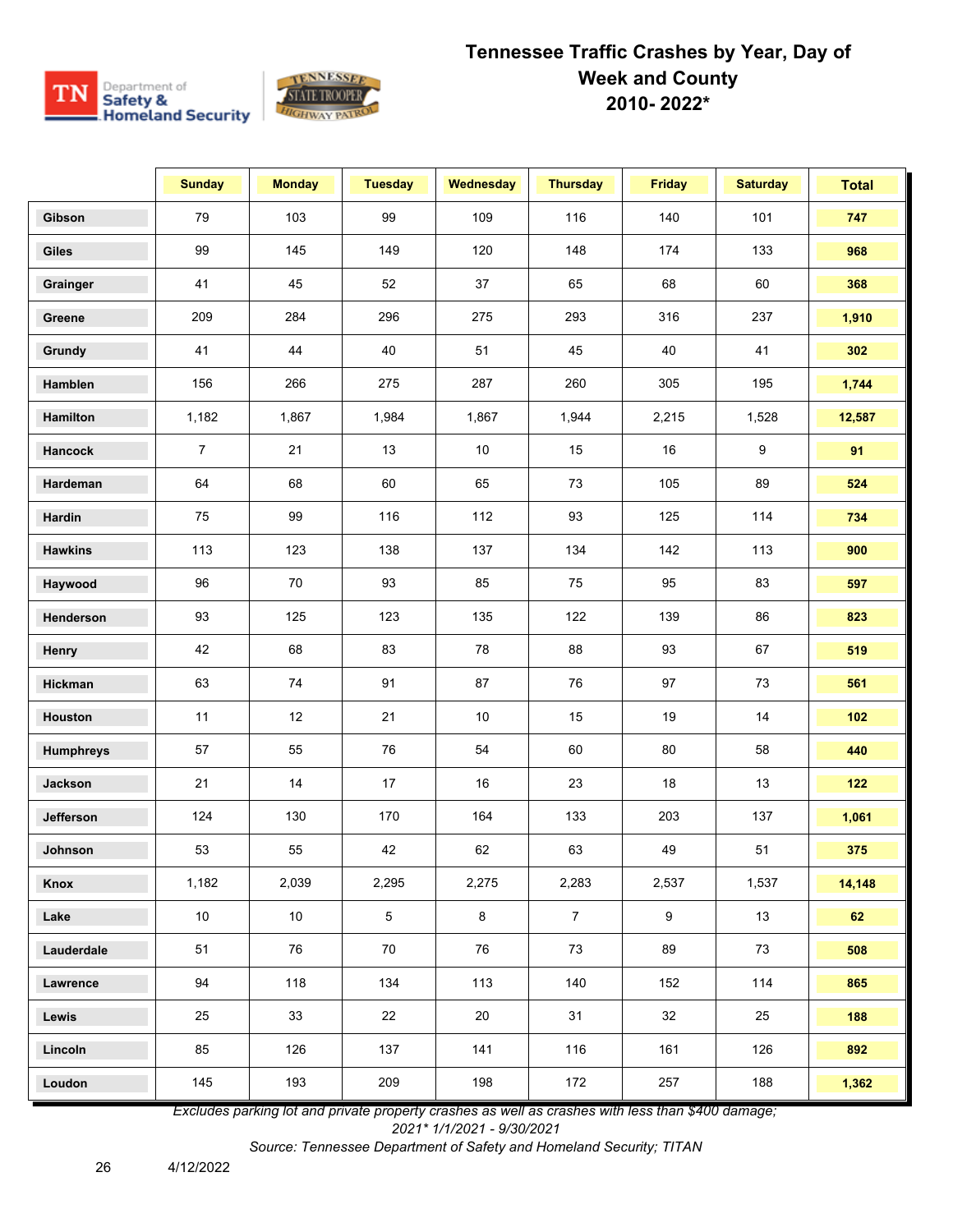# Tennessee Traffic Crashes by Year, Day of Week and County 2010- 2022*

| | Sunday | Monday | Tuesday | Wednesday | Thursday | Friday | Saturday | Total |
|---|---|---|---|---|---|---|---|---|
| Gibson | 79 | 103 | 99 | 109 | 116 | 140 | 101 | **747** |
| Giles | 99 | 145 | 149 | 120 | 148 | 174 | 133 | **968** |
| Grainger | 41 | 45 | 52 | 37 | 65 | 68 | 60 | **368** |
| Greene | 209 | 284 | 296 | 275 | 293 | 316 | 237 | **1,910** |
| Grundy | 41 | 44 | 40 | 51 | 45 | 40 | 41 | **302** |
| Hamblen | 156 | 266 | 275 | 287 | 260 | 305 | 195 | **1,744** |
| Hamilton | 1,182 | 1,867 | 1,984 | 1,867 | 1,944 | 2,215 | 1,528 | **12,587** |
| Hancock | 7 | 21 | 13 | 10 | 15 | 16 | 9 | **91** |
| Hardeman | 64 | 68 | 60 | 65 | 73 | 105 | 89 | **524** |
| Hardin | 75 | 99 | 116 | 112 | 93 | 125 | 114 | **734** |
| Hawkins | 113 | 123 | 138 | 137 | 134 | 142 | 113 | **900** |
| Haywood | 96 | 70 | 93 | 85 | 75 | 95 | 83 | **597** |
| Henderson | 93 | 125 | 123 | 135 | 122 | 139 | 86 | **823** |
| Henry | 42 | 68 | 83 | 78 | 88 | 93 | 67 | **519** |
| Hickman | 63 | 74 | 91 | 87 | 76 | 97 | 73 | **561** |
| Houston | 11 | 12 | 21 | 10 | 15 | 19 | 14 | **102** |
| Humphreys | 57 | 55 | 76 | 54 | 60 | 80 | 58 | **440** |
| Jackson | 21 | 14 | 17 | 16 | 23 | 18 | 13 | **122** |
| Jefferson | 124 | 130 | 170 | 164 | 133 | 203 | 137 | **1,061** |
| Johnson | 53 | 55 | 42 | 62 | 63 | 49 | 51 | **375** |
| Knox | 1,182 | 2,039 | 2,295 | 2,275 | 2,283 | 2,537 | 1,537 | **14,148** |
| Lake | 10 | 10 | 5 | 8 | 7 | 9 | 13 | **62** |
| Lauderdale | 51 | 76 | 70 | 76 | 73 | 89 | 73 | **508** |
| Lawrence | 94 | 118 | 134 | 113 | 140 | 152 | 114 | **865** |
| Lewis | 25 | 33 | 22 | 20 | 31 | 32 | 25 | **188** |
| Lincoln | 85 | 126 | 137 | 141 | 116 | 161 | 126 | **892** |
| Loudon | 145 | 193 | 209 | 198 | 172 | 257 | 188 | **1,362** |

*Excludes parking lot and private property crashes as well as crashes with less than $400 damage; 2021* 1/1/2021 - 9/30/2021*

*Source: Tennessee Department of Safety and Homeland Security; TITAN*

4/12/2022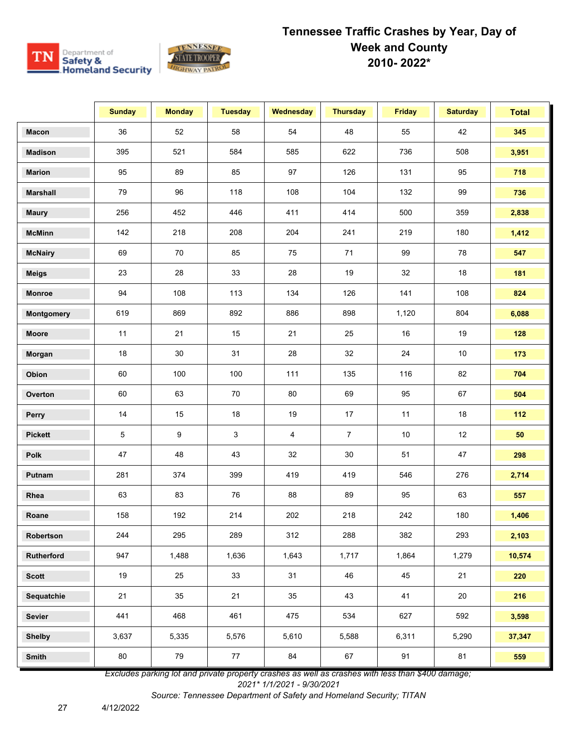# Tennessee Traffic Crashes by Year, Day of Week and County 2010- 2022*

| | Sunday | Monday | Tuesday | Wednesday | Thursday | Friday | Saturday | Total |
|---|---|---|---|---|---|---|---|---|
| Macon | 36 | 52 | 58 | 54 | 48 | 55 | 42 | 345 |
| Madison | 395 | 521 | 584 | 585 | 622 | 736 | 508 | 3,951 |
| Marion | 95 | 89 | 85 | 97 | 126 | 131 | 95 | 718 |
| Marshall | 79 | 96 | 118 | 108 | 104 | 132 | 99 | 736 |
| Maury | 256 | 452 | 446 | 411 | 414 | 500 | 359 | 2,838 |
| McMinn | 142 | 218 | 208 | 204 | 241 | 219 | 180 | 1,412 |
| McNairy | 69 | 70 | 85 | 75 | 71 | 99 | 78 | 547 |
| Meigs | 23 | 28 | 33 | 28 | 19 | 32 | 18 | 181 |
| Monroe | 94 | 108 | 113 | 134 | 126 | 141 | 108 | 824 |
| Montgomery | 619 | 869 | 892 | 886 | 898 | 1,120 | 804 | 6,088 |
| Moore | 11 | 21 | 15 | 21 | 25 | 16 | 19 | 128 |
| Morgan | 18 | 30 | 31 | 28 | 32 | 24 | 10 | 173 |
| Obion | 60 | 100 | 100 | 111 | 135 | 116 | 82 | 704 |
| Overton | 60 | 63 | 70 | 80 | 69 | 95 | 67 | 504 |
| Perry | 14 | 15 | 18 | 19 | 17 | 11 | 18 | 112 |
| Pickett | 5 | 9 | 3 | 4 | 7 | 10 | 12 | 50 |
| Polk | 47 | 48 | 43 | 32 | 30 | 51 | 47 | 298 |
| Putnam | 281 | 374 | 399 | 419 | 419 | 546 | 276 | 2,714 |
| Rhea | 63 | 83 | 76 | 88 | 89 | 95 | 63 | 557 |
| Roane | 158 | 192 | 214 | 202 | 218 | 242 | 180 | 1,406 |
| Robertson | 244 | 295 | 289 | 312 | 288 | 382 | 293 | 2,103 |
| Rutherford | 947 | 1,488 | 1,636 | 1,643 | 1,717 | 1,864 | 1,279 | 10,574 |
| Scott | 19 | 25 | 33 | 31 | 46 | 45 | 21 | 220 |
| Sequatchie | 21 | 35 | 21 | 35 | 43 | 41 | 20 | 216 |
| Sevier | 441 | 468 | 461 | 475 | 534 | 627 | 592 | 3,598 |
| Shelby | 3,637 | 5,335 | 5,576 | 5,610 | 5,588 | 6,311 | 5,290 | 37,347 |
| Smith | 80 | 79 | 77 | 84 | 67 | 91 | 81 | 559 |

*Excludes parking lot and private property crashes as well as crashes with less than $400 damage; 2021* 1/1/2021 - 9/30/2021*

*Source: Tennessee Department of Safety and Homeland Security; TITAN*

4/12/2022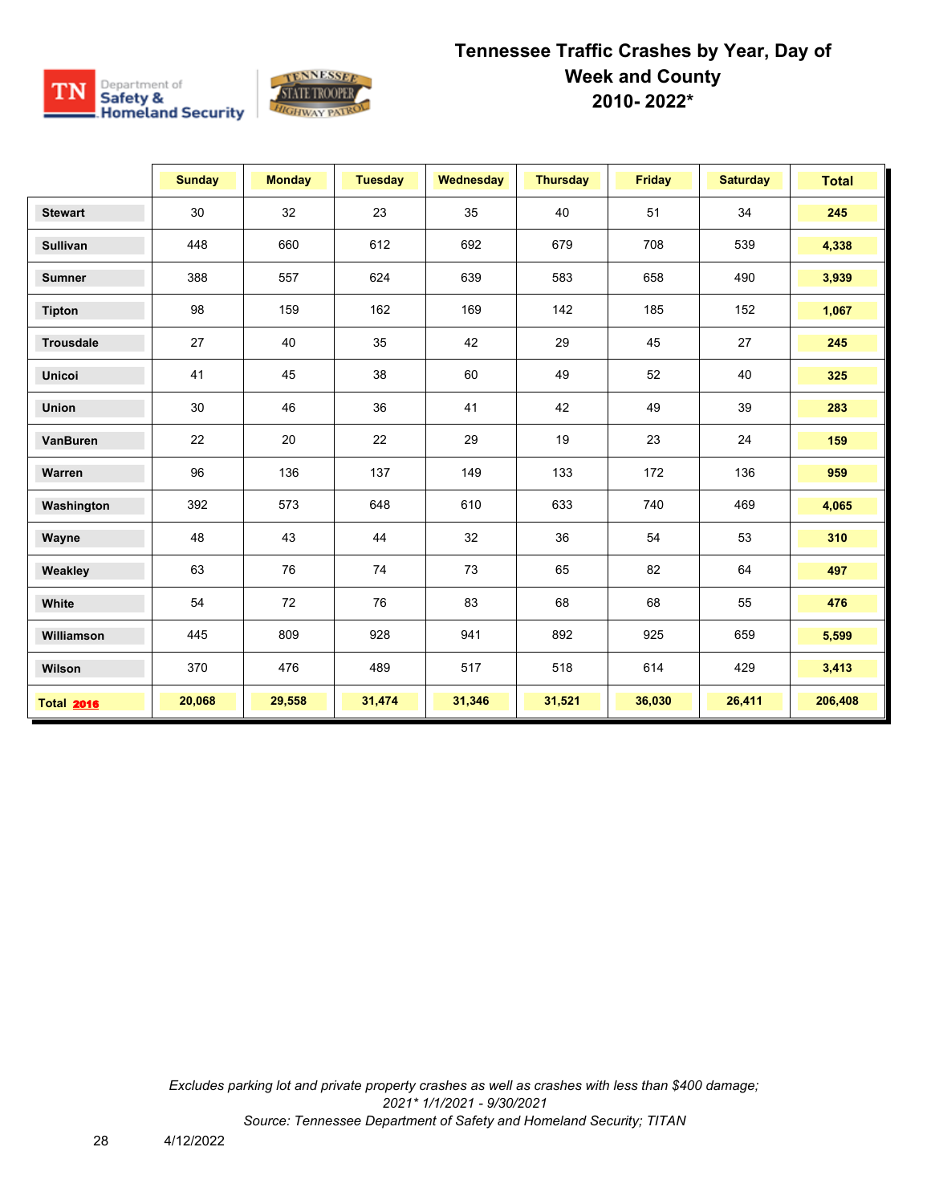# Tennessee Traffic Crashes by Year, Day of Week and County 2010- 2022*

| | Sunday | Monday | Tuesday | Wednesday | Thursday | Friday | Saturday | Total |
|---|---|---|---|---|---|---|---|---|
| **Stewart** | 30 | 32 | 23 | 35 | 40 | 51 | 34 | **245** |
| **Sullivan** | 448 | 660 | 612 | 692 | 679 | 708 | 539 | **4,338** |
| **Sumner** | 388 | 557 | 624 | 639 | 583 | 658 | 490 | **3,939** |
| **Tipton** | 98 | 159 | 162 | 169 | 142 | 185 | 152 | **1,067** |
| **Trousdale** | 27 | 40 | 35 | 42 | 29 | 45 | 27 | **245** |
| **Unicoi** | 41 | 45 | 38 | 60 | 49 | 52 | 40 | **325** |
| **Union** | 30 | 46 | 36 | 41 | 42 | 49 | 39 | **283** |
| **VanBuren** | 22 | 20 | 22 | 29 | 19 | 23 | 24 | **159** |
| **Warren** | 96 | 136 | 137 | 149 | 133 | 172 | 136 | **959** |
| **Washington** | 392 | 573 | 648 | 610 | 633 | 740 | 469 | **4,065** |
| **Wayne** | 48 | 43 | 44 | 32 | 36 | 54 | 53 | **310** |
| **Weakley** | 63 | 76 | 74 | 73 | 65 | 82 | 64 | **497** |
| **White** | 54 | 72 | 76 | 83 | 68 | 68 | 55 | **476** |
| **Williamson** | 445 | 809 | 928 | 941 | 892 | 925 | 659 | **5,599** |
| **Wilson** | 370 | 476 | 489 | 517 | 518 | 614 | 429 | **3,413** |
| **Total 2016** | **20,068** | **29,558** | **31,474** | **31,346** | **31,521** | **36,030** | **26,411** | **206,408** |

*Excludes parking lot and private property crashes as well as crashes with less than $400 damage; 2021* 1/1/2021 - 9/30/2021*

*Source: Tennessee Department of Safety and Homeland Security; TITAN*

4/12/2022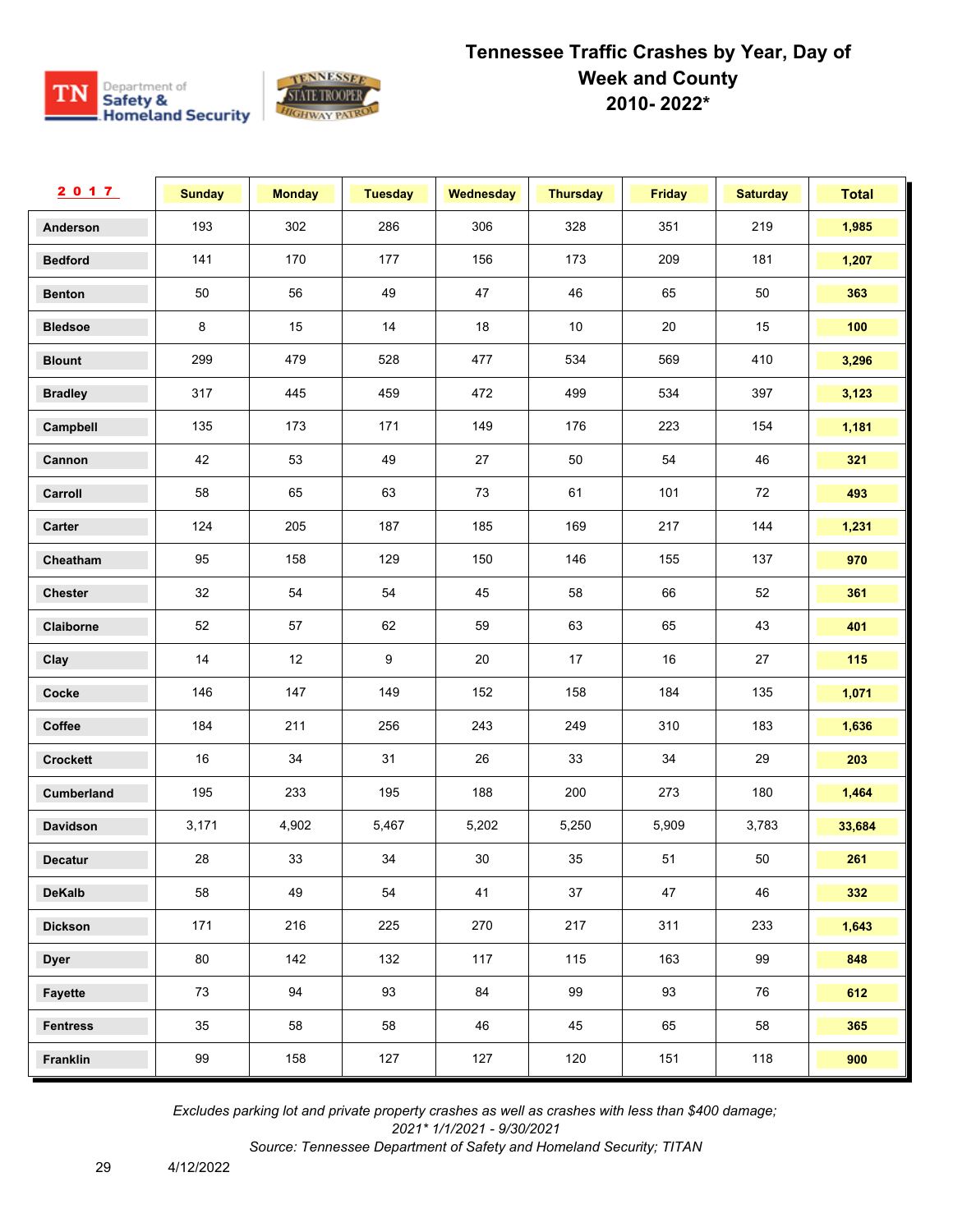# Tennessee Traffic Crashes by Year, Day of Week and County 2010- 2022*

| 2017 | Sunday | Monday | Tuesday | Wednesday | Thursday | Friday | Saturday | Total |
|---|---|---|---|---|---|---|---|---|
| Anderson | 193 | 302 | 286 | 306 | 328 | 351 | 219 | 1,985 |
| Bedford | 141 | 170 | 177 | 156 | 173 | 209 | 181 | 1,207 |
| Benton | 50 | 56 | 49 | 47 | 46 | 65 | 50 | 363 |
| Bledsoe | 8 | 15 | 14 | 18 | 10 | 20 | 15 | 100 |
| Blount | 299 | 479 | 528 | 477 | 534 | 569 | 410 | 3,296 |
| Bradley | 317 | 445 | 459 | 472 | 499 | 534 | 397 | 3,123 |
| Campbell | 135 | 173 | 171 | 149 | 176 | 223 | 154 | 1,181 |
| Cannon | 42 | 53 | 49 | 27 | 50 | 54 | 46 | 321 |
| Carroll | 58 | 65 | 63 | 73 | 61 | 101 | 72 | 493 |
| Carter | 124 | 205 | 187 | 185 | 169 | 217 | 144 | 1,231 |
| Cheatham | 95 | 158 | 129 | 150 | 146 | 155 | 137 | 970 |
| Chester | 32 | 54 | 54 | 45 | 58 | 66 | 52 | 361 |
| Claiborne | 52 | 57 | 62 | 59 | 63 | 65 | 43 | 401 |
| Clay | 14 | 12 | 9 | 20 | 17 | 16 | 27 | 115 |
| Cocke | 146 | 147 | 149 | 152 | 158 | 184 | 135 | 1,071 |
| Coffee | 184 | 211 | 256 | 243 | 249 | 310 | 183 | 1,636 |
| Crockett | 16 | 34 | 31 | 26 | 33 | 34 | 29 | 203 |
| Cumberland | 195 | 233 | 195 | 188 | 200 | 273 | 180 | 1,464 |
| Davidson | 3,171 | 4,902 | 5,467 | 5,202 | 5,250 | 5,909 | 3,783 | 33,684 |
| Decatur | 28 | 33 | 34 | 30 | 35 | 51 | 50 | 261 |
| DeKalb | 58 | 49 | 54 | 41 | 37 | 47 | 46 | 332 |
| Dickson | 171 | 216 | 225 | 270 | 217 | 311 | 233 | 1,643 |
| Dyer | 80 | 142 | 132 | 117 | 115 | 163 | 99 | 848 |
| Fayette | 73 | 94 | 93 | 84 | 99 | 93 | 76 | 612 |
| Fentress | 35 | 58 | 58 | 46 | 45 | 65 | 58 | 365 |
| Franklin | 99 | 158 | 127 | 127 | 120 | 151 | 118 | 900 |

*Excludes parking lot and private property crashes as well as crashes with less than $400 damage;*
*2021* 1/1/2021 - 9/30/2021*
*Source: Tennessee Department of Safety and Homeland Security; TITAN*

4/12/2022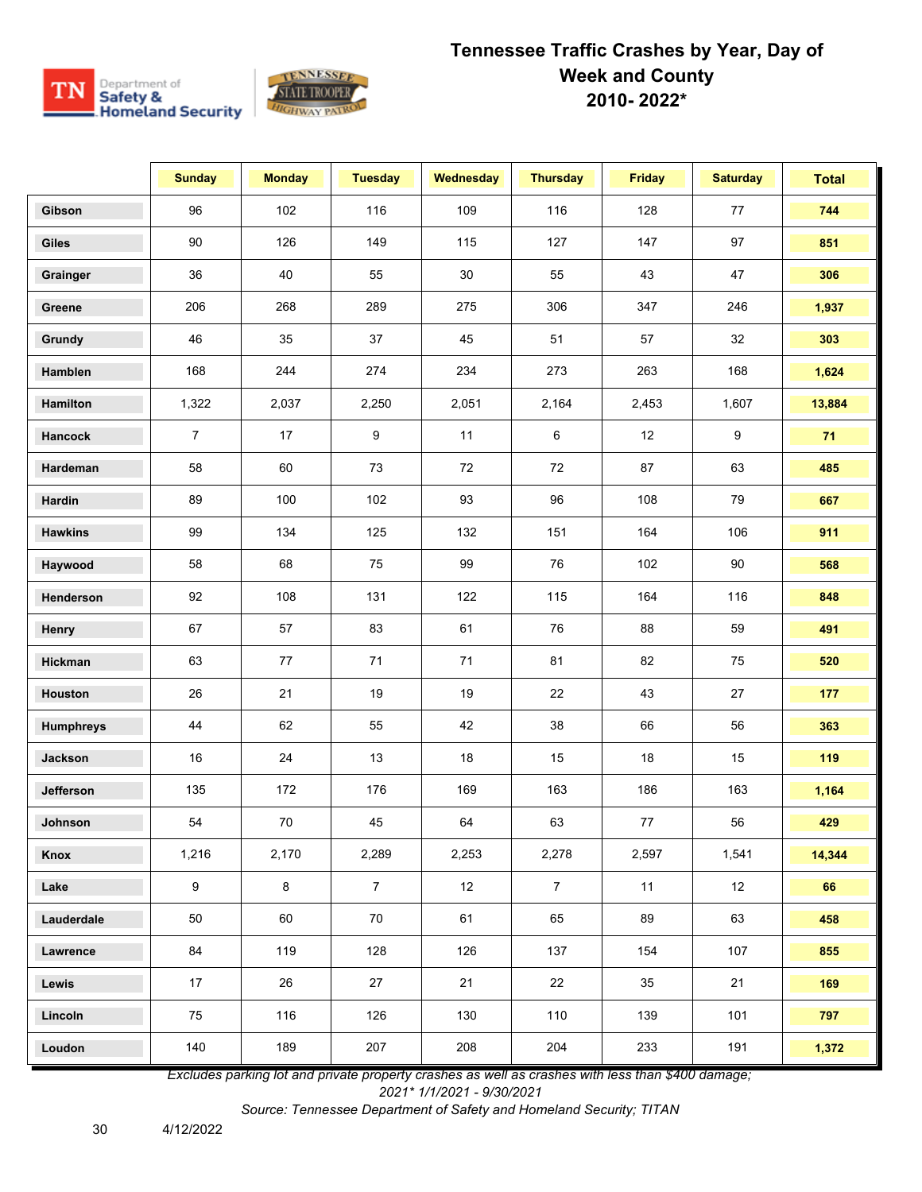# Tennessee Traffic Crashes by Year, Day of Week and County 2010- 2022*

| | Sunday | Monday | Tuesday | Wednesday | Thursday | Friday | Saturday | Total |
|---|---|---|---|---|---|---|---|---|
| Gibson | 96 | 102 | 116 | 109 | 116 | 128 | 77 | **744** |
| Giles | 90 | 126 | 149 | 115 | 127 | 147 | 97 | **851** |
| Grainger | 36 | 40 | 55 | 30 | 55 | 43 | 47 | **306** |
| Greene | 206 | 268 | 289 | 275 | 306 | 347 | 246 | **1,937** |
| Grundy | 46 | 35 | 37 | 45 | 51 | 57 | 32 | **303** |
| Hamblen | 168 | 244 | 274 | 234 | 273 | 263 | 168 | **1,624** |
| Hamilton | 1,322 | 2,037 | 2,250 | 2,051 | 2,164 | 2,453 | 1,607 | **13,884** |
| Hancock | 7 | 17 | 9 | 11 | 6 | 12 | 9 | **71** |
| Hardeman | 58 | 60 | 73 | 72 | 72 | 87 | 63 | **485** |
| Hardin | 89 | 100 | 102 | 93 | 96 | 108 | 79 | **667** |
| Hawkins | 99 | 134 | 125 | 132 | 151 | 164 | 106 | **911** |
| Haywood | 58 | 68 | 75 | 99 | 76 | 102 | 90 | **568** |
| Henderson | 92 | 108 | 131 | 122 | 115 | 164 | 116 | **848** |
| Henry | 67 | 57 | 83 | 61 | 76 | 88 | 59 | **491** |
| Hickman | 63 | 77 | 71 | 71 | 81 | 82 | 75 | **520** |
| Houston | 26 | 21 | 19 | 19 | 22 | 43 | 27 | **177** |
| Humphreys | 44 | 62 | 55 | 42 | 38 | 66 | 56 | **363** |
| Jackson | 16 | 24 | 13 | 18 | 15 | 18 | 15 | **119** |
| Jefferson | 135 | 172 | 176 | 169 | 163 | 186 | 163 | **1,164** |
| Johnson | 54 | 70 | 45 | 64 | 63 | 77 | 56 | **429** |
| Knox | 1,216 | 2,170 | 2,289 | 2,253 | 2,278 | 2,597 | 1,541 | **14,344** |
| Lake | 9 | 8 | 7 | 12 | 7 | 11 | 12 | **66** |
| Lauderdale | 50 | 60 | 70 | 61 | 65 | 89 | 63 | **458** |
| Lawrence | 84 | 119 | 128 | 126 | 137 | 154 | 107 | **855** |
| Lewis | 17 | 26 | 27 | 21 | 22 | 35 | 21 | **169** |
| Lincoln | 75 | 116 | 126 | 130 | 110 | 139 | 101 | **797** |
| Loudon | 140 | 189 | 207 | 208 | 204 | 233 | 191 | **1,372** |

*Excludes parking lot and private property crashes as well as crashes with less than $400 damage; 2021* 1/1/2021 - 9/30/2021*

*Source: Tennessee Department of Safety and Homeland Security; TITAN*

4/12/2022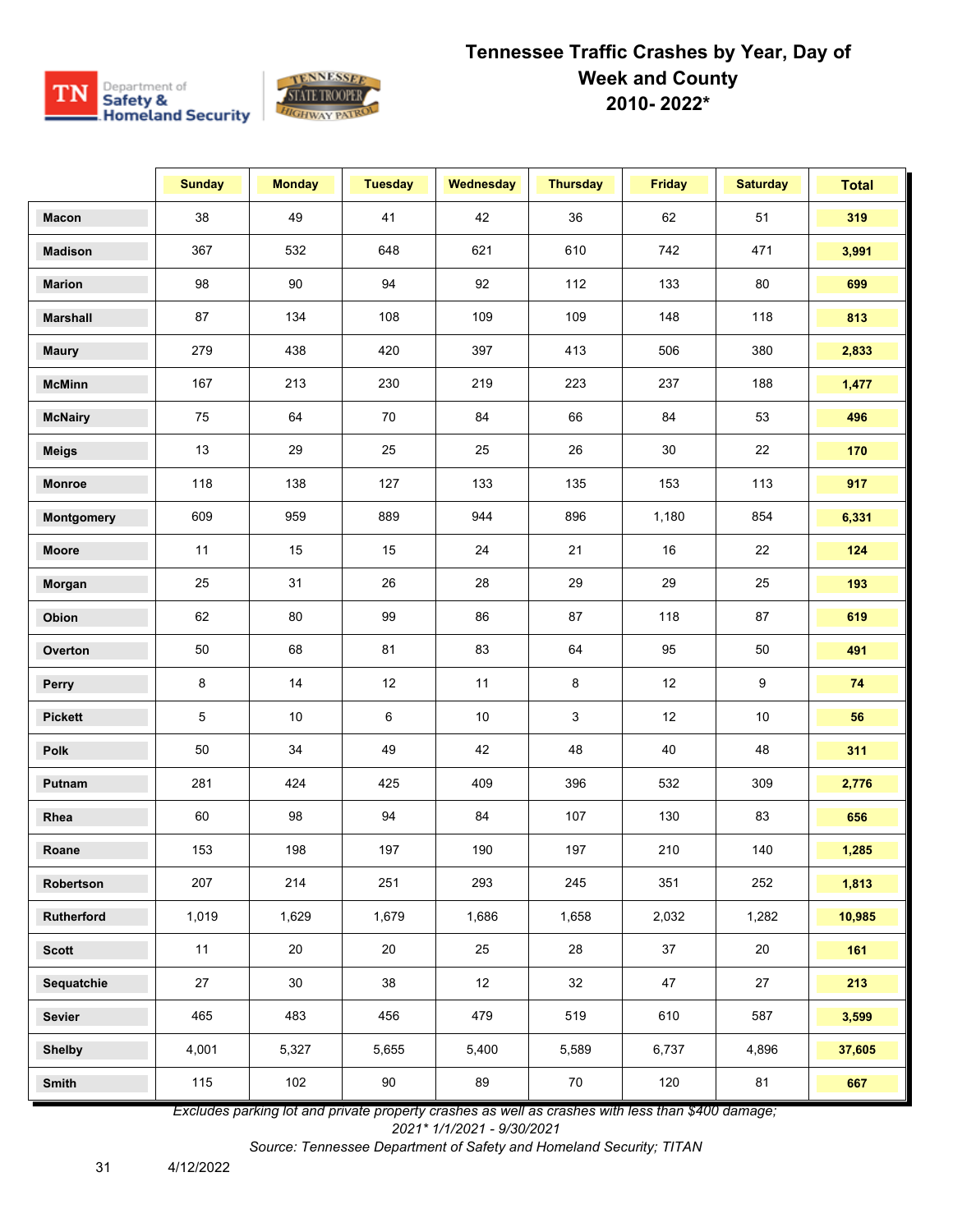# Tennessee Traffic Crashes by Year, Day of Week and County 2010- 2022*

| | Sunday | Monday | Tuesday | Wednesday | Thursday | Friday | Saturday | Total |
|---|---|---|---|---|---|---|---|---|
| Macon | 38 | 49 | 41 | 42 | 36 | 62 | 51 | **319** |
| Madison | 367 | 532 | 648 | 621 | 610 | 742 | 471 | **3,991** |
| Marion | 98 | 90 | 94 | 92 | 112 | 133 | 80 | **699** |
| Marshall | 87 | 134 | 108 | 109 | 109 | 148 | 118 | **813** |
| Maury | 279 | 438 | 420 | 397 | 413 | 506 | 380 | **2,833** |
| McMinn | 167 | 213 | 230 | 219 | 223 | 237 | 188 | **1,477** |
| McNairy | 75 | 64 | 70 | 84 | 66 | 84 | 53 | **496** |
| Meigs | 13 | 29 | 25 | 25 | 26 | 30 | 22 | **170** |
| Monroe | 118 | 138 | 127 | 133 | 135 | 153 | 113 | **917** |
| Montgomery | 609 | 959 | 889 | 944 | 896 | 1,180 | 854 | **6,331** |
| Moore | 11 | 15 | 15 | 24 | 21 | 16 | 22 | **124** |
| Morgan | 25 | 31 | 26 | 28 | 29 | 29 | 25 | **193** |
| Obion | 62 | 80 | 99 | 86 | 87 | 118 | 87 | **619** |
| Overton | 50 | 68 | 81 | 83 | 64 | 95 | 50 | **491** |
| Perry | 8 | 14 | 12 | 11 | 8 | 12 | 9 | **74** |
| Pickett | 5 | 10 | 6 | 10 | 3 | 12 | 10 | **56** |
| Polk | 50 | 34 | 49 | 42 | 48 | 40 | 48 | **311** |
| Putnam | 281 | 424 | 425 | 409 | 396 | 532 | 309 | **2,776** |
| Rhea | 60 | 98 | 94 | 84 | 107 | 130 | 83 | **656** |
| Roane | 153 | 198 | 197 | 190 | 197 | 210 | 140 | **1,285** |
| Robertson | 207 | 214 | 251 | 293 | 245 | 351 | 252 | **1,813** |
| Rutherford | 1,019 | 1,629 | 1,679 | 1,686 | 1,658 | 2,032 | 1,282 | **10,985** |
| Scott | 11 | 20 | 20 | 25 | 28 | 37 | 20 | **161** |
| Sequatchie | 27 | 30 | 38 | 12 | 32 | 47 | 27 | **213** |
| Sevier | 465 | 483 | 456 | 479 | 519 | 610 | 587 | **3,599** |
| Shelby | 4,001 | 5,327 | 5,655 | 5,400 | 5,589 | 6,737 | 4,896 | **37,605** |
| Smith | 115 | 102 | 90 | 89 | 70 | 120 | 81 | **667** |

*Excludes parking lot and private property crashes as well as crashes with less than $400 damage;*
*2021* 1/1/2021 - 9/30/2021*
*Source: Tennessee Department of Safety and Homeland Security; TITAN*

4/12/2022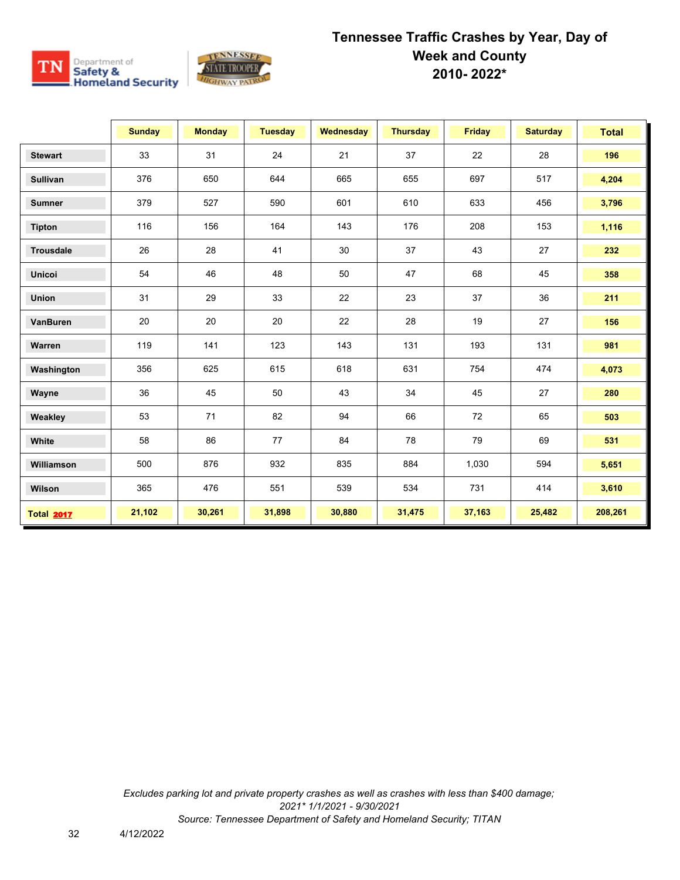# Tennessee Traffic Crashes by Year, Day of Week and County 2010- 2022*

| | Sunday | Monday | Tuesday | Wednesday | Thursday | Friday | Saturday | Total |
|---|---|---|---|---|---|---|---|---|
| Stewart | 33 | 31 | 24 | 21 | 37 | 22 | 28 | 196 |
| Sullivan | 376 | 650 | 644 | 665 | 655 | 697 | 517 | 4,204 |
| Sumner | 379 | 527 | 590 | 601 | 610 | 633 | 456 | 3,796 |
| Tipton | 116 | 156 | 164 | 143 | 176 | 208 | 153 | 1,116 |
| Trousdale | 26 | 28 | 41 | 30 | 37 | 43 | 27 | 232 |
| Unicoi | 54 | 46 | 48 | 50 | 47 | 68 | 45 | 358 |
| Union | 31 | 29 | 33 | 22 | 23 | 37 | 36 | 211 |
| VanBuren | 20 | 20 | 20 | 22 | 28 | 19 | 27 | 156 |
| Warren | 119 | 141 | 123 | 143 | 131 | 193 | 131 | 981 |
| Washington | 356 | 625 | 615 | 618 | 631 | 754 | 474 | 4,073 |
| Wayne | 36 | 45 | 50 | 43 | 34 | 45 | 27 | 280 |
| Weakley | 53 | 71 | 82 | 94 | 66 | 72 | 65 | 503 |
| White | 58 | 86 | 77 | 84 | 78 | 79 | 69 | 531 |
| Williamson | 500 | 876 | 932 | 835 | 884 | 1,030 | 594 | 5,651 |
| Wilson | 365 | 476 | 551 | 539 | 534 | 731 | 414 | 3,610 |
| Total 2017 | 21,102 | 30,261 | 31,898 | 30,880 | 31,475 | 37,163 | 25,482 | 208,261 |

*Excludes parking lot and private property crashes as well as crashes with less than $400 damage;*
*2021* 1/1/2021 - 9/30/2021*
*Source: Tennessee Department of Safety and Homeland Security; TITAN*

4/12/2022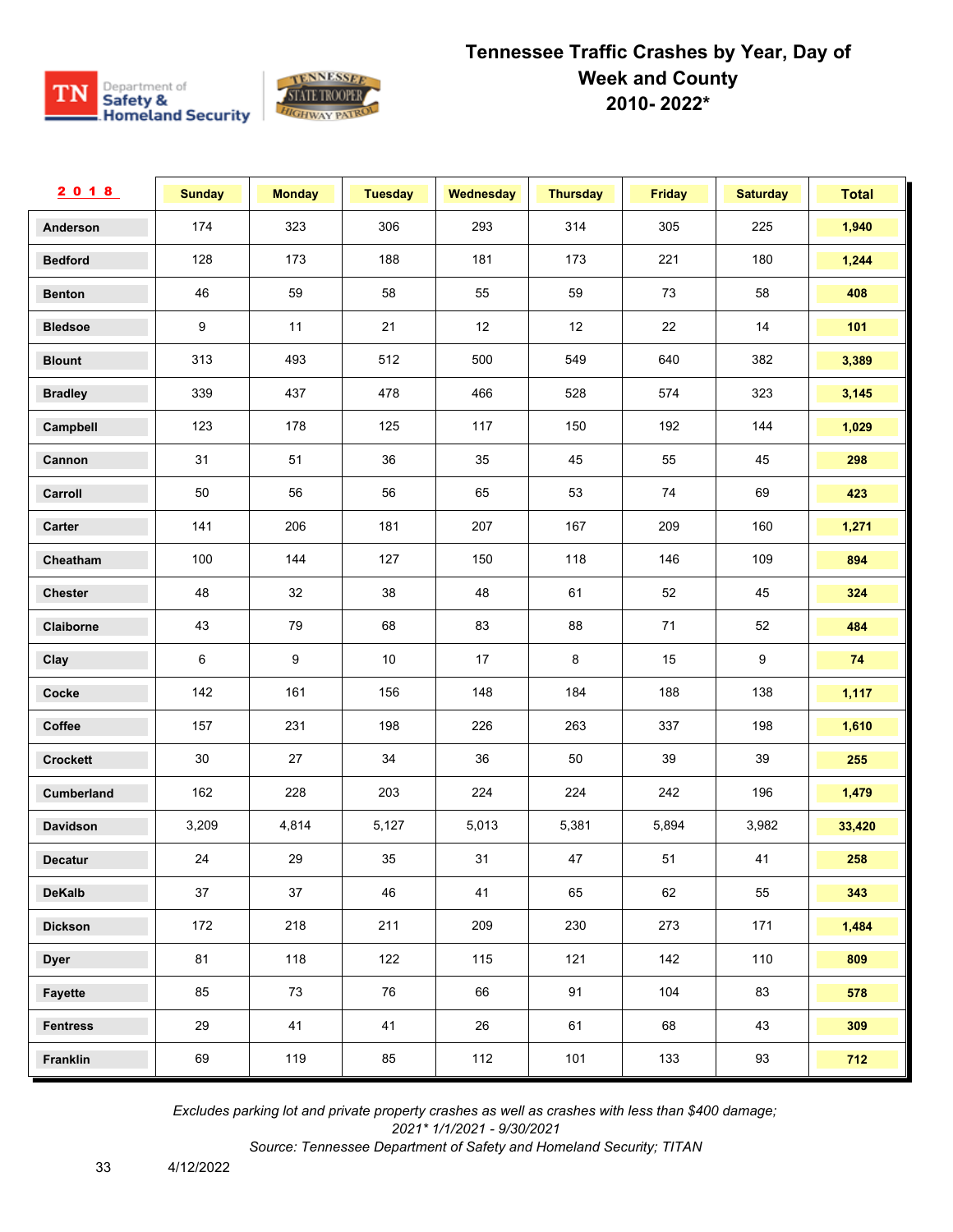# Tennessee Traffic Crashes by Year, Day of Week and County 2010- 2022*

| 2018 | Sunday | Monday | Tuesday | Wednesday | Thursday | Friday | Saturday | Total |
|---|---|---|---|---|---|---|---|---|
| Anderson | 174 | 323 | 306 | 293 | 314 | 305 | 225 | **1,940** |
| Bedford | 128 | 173 | 188 | 181 | 173 | 221 | 180 | **1,244** |
| Benton | 46 | 59 | 58 | 55 | 59 | 73 | 58 | **408** |
| Bledsoe | 9 | 11 | 21 | 12 | 12 | 22 | 14 | **101** |
| Blount | 313 | 493 | 512 | 500 | 549 | 640 | 382 | **3,389** |
| Bradley | 339 | 437 | 478 | 466 | 528 | 574 | 323 | **3,145** |
| Campbell | 123 | 178 | 125 | 117 | 150 | 192 | 144 | **1,029** |
| Cannon | 31 | 51 | 36 | 35 | 45 | 55 | 45 | **298** |
| Carroll | 50 | 56 | 56 | 65 | 53 | 74 | 69 | **423** |
| Carter | 141 | 206 | 181 | 207 | 167 | 209 | 160 | **1,271** |
| Cheatham | 100 | 144 | 127 | 150 | 118 | 146 | 109 | **894** |
| Chester | 48 | 32 | 38 | 48 | 61 | 52 | 45 | **324** |
| Claiborne | 43 | 79 | 68 | 83 | 88 | 71 | 52 | **484** |
| Clay | 6 | 9 | 10 | 17 | 8 | 15 | 9 | **74** |
| Cocke | 142 | 161 | 156 | 148 | 184 | 188 | 138 | **1,117** |
| Coffee | 157 | 231 | 198 | 226 | 263 | 337 | 198 | **1,610** |
| Crockett | 30 | 27 | 34 | 36 | 50 | 39 | 39 | **255** |
| Cumberland | 162 | 228 | 203 | 224 | 224 | 242 | 196 | **1,479** |
| Davidson | 3,209 | 4,814 | 5,127 | 5,013 | 5,381 | 5,894 | 3,982 | **33,420** |
| Decatur | 24 | 29 | 35 | 31 | 47 | 51 | 41 | **258** |
| DeKalb | 37 | 37 | 46 | 41 | 65 | 62 | 55 | **343** |
| Dickson | 172 | 218 | 211 | 209 | 230 | 273 | 171 | **1,484** |
| Dyer | 81 | 118 | 122 | 115 | 121 | 142 | 110 | **809** |
| Fayette | 85 | 73 | 76 | 66 | 91 | 104 | 83 | **578** |
| Fentress | 29 | 41 | 41 | 26 | 61 | 68 | 43 | **309** |
| Franklin | 69 | 119 | 85 | 112 | 101 | 133 | 93 | **712** |

*Excludes parking lot and private property crashes as well as crashes with less than $400 damage;*
*2021* 1/1/2021 - 9/30/2021*
*Source: Tennessee Department of Safety and Homeland Security; TITAN*

4/12/2022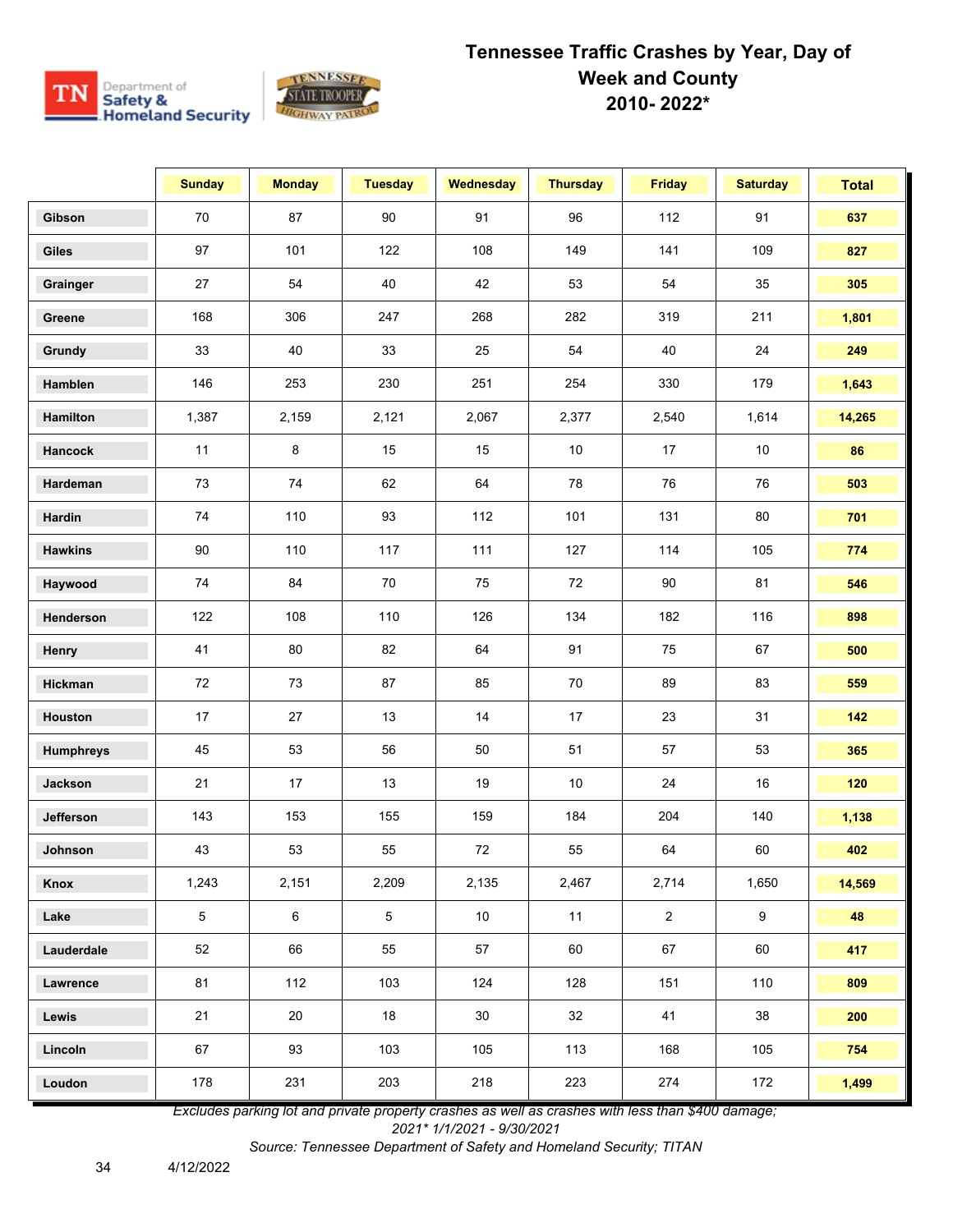# Tennessee Traffic Crashes by Year, Day of Week and County 2010- 2022*

| | Sunday | Monday | Tuesday | Wednesday | Thursday | Friday | Saturday | Total |
|---|---|---|---|---|---|---|---|---|
| Gibson | 70 | 87 | 90 | 91 | 96 | 112 | 91 | **637** |
| Giles | 97 | 101 | 122 | 108 | 149 | 141 | 109 | **827** |
| Grainger | 27 | 54 | 40 | 42 | 53 | 54 | 35 | **305** |
| Greene | 168 | 306 | 247 | 268 | 282 | 319 | 211 | **1,801** |
| Grundy | 33 | 40 | 33 | 25 | 54 | 40 | 24 | **249** |
| Hamblen | 146 | 253 | 230 | 251 | 254 | 330 | 179 | **1,643** |
| Hamilton | 1,387 | 2,159 | 2,121 | 2,067 | 2,377 | 2,540 | 1,614 | **14,265** |
| Hancock | 11 | 8 | 15 | 15 | 10 | 17 | 10 | **86** |
| Hardeman | 73 | 74 | 62 | 64 | 78 | 76 | 76 | **503** |
| Hardin | 74 | 110 | 93 | 112 | 101 | 131 | 80 | **701** |
| Hawkins | 90 | 110 | 117 | 111 | 127 | 114 | 105 | **774** |
| Haywood | 74 | 84 | 70 | 75 | 72 | 90 | 81 | **546** |
| Henderson | 122 | 108 | 110 | 126 | 134 | 182 | 116 | **898** |
| Henry | 41 | 80 | 82 | 64 | 91 | 75 | 67 | **500** |
| Hickman | 72 | 73 | 87 | 85 | 70 | 89 | 83 | **559** |
| Houston | 17 | 27 | 13 | 14 | 17 | 23 | 31 | **142** |
| Humphreys | 45 | 53 | 56 | 50 | 51 | 57 | 53 | **365** |
| Jackson | 21 | 17 | 13 | 19 | 10 | 24 | 16 | **120** |
| Jefferson | 143 | 153 | 155 | 159 | 184 | 204 | 140 | **1,138** |
| Johnson | 43 | 53 | 55 | 72 | 55 | 64 | 60 | **402** |
| Knox | 1,243 | 2,151 | 2,209 | 2,135 | 2,467 | 2,714 | 1,650 | **14,569** |
| Lake | 5 | 6 | 5 | 10 | 11 | 2 | 9 | **48** |
| Lauderdale | 52 | 66 | 55 | 57 | 60 | 67 | 60 | **417** |
| Lawrence | 81 | 112 | 103 | 124 | 128 | 151 | 110 | **809** |
| Lewis | 21 | 20 | 18 | 30 | 32 | 41 | 38 | **200** |
| Lincoln | 67 | 93 | 103 | 105 | 113 | 168 | 105 | **754** |
| Loudon | 178 | 231 | 203 | 218 | 223 | 274 | 172 | **1,499** |

*Excludes parking lot and private property crashes as well as crashes with less than $400 damage; 2021* 1/1/2021 - 9/30/2021*

*Source: Tennessee Department of Safety and Homeland Security; TITAN*

4/12/2022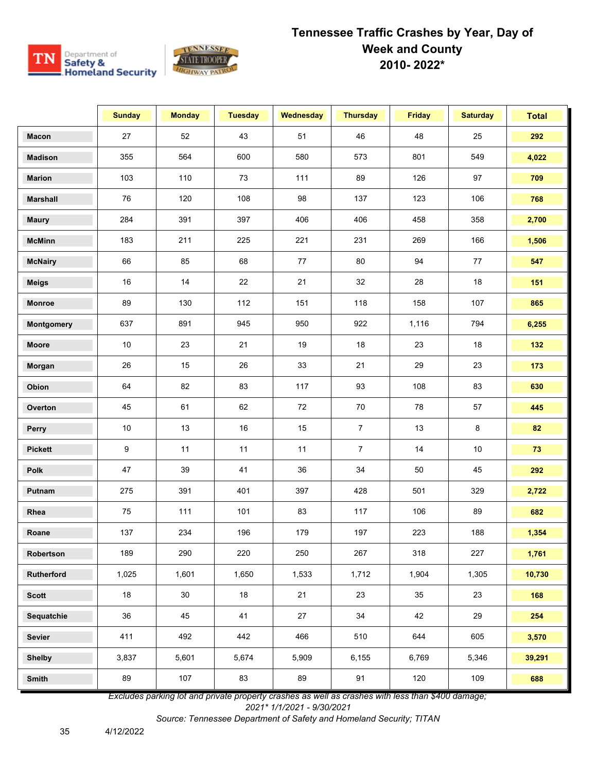# Tennessee Traffic Crashes by Year, Day of Week and County 2010- 2022*

| | Sunday | Monday | Tuesday | Wednesday | Thursday | Friday | Saturday | Total |
|---|---|---|---|---|---|---|---|---|
| Macon | 27 | 52 | 43 | 51 | 46 | 48 | 25 | 292 |
| Madison | 355 | 564 | 600 | 580 | 573 | 801 | 549 | 4,022 |
| Marion | 103 | 110 | 73 | 111 | 89 | 126 | 97 | 709 |
| Marshall | 76 | 120 | 108 | 98 | 137 | 123 | 106 | 768 |
| Maury | 284 | 391 | 397 | 406 | 406 | 458 | 358 | 2,700 |
| McMinn | 183 | 211 | 225 | 221 | 231 | 269 | 166 | 1,506 |
| McNairy | 66 | 85 | 68 | 77 | 80 | 94 | 77 | 547 |
| Meigs | 16 | 14 | 22 | 21 | 32 | 28 | 18 | 151 |
| Monroe | 89 | 130 | 112 | 151 | 118 | 158 | 107 | 865 |
| Montgomery | 637 | 891 | 945 | 950 | 922 | 1,116 | 794 | 6,255 |
| Moore | 10 | 23 | 21 | 19 | 18 | 23 | 18 | 132 |
| Morgan | 26 | 15 | 26 | 33 | 21 | 29 | 23 | 173 |
| Obion | 64 | 82 | 83 | 117 | 93 | 108 | 83 | 630 |
| Overton | 45 | 61 | 62 | 72 | 70 | 78 | 57 | 445 |
| Perry | 10 | 13 | 16 | 15 | 7 | 13 | 8 | 82 |
| Pickett | 9 | 11 | 11 | 11 | 7 | 14 | 10 | 73 |
| Polk | 47 | 39 | 41 | 36 | 34 | 50 | 45 | 292 |
| Putnam | 275 | 391 | 401 | 397 | 428 | 501 | 329 | 2,722 |
| Rhea | 75 | 111 | 101 | 83 | 117 | 106 | 89 | 682 |
| Roane | 137 | 234 | 196 | 179 | 197 | 223 | 188 | 1,354 |
| Robertson | 189 | 290 | 220 | 250 | 267 | 318 | 227 | 1,761 |
| Rutherford | 1,025 | 1,601 | 1,650 | 1,533 | 1,712 | 1,904 | 1,305 | 10,730 |
| Scott | 18 | 30 | 18 | 21 | 23 | 35 | 23 | 168 |
| Sequatchie | 36 | 45 | 41 | 27 | 34 | 42 | 29 | 254 |
| Sevier | 411 | 492 | 442 | 466 | 510 | 644 | 605 | 3,570 |
| Shelby | 3,837 | 5,601 | 5,674 | 5,909 | 6,155 | 6,769 | 5,346 | 39,291 |
| Smith | 89 | 107 | 83 | 89 | 91 | 120 | 109 | 688 |

*Excludes parking lot and private property crashes as well as crashes with less than $400 damage; 2021* 1/1/2021 - 9/30/2021*

*Source: Tennessee Department of Safety and Homeland Security; TITAN*

4/12/2022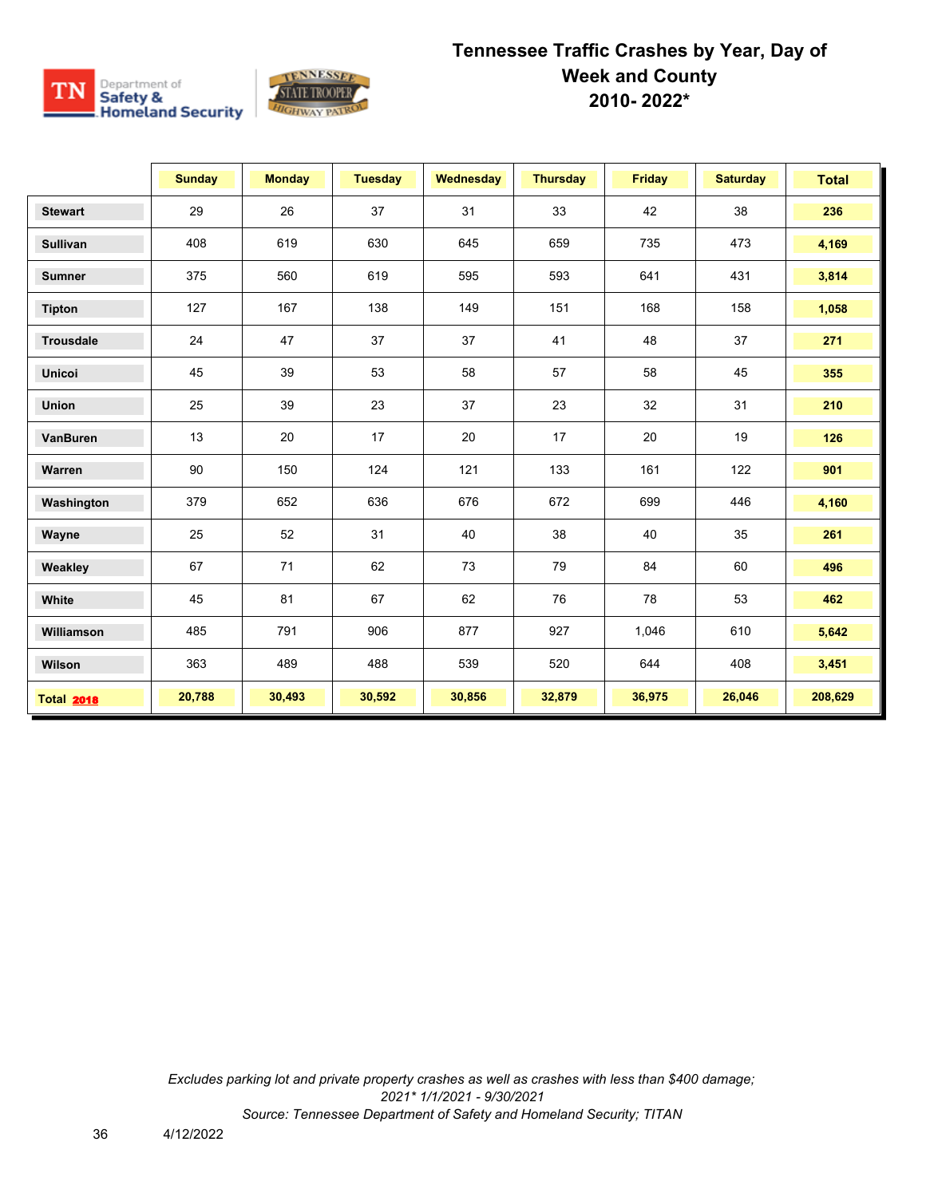# Tennessee Traffic Crashes by Year, Day of Week and County 2010- 2022*

| | Sunday | Monday | Tuesday | Wednesday | Thursday | Friday | Saturday | Total |
|---|---|---|---|---|---|---|---|---|
| Stewart | 29 | 26 | 37 | 31 | 33 | 42 | 38 | 236 |
| Sullivan | 408 | 619 | 630 | 645 | 659 | 735 | 473 | 4,169 |
| Sumner | 375 | 560 | 619 | 595 | 593 | 641 | 431 | 3,814 |
| Tipton | 127 | 167 | 138 | 149 | 151 | 168 | 158 | 1,058 |
| Trousdale | 24 | 47 | 37 | 37 | 41 | 48 | 37 | 271 |
| Unicoi | 45 | 39 | 53 | 58 | 57 | 58 | 45 | 355 |
| Union | 25 | 39 | 23 | 37 | 23 | 32 | 31 | 210 |
| VanBuren | 13 | 20 | 17 | 20 | 17 | 20 | 19 | 126 |
| Warren | 90 | 150 | 124 | 121 | 133 | 161 | 122 | 901 |
| Washington | 379 | 652 | 636 | 676 | 672 | 699 | 446 | 4,160 |
| Wayne | 25 | 52 | 31 | 40 | 38 | 40 | 35 | 261 |
| Weakley | 67 | 71 | 62 | 73 | 79 | 84 | 60 | 496 |
| White | 45 | 81 | 67 | 62 | 76 | 78 | 53 | 462 |
| Williamson | 485 | 791 | 906 | 877 | 927 | 1,046 | 610 | 5,642 |
| Wilson | 363 | 489 | 488 | 539 | 520 | 644 | 408 | 3,451 |
| Total 2018 | 20,788 | 30,493 | 30,592 | 30,856 | 32,879 | 36,975 | 26,046 | 208,629 |

*Excludes parking lot and private property crashes as well as crashes with less than $400 damage;*
*2021* 1/1/2021 - 9/30/2021*
*Source: Tennessee Department of Safety and Homeland Security; TITAN*

4/12/2022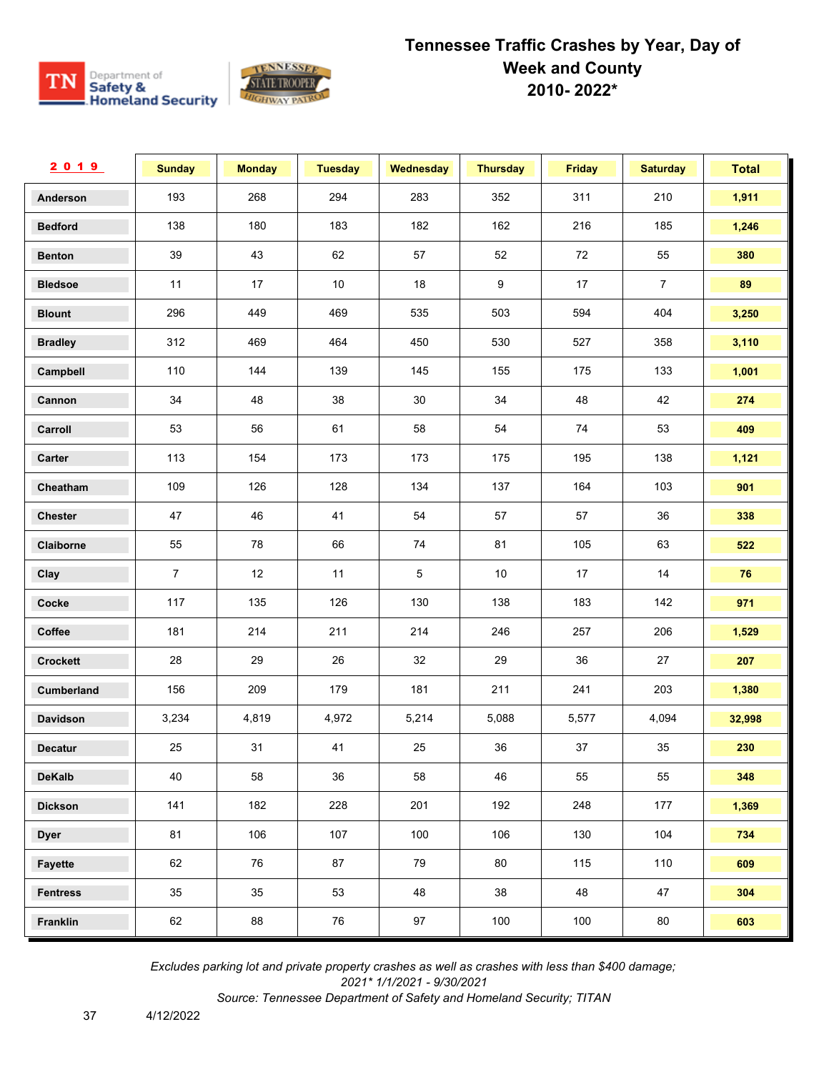# Tennessee Traffic Crashes by Year, Day of Week and County 2010- 2022*

| 2019 | Sunday | Monday | Tuesday | Wednesday | Thursday | Friday | Saturday | Total |
|---|---|---|---|---|---|---|---|---|
| Anderson | 193 | 268 | 294 | 283 | 352 | 311 | 210 | 1,911 |
| Bedford | 138 | 180 | 183 | 182 | 162 | 216 | 185 | 1,246 |
| Benton | 39 | 43 | 62 | 57 | 52 | 72 | 55 | 380 |
| Bledsoe | 11 | 17 | 10 | 18 | 9 | 17 | 7 | 89 |
| Blount | 296 | 449 | 469 | 535 | 503 | 594 | 404 | 3,250 |
| Bradley | 312 | 469 | 464 | 450 | 530 | 527 | 358 | 3,110 |
| Campbell | 110 | 144 | 139 | 145 | 155 | 175 | 133 | 1,001 |
| Cannon | 34 | 48 | 38 | 30 | 34 | 48 | 42 | 274 |
| Carroll | 53 | 56 | 61 | 58 | 54 | 74 | 53 | 409 |
| Carter | 113 | 154 | 173 | 173 | 175 | 195 | 138 | 1,121 |
| Cheatham | 109 | 126 | 128 | 134 | 137 | 164 | 103 | 901 |
| Chester | 47 | 46 | 41 | 54 | 57 | 57 | 36 | 338 |
| Claiborne | 55 | 78 | 66 | 74 | 81 | 105 | 63 | 522 |
| Clay | 7 | 12 | 11 | 5 | 10 | 17 | 14 | 76 |
| Cocke | 117 | 135 | 126 | 130 | 138 | 183 | 142 | 971 |
| Coffee | 181 | 214 | 211 | 214 | 246 | 257 | 206 | 1,529 |
| Crockett | 28 | 29 | 26 | 32 | 29 | 36 | 27 | 207 |
| Cumberland | 156 | 209 | 179 | 181 | 211 | 241 | 203 | 1,380 |
| Davidson | 3,234 | 4,819 | 4,972 | 5,214 | 5,088 | 5,577 | 4,094 | 32,998 |
| Decatur | 25 | 31 | 41 | 25 | 36 | 37 | 35 | 230 |
| DeKalb | 40 | 58 | 36 | 58 | 46 | 55 | 55 | 348 |
| Dickson | 141 | 182 | 228 | 201 | 192 | 248 | 177 | 1,369 |
| Dyer | 81 | 106 | 107 | 100 | 106 | 130 | 104 | 734 |
| Fayette | 62 | 76 | 87 | 79 | 80 | 115 | 110 | 609 |
| Fentress | 35 | 35 | 53 | 48 | 38 | 48 | 47 | 304 |
| Franklin | 62 | 88 | 76 | 97 | 100 | 100 | 80 | 603 |

*Excludes parking lot and private property crashes as well as crashes with less than $400 damage;*
*2021* 1/1/2021 - 9/30/2021*
*Source: Tennessee Department of Safety and Homeland Security; TITAN*

4/12/2022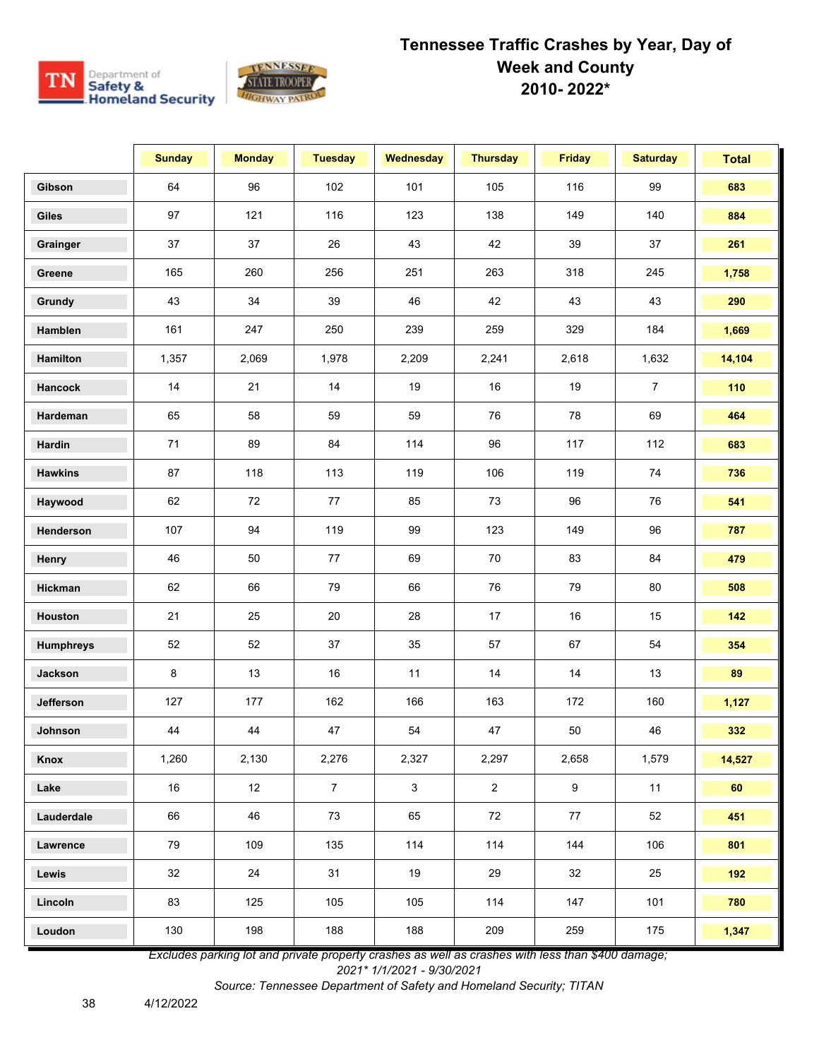# Tennessee Traffic Crashes by Year, Day of Week and County 2010- 2022*

| | Sunday | Monday | Tuesday | Wednesday | Thursday | Friday | Saturday | Total |
|---|---|---|---|---|---|---|---|---|
| Gibson | 64 | 96 | 102 | 101 | 105 | 116 | 99 | **683** |
| Giles | 97 | 121 | 116 | 123 | 138 | 149 | 140 | **884** |
| Grainger | 37 | 37 | 26 | 43 | 42 | 39 | 37 | **261** |
| Greene | 165 | 260 | 256 | 251 | 263 | 318 | 245 | **1,758** |
| Grundy | 43 | 34 | 39 | 46 | 42 | 43 | 43 | **290** |
| Hamblen | 161 | 247 | 250 | 239 | 259 | 329 | 184 | **1,669** |
| Hamilton | 1,357 | 2,069 | 1,978 | 2,209 | 2,241 | 2,618 | 1,632 | **14,104** |
| Hancock | 14 | 21 | 14 | 19 | 16 | 19 | 7 | **110** |
| Hardeman | 65 | 58 | 59 | 59 | 76 | 78 | 69 | **464** |
| Hardin | 71 | 89 | 84 | 114 | 96 | 117 | 112 | **683** |
| Hawkins | 87 | 118 | 113 | 119 | 106 | 119 | 74 | **736** |
| Haywood | 62 | 72 | 77 | 85 | 73 | 96 | 76 | **541** |
| Henderson | 107 | 94 | 119 | 99 | 123 | 149 | 96 | **787** |
| Henry | 46 | 50 | 77 | 69 | 70 | 83 | 84 | **479** |
| Hickman | 62 | 66 | 79 | 66 | 76 | 79 | 80 | **508** |
| Houston | 21 | 25 | 20 | 28 | 17 | 16 | 15 | **142** |
| Humphreys | 52 | 52 | 37 | 35 | 57 | 67 | 54 | **354** |
| Jackson | 8 | 13 | 16 | 11 | 14 | 14 | 13 | **89** |
| Jefferson | 127 | 177 | 162 | 166 | 163 | 172 | 160 | **1,127** |
| Johnson | 44 | 44 | 47 | 54 | 47 | 50 | 46 | **332** |
| Knox | 1,260 | 2,130 | 2,276 | 2,327 | 2,297 | 2,658 | 1,579 | **14,527** |
| Lake | 16 | 12 | 7 | 3 | 2 | 9 | 11 | **60** |
| Lauderdale | 66 | 46 | 73 | 65 | 72 | 77 | 52 | **451** |
| Lawrence | 79 | 109 | 135 | 114 | 114 | 144 | 106 | **801** |
| Lewis | 32 | 24 | 31 | 19 | 29 | 32 | 25 | **192** |
| Lincoln | 83 | 125 | 105 | 105 | 114 | 147 | 101 | **780** |
| Loudon | 130 | 198 | 188 | 188 | 209 | 259 | 175 | **1,347** |

*Excludes parking lot and private property crashes as well as crashes with less than $400 damage; 2021* 1/1/2021 - 9/30/2021*

*Source: Tennessee Department of Safety and Homeland Security; TITAN*

4/12/2022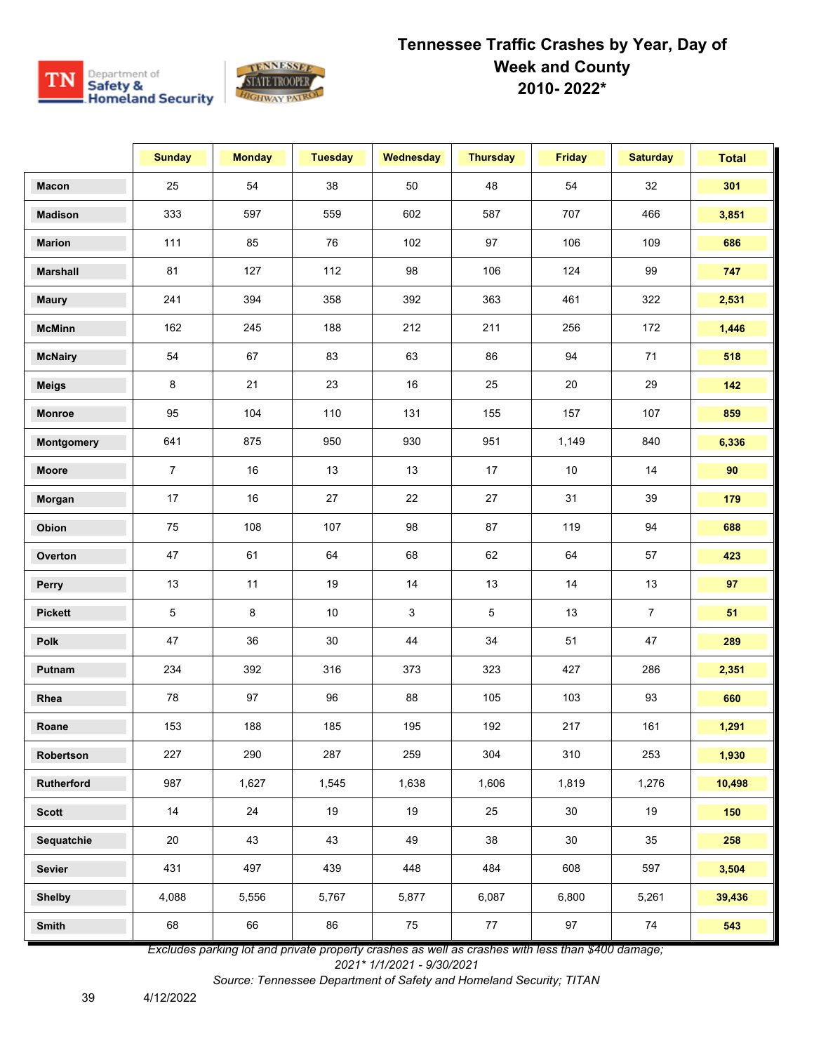# Tennessee Traffic Crashes by Year, Day of Week and County 2010- 2022*

| | Sunday | Monday | Tuesday | Wednesday | Thursday | Friday | Saturday | Total |
|---|---|---|---|---|---|---|---|---|
| Macon | 25 | 54 | 38 | 50 | 48 | 54 | 32 | **301** |
| Madison | 333 | 597 | 559 | 602 | 587 | 707 | 466 | **3,851** |
| Marion | 111 | 85 | 76 | 102 | 97 | 106 | 109 | **686** |
| Marshall | 81 | 127 | 112 | 98 | 106 | 124 | 99 | **747** |
| Maury | 241 | 394 | 358 | 392 | 363 | 461 | 322 | **2,531** |
| McMinn | 162 | 245 | 188 | 212 | 211 | 256 | 172 | **1,446** |
| McNairy | 54 | 67 | 83 | 63 | 86 | 94 | 71 | **518** |
| Meigs | 8 | 21 | 23 | 16 | 25 | 20 | 29 | **142** |
| Monroe | 95 | 104 | 110 | 131 | 155 | 157 | 107 | **859** |
| Montgomery | 641 | 875 | 950 | 930 | 951 | 1,149 | 840 | **6,336** |
| Moore | 7 | 16 | 13 | 13 | 17 | 10 | 14 | **90** |
| Morgan | 17 | 16 | 27 | 22 | 27 | 31 | 39 | **179** |
| Obion | 75 | 108 | 107 | 98 | 87 | 119 | 94 | **688** |
| Overton | 47 | 61 | 64 | 68 | 62 | 64 | 57 | **423** |
| Perry | 13 | 11 | 19 | 14 | 13 | 14 | 13 | **97** |
| Pickett | 5 | 8 | 10 | 3 | 5 | 13 | 7 | **51** |
| Polk | 47 | 36 | 30 | 44 | 34 | 51 | 47 | **289** |
| Putnam | 234 | 392 | 316 | 373 | 323 | 427 | 286 | **2,351** |
| Rhea | 78 | 97 | 96 | 88 | 105 | 103 | 93 | **660** |
| Roane | 153 | 188 | 185 | 195 | 192 | 217 | 161 | **1,291** |
| Robertson | 227 | 290 | 287 | 259 | 304 | 310 | 253 | **1,930** |
| Rutherford | 987 | 1,627 | 1,545 | 1,638 | 1,606 | 1,819 | 1,276 | **10,498** |
| Scott | 14 | 24 | 19 | 19 | 25 | 30 | 19 | **150** |
| Sequatchie | 20 | 43 | 43 | 49 | 38 | 30 | 35 | **258** |
| Sevier | 431 | 497 | 439 | 448 | 484 | 608 | 597 | **3,504** |
| Shelby | 4,088 | 5,556 | 5,767 | 5,877 | 6,087 | 6,800 | 5,261 | **39,436** |
| Smith | 68 | 66 | 86 | 75 | 77 | 97 | 74 | **543** |

*Excludes parking lot and private property crashes as well as crashes with less than $400 damage; 2021* 1/1/2021 - 9/30/2021*

*Source: Tennessee Department of Safety and Homeland Security; TITAN*

4/12/2022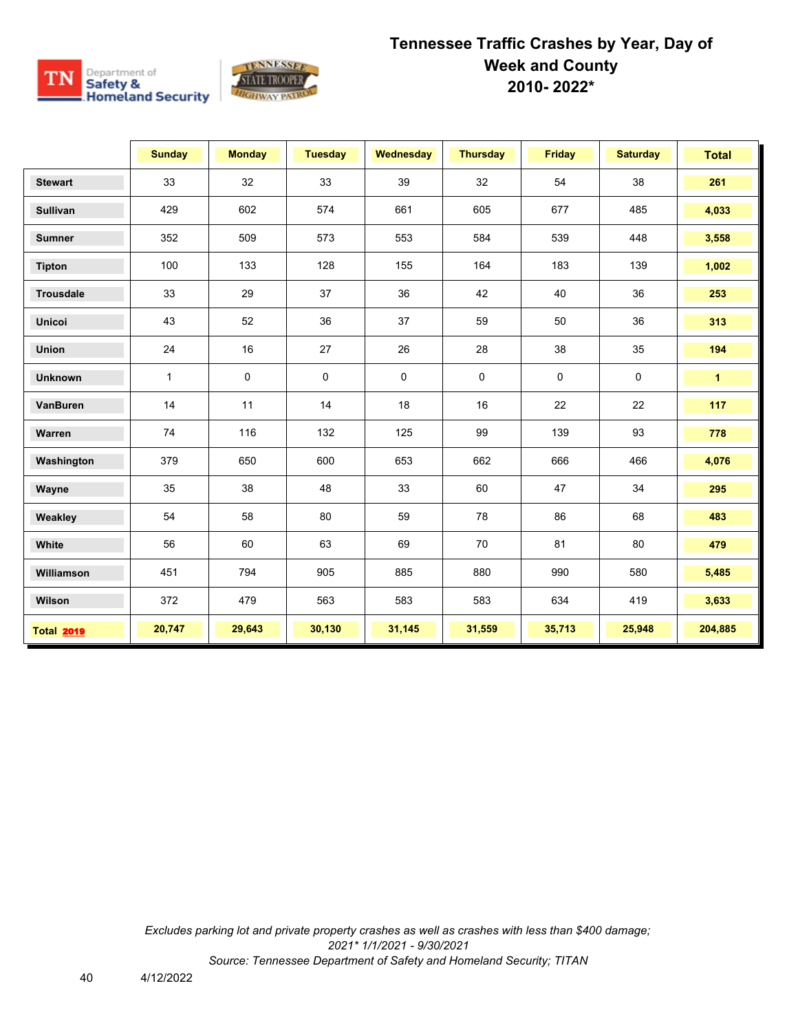# Tennessee Traffic Crashes by Year, Day of Week and County 2010- 2022*

| | Sunday | Monday | Tuesday | Wednesday | Thursday | Friday | Saturday | Total |
|---|---|---|---|---|---|---|---|---|
| Stewart | 33 | 32 | 33 | 39 | 32 | 54 | 38 | **261** |
| Sullivan | 429 | 602 | 574 | 661 | 605 | 677 | 485 | **4,033** |
| Sumner | 352 | 509 | 573 | 553 | 584 | 539 | 448 | **3,558** |
| Tipton | 100 | 133 | 128 | 155 | 164 | 183 | 139 | **1,002** |
| Trousdale | 33 | 29 | 37 | 36 | 42 | 40 | 36 | **253** |
| Unicoi | 43 | 52 | 36 | 37 | 59 | 50 | 36 | **313** |
| Union | 24 | 16 | 27 | 26 | 28 | 38 | 35 | **194** |
| Unknown | 1 | 0 | 0 | 0 | 0 | 0 | 0 | **1** |
| VanBuren | 14 | 11 | 14 | 18 | 16 | 22 | 22 | **117** |
| Warren | 74 | 116 | 132 | 125 | 99 | 139 | 93 | **778** |
| Washington | 379 | 650 | 600 | 653 | 662 | 666 | 466 | **4,076** |
| Wayne | 35 | 38 | 48 | 33 | 60 | 47 | 34 | **295** |
| Weakley | 54 | 58 | 80 | 59 | 78 | 86 | 68 | **483** |
| White | 56 | 60 | 63 | 69 | 70 | 81 | 80 | **479** |
| Williamson | 451 | 794 | 905 | 885 | 880 | 990 | 580 | **5,485** |
| Wilson | 372 | 479 | 563 | 583 | 583 | 634 | 419 | **3,633** |
| **Total 2019** | **20,747** | **29,643** | **30,130** | **31,145** | **31,559** | **35,713** | **25,948** | **204,885** |

*Excludes parking lot and private property crashes as well as crashes with less than $400 damage;*
*2021* 1/1/2021 - 9/30/2021*
*Source: Tennessee Department of Safety and Homeland Security; TITAN*

4/12/2022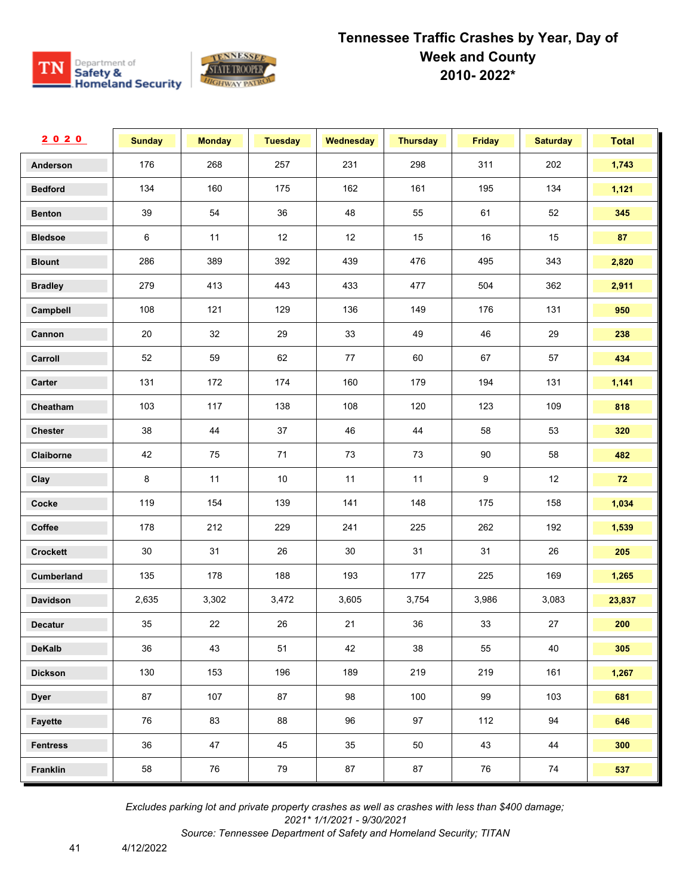# Tennessee Traffic Crashes by Year, Day of Week and County 2010- 2022*

| 2020 | Sunday | Monday | Tuesday | Wednesday | Thursday | Friday | Saturday | Total |
|---|---|---|---|---|---|---|---|---|
| Anderson | 176 | 268 | 257 | 231 | 298 | 311 | 202 | 1,743 |
| Bedford | 134 | 160 | 175 | 162 | 161 | 195 | 134 | 1,121 |
| Benton | 39 | 54 | 36 | 48 | 55 | 61 | 52 | 345 |
| Bledsoe | 6 | 11 | 12 | 12 | 15 | 16 | 15 | 87 |
| Blount | 286 | 389 | 392 | 439 | 476 | 495 | 343 | 2,820 |
| Bradley | 279 | 413 | 443 | 433 | 477 | 504 | 362 | 2,911 |
| Campbell | 108 | 121 | 129 | 136 | 149 | 176 | 131 | 950 |
| Cannon | 20 | 32 | 29 | 33 | 49 | 46 | 29 | 238 |
| Carroll | 52 | 59 | 62 | 77 | 60 | 67 | 57 | 434 |
| Carter | 131 | 172 | 174 | 160 | 179 | 194 | 131 | 1,141 |
| Cheatham | 103 | 117 | 138 | 108 | 120 | 123 | 109 | 818 |
| Chester | 38 | 44 | 37 | 46 | 44 | 58 | 53 | 320 |
| Claiborne | 42 | 75 | 71 | 73 | 73 | 90 | 58 | 482 |
| Clay | 8 | 11 | 10 | 11 | 11 | 9 | 12 | 72 |
| Cocke | 119 | 154 | 139 | 141 | 148 | 175 | 158 | 1,034 |
| Coffee | 178 | 212 | 229 | 241 | 225 | 262 | 192 | 1,539 |
| Crockett | 30 | 31 | 26 | 30 | 31 | 31 | 26 | 205 |
| Cumberland | 135 | 178 | 188 | 193 | 177 | 225 | 169 | 1,265 |
| Davidson | 2,635 | 3,302 | 3,472 | 3,605 | 3,754 | 3,986 | 3,083 | 23,837 |
| Decatur | 35 | 22 | 26 | 21 | 36 | 33 | 27 | 200 |
| DeKalb | 36 | 43 | 51 | 42 | 38 | 55 | 40 | 305 |
| Dickson | 130 | 153 | 196 | 189 | 219 | 219 | 161 | 1,267 |
| Dyer | 87 | 107 | 87 | 98 | 100 | 99 | 103 | 681 |
| Fayette | 76 | 83 | 88 | 96 | 97 | 112 | 94 | 646 |
| Fentress | 36 | 47 | 45 | 35 | 50 | 43 | 44 | 300 |
| Franklin | 58 | 76 | 79 | 87 | 87 | 76 | 74 | 537 |

*Excludes parking lot and private property crashes as well as crashes with less than $400 damage;*
*2021* 1/1/2021 - 9/30/2021*
*Source: Tennessee Department of Safety and Homeland Security; TITAN*

4/12/2022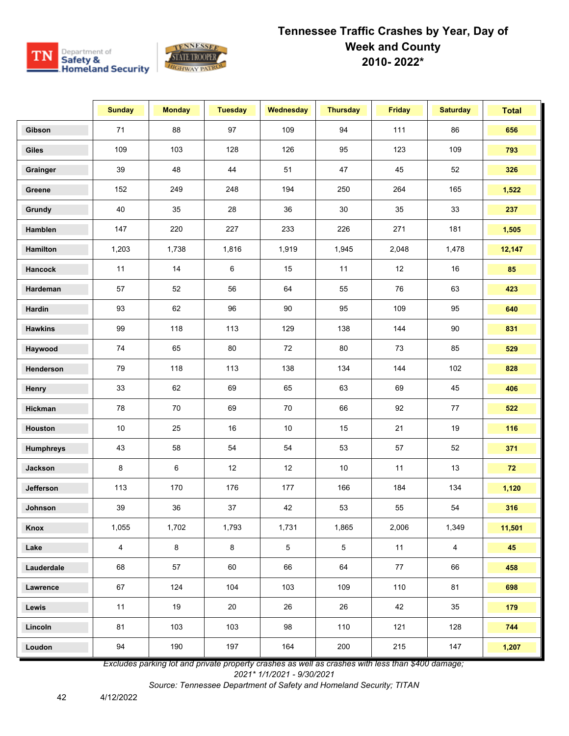# Tennessee Traffic Crashes by Year, Day of Week and County 2010- 2022*

| | Sunday | Monday | Tuesday | Wednesday | Thursday | Friday | Saturday | Total |
|---|---|---|---|---|---|---|---|---|
| Gibson | 71 | 88 | 97 | 109 | 94 | 111 | 86 | **656** |
| Giles | 109 | 103 | 128 | 126 | 95 | 123 | 109 | **793** |
| Grainger | 39 | 48 | 44 | 51 | 47 | 45 | 52 | **326** |
| Greene | 152 | 249 | 248 | 194 | 250 | 264 | 165 | **1,522** |
| Grundy | 40 | 35 | 28 | 36 | 30 | 35 | 33 | **237** |
| Hamblen | 147 | 220 | 227 | 233 | 226 | 271 | 181 | **1,505** |
| Hamilton | 1,203 | 1,738 | 1,816 | 1,919 | 1,945 | 2,048 | 1,478 | **12,147** |
| Hancock | 11 | 14 | 6 | 15 | 11 | 12 | 16 | **85** |
| Hardeman | 57 | 52 | 56 | 64 | 55 | 76 | 63 | **423** |
| Hardin | 93 | 62 | 96 | 90 | 95 | 109 | 95 | **640** |
| Hawkins | 99 | 118 | 113 | 129 | 138 | 144 | 90 | **831** |
| Haywood | 74 | 65 | 80 | 72 | 80 | 73 | 85 | **529** |
| Henderson | 79 | 118 | 113 | 138 | 134 | 144 | 102 | **828** |
| Henry | 33 | 62 | 69 | 65 | 63 | 69 | 45 | **406** |
| Hickman | 78 | 70 | 69 | 70 | 66 | 92 | 77 | **522** |
| Houston | 10 | 25 | 16 | 10 | 15 | 21 | 19 | **116** |
| Humphreys | 43 | 58 | 54 | 54 | 53 | 57 | 52 | **371** |
| Jackson | 8 | 6 | 12 | 12 | 10 | 11 | 13 | **72** |
| Jefferson | 113 | 170 | 176 | 177 | 166 | 184 | 134 | **1,120** |
| Johnson | 39 | 36 | 37 | 42 | 53 | 55 | 54 | **316** |
| Knox | 1,055 | 1,702 | 1,793 | 1,731 | 1,865 | 2,006 | 1,349 | **11,501** |
| Lake | 4 | 8 | 8 | 5 | 5 | 11 | 4 | **45** |
| Lauderdale | 68 | 57 | 60 | 66 | 64 | 77 | 66 | **458** |
| Lawrence | 67 | 124 | 104 | 103 | 109 | 110 | 81 | **698** |
| Lewis | 11 | 19 | 20 | 26 | 26 | 42 | 35 | **179** |
| Lincoln | 81 | 103 | 103 | 98 | 110 | 121 | 128 | **744** |
| Loudon | 94 | 190 | 197 | 164 | 200 | 215 | 147 | **1,207** |

*Excludes parking lot and private property crashes as well as crashes with less than $400 damage; 2021* 1/1/2021 - 9/30/2021*

*Source: Tennessee Department of Safety and Homeland Security; TITAN*

4/12/2022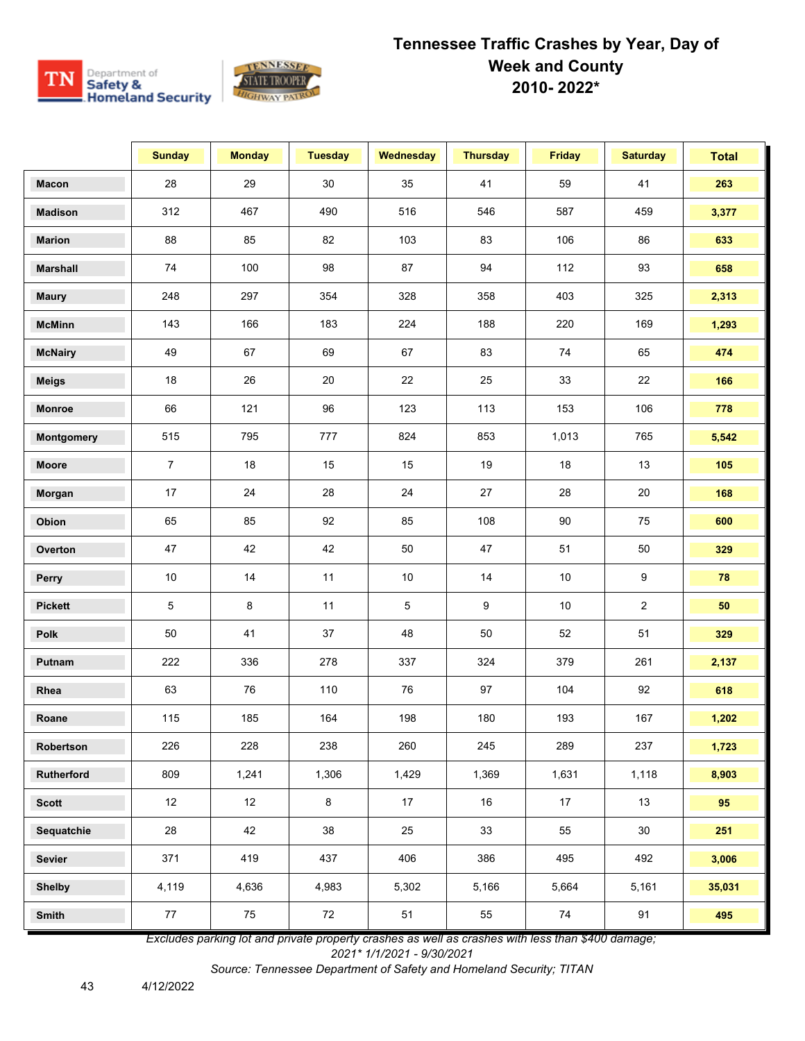# Tennessee Traffic Crashes by Year, Day of Week and County 2010- 2022*

| | Sunday | Monday | Tuesday | Wednesday | Thursday | Friday | Saturday | Total |
|---|---|---|---|---|---|---|---|---|
| Macon | 28 | 29 | 30 | 35 | 41 | 59 | 41 | **263** |
| Madison | 312 | 467 | 490 | 516 | 546 | 587 | 459 | **3,377** |
| Marion | 88 | 85 | 82 | 103 | 83 | 106 | 86 | **633** |
| Marshall | 74 | 100 | 98 | 87 | 94 | 112 | 93 | **658** |
| Maury | 248 | 297 | 354 | 328 | 358 | 403 | 325 | **2,313** |
| McMinn | 143 | 166 | 183 | 224 | 188 | 220 | 169 | **1,293** |
| McNairy | 49 | 67 | 69 | 67 | 83 | 74 | 65 | **474** |
| Meigs | 18 | 26 | 20 | 22 | 25 | 33 | 22 | **166** |
| Monroe | 66 | 121 | 96 | 123 | 113 | 153 | 106 | **778** |
| Montgomery | 515 | 795 | 777 | 824 | 853 | 1,013 | 765 | **5,542** |
| Moore | 7 | 18 | 15 | 15 | 19 | 18 | 13 | **105** |
| Morgan | 17 | 24 | 28 | 24 | 27 | 28 | 20 | **168** |
| Obion | 65 | 85 | 92 | 85 | 108 | 90 | 75 | **600** |
| Overton | 47 | 42 | 42 | 50 | 47 | 51 | 50 | **329** |
| Perry | 10 | 14 | 11 | 10 | 14 | 10 | 9 | **78** |
| Pickett | 5 | 8 | 11 | 5 | 9 | 10 | 2 | **50** |
| Polk | 50 | 41 | 37 | 48 | 50 | 52 | 51 | **329** |
| Putnam | 222 | 336 | 278 | 337 | 324 | 379 | 261 | **2,137** |
| Rhea | 63 | 76 | 110 | 76 | 97 | 104 | 92 | **618** |
| Roane | 115 | 185 | 164 | 198 | 180 | 193 | 167 | **1,202** |
| Robertson | 226 | 228 | 238 | 260 | 245 | 289 | 237 | **1,723** |
| Rutherford | 809 | 1,241 | 1,306 | 1,429 | 1,369 | 1,631 | 1,118 | **8,903** |
| Scott | 12 | 12 | 8 | 17 | 16 | 17 | 13 | **95** |
| Sequatchie | 28 | 42 | 38 | 25 | 33 | 55 | 30 | **251** |
| Sevier | 371 | 419 | 437 | 406 | 386 | 495 | 492 | **3,006** |
| Shelby | 4,119 | 4,636 | 4,983 | 5,302 | 5,166 | 5,664 | 5,161 | **35,031** |
| Smith | 77 | 75 | 72 | 51 | 55 | 74 | 91 | **495** |

*Excludes parking lot and private property crashes as well as crashes with less than $400 damage; 2021* 1/1/2021 - 9/30/2021*

*Source: Tennessee Department of Safety and Homeland Security; TITAN*

4/12/2022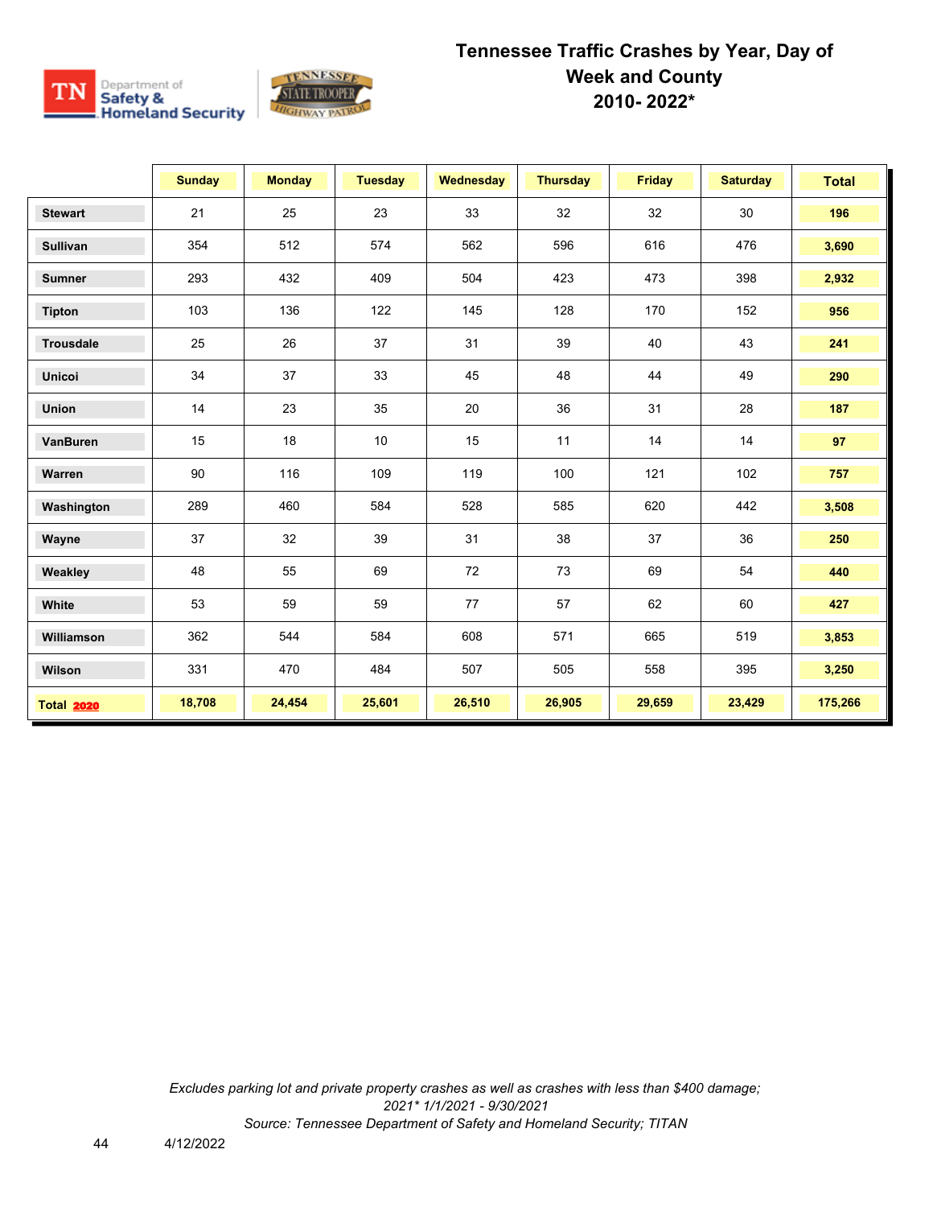# Tennessee Traffic Crashes by Year, Day of Week and County 2010- 2022*

| | Sunday | Monday | Tuesday | Wednesday | Thursday | Friday | Saturday | Total |
|---|---|---|---|---|---|---|---|---|
| **Stewart** | 21 | 25 | 23 | 33 | 32 | 32 | 30 | **196** |
| **Sullivan** | 354 | 512 | 574 | 562 | 596 | 616 | 476 | **3,690** |
| **Sumner** | 293 | 432 | 409 | 504 | 423 | 473 | 398 | **2,932** |
| **Tipton** | 103 | 136 | 122 | 145 | 128 | 170 | 152 | **956** |
| **Trousdale** | 25 | 26 | 37 | 31 | 39 | 40 | 43 | **241** |
| **Unicoi** | 34 | 37 | 33 | 45 | 48 | 44 | 49 | **290** |
| **Union** | 14 | 23 | 35 | 20 | 36 | 31 | 28 | **187** |
| **VanBuren** | 15 | 18 | 10 | 15 | 11 | 14 | 14 | **97** |
| **Warren** | 90 | 116 | 109 | 119 | 100 | 121 | 102 | **757** |
| **Washington** | 289 | 460 | 584 | 528 | 585 | 620 | 442 | **3,508** |
| **Wayne** | 37 | 32 | 39 | 31 | 38 | 37 | 36 | **250** |
| **Weakley** | 48 | 55 | 69 | 72 | 73 | 69 | 54 | **440** |
| **White** | 53 | 59 | 59 | 77 | 57 | 62 | 60 | **427** |
| **Williamson** | 362 | 544 | 584 | 608 | 571 | 665 | 519 | **3,853** |
| **Wilson** | 331 | 470 | 484 | 507 | 505 | 558 | 395 | **3,250** |
| **Total 2020** | **18,708** | **24,454** | **25,601** | **26,510** | **26,905** | **29,659** | **23,429** | **175,266** |

*Excludes parking lot and private property crashes as well as crashes with less than $400 damage;*
*2021* 1/1/2021 - 9/30/2021*
*Source: Tennessee Department of Safety and Homeland Security; TITAN*

4/12/2022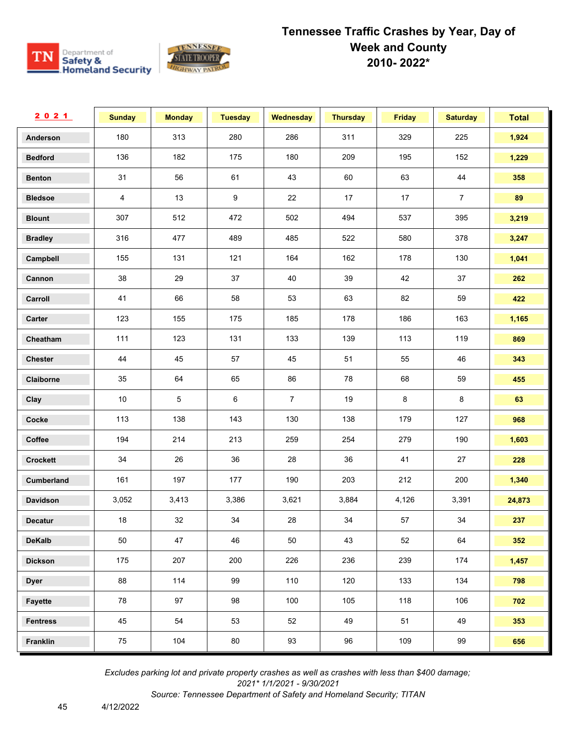# Tennessee Traffic Crashes by Year, Day of Week and County 2010- 2022*

| 2021 | Sunday | Monday | Tuesday | Wednesday | Thursday | Friday | Saturday | Total |
|---|---|---|---|---|---|---|---|---|
| Anderson | 180 | 313 | 280 | 286 | 311 | 329 | 225 | 1,924 |
| Bedford | 136 | 182 | 175 | 180 | 209 | 195 | 152 | 1,229 |
| Benton | 31 | 56 | 61 | 43 | 60 | 63 | 44 | 358 |
| Bledsoe | 4 | 13 | 9 | 22 | 17 | 17 | 7 | 89 |
| Blount | 307 | 512 | 472 | 502 | 494 | 537 | 395 | 3,219 |
| Bradley | 316 | 477 | 489 | 485 | 522 | 580 | 378 | 3,247 |
| Campbell | 155 | 131 | 121 | 164 | 162 | 178 | 130 | 1,041 |
| Cannon | 38 | 29 | 37 | 40 | 39 | 42 | 37 | 262 |
| Carroll | 41 | 66 | 58 | 53 | 63 | 82 | 59 | 422 |
| Carter | 123 | 155 | 175 | 185 | 178 | 186 | 163 | 1,165 |
| Cheatham | 111 | 123 | 131 | 133 | 139 | 113 | 119 | 869 |
| Chester | 44 | 45 | 57 | 45 | 51 | 55 | 46 | 343 |
| Claiborne | 35 | 64 | 65 | 86 | 78 | 68 | 59 | 455 |
| Clay | 10 | 5 | 6 | 7 | 19 | 8 | 8 | 63 |
| Cocke | 113 | 138 | 143 | 130 | 138 | 179 | 127 | 968 |
| Coffee | 194 | 214 | 213 | 259 | 254 | 279 | 190 | 1,603 |
| Crockett | 34 | 26 | 36 | 28 | 36 | 41 | 27 | 228 |
| Cumberland | 161 | 197 | 177 | 190 | 203 | 212 | 200 | 1,340 |
| Davidson | 3,052 | 3,413 | 3,386 | 3,621 | 3,884 | 4,126 | 3,391 | 24,873 |
| Decatur | 18 | 32 | 34 | 28 | 34 | 57 | 34 | 237 |
| DeKalb | 50 | 47 | 46 | 50 | 43 | 52 | 64 | 352 |
| Dickson | 175 | 207 | 200 | 226 | 236 | 239 | 174 | 1,457 |
| Dyer | 88 | 114 | 99 | 110 | 120 | 133 | 134 | 798 |
| Fayette | 78 | 97 | 98 | 100 | 105 | 118 | 106 | 702 |
| Fentress | 45 | 54 | 53 | 52 | 49 | 51 | 49 | 353 |
| Franklin | 75 | 104 | 80 | 93 | 96 | 109 | 99 | 656 |

*Excludes parking lot and private property crashes as well as crashes with less than $400 damage;*
*2021* 1/1/2021 - 9/30/2021*
*Source: Tennessee Department of Safety and Homeland Security; TITAN*

4/12/2022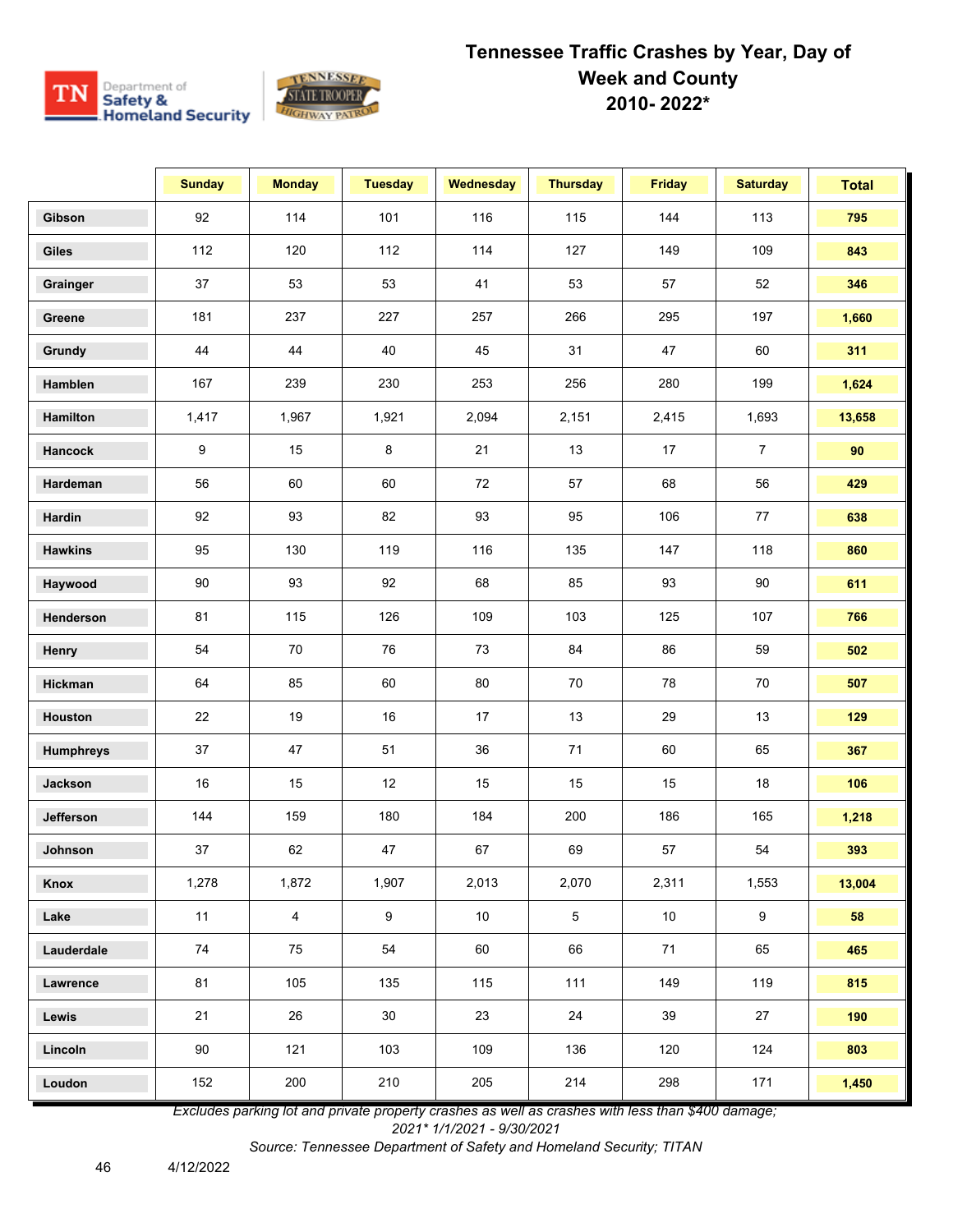# Tennessee Traffic Crashes by Year, Day of Week and County 2010- 2022*

| | Sunday | Monday | Tuesday | Wednesday | Thursday | Friday | Saturday | Total |
|---|---|---|---|---|---|---|---|---|
| Gibson | 92 | 114 | 101 | 116 | 115 | 144 | 113 | **795** |
| Giles | 112 | 120 | 112 | 114 | 127 | 149 | 109 | **843** |
| Grainger | 37 | 53 | 53 | 41 | 53 | 57 | 52 | **346** |
| Greene | 181 | 237 | 227 | 257 | 266 | 295 | 197 | **1,660** |
| Grundy | 44 | 44 | 40 | 45 | 31 | 47 | 60 | **311** |
| Hamblen | 167 | 239 | 230 | 253 | 256 | 280 | 199 | **1,624** |
| Hamilton | 1,417 | 1,967 | 1,921 | 2,094 | 2,151 | 2,415 | 1,693 | **13,658** |
| Hancock | 9 | 15 | 8 | 21 | 13 | 17 | 7 | **90** |
| Hardeman | 56 | 60 | 60 | 72 | 57 | 68 | 56 | **429** |
| Hardin | 92 | 93 | 82 | 93 | 95 | 106 | 77 | **638** |
| Hawkins | 95 | 130 | 119 | 116 | 135 | 147 | 118 | **860** |
| Haywood | 90 | 93 | 92 | 68 | 85 | 93 | 90 | **611** |
| Henderson | 81 | 115 | 126 | 109 | 103 | 125 | 107 | **766** |
| Henry | 54 | 70 | 76 | 73 | 84 | 86 | 59 | **502** |
| Hickman | 64 | 85 | 60 | 80 | 70 | 78 | 70 | **507** |
| Houston | 22 | 19 | 16 | 17 | 13 | 29 | 13 | **129** |
| Humphreys | 37 | 47 | 51 | 36 | 71 | 60 | 65 | **367** |
| Jackson | 16 | 15 | 12 | 15 | 15 | 15 | 18 | **106** |
| Jefferson | 144 | 159 | 180 | 184 | 200 | 186 | 165 | **1,218** |
| Johnson | 37 | 62 | 47 | 67 | 69 | 57 | 54 | **393** |
| Knox | 1,278 | 1,872 | 1,907 | 2,013 | 2,070 | 2,311 | 1,553 | **13,004** |
| Lake | 11 | 4 | 9 | 10 | 5 | 10 | 9 | **58** |
| Lauderdale | 74 | 75 | 54 | 60 | 66 | 71 | 65 | **465** |
| Lawrence | 81 | 105 | 135 | 115 | 111 | 149 | 119 | **815** |
| Lewis | 21 | 26 | 30 | 23 | 24 | 39 | 27 | **190** |
| Lincoln | 90 | 121 | 103 | 109 | 136 | 120 | 124 | **803** |
| Loudon | 152 | 200 | 210 | 205 | 214 | 298 | 171 | **1,450** |

*Excludes parking lot and private property crashes as well as crashes with less than $400 damage; 2021* 1/1/2021 - 9/30/2021*

*Source: Tennessee Department of Safety and Homeland Security; TITAN*

4/12/2022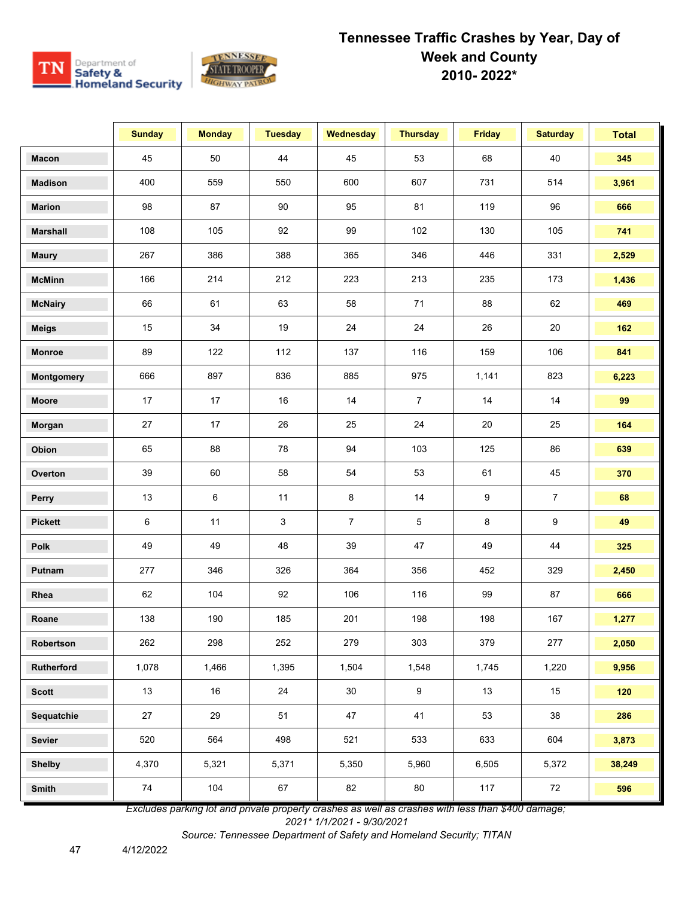# Tennessee Traffic Crashes by Year, Day of Week and County 2010- 2022*

| | Sunday | Monday | Tuesday | Wednesday | Thursday | Friday | Saturday | Total |
|---|---|---|---|---|---|---|---|---|
| **Macon** | 45 | 50 | 44 | 45 | 53 | 68 | 40 | **345** |
| **Madison** | 400 | 559 | 550 | 600 | 607 | 731 | 514 | **3,961** |
| **Marion** | 98 | 87 | 90 | 95 | 81 | 119 | 96 | **666** |
| **Marshall** | 108 | 105 | 92 | 99 | 102 | 130 | 105 | **741** |
| **Maury** | 267 | 386 | 388 | 365 | 346 | 446 | 331 | **2,529** |
| **McMinn** | 166 | 214 | 212 | 223 | 213 | 235 | 173 | **1,436** |
| **McNairy** | 66 | 61 | 63 | 58 | 71 | 88 | 62 | **469** |
| **Meigs** | 15 | 34 | 19 | 24 | 24 | 26 | 20 | **162** |
| **Monroe** | 89 | 122 | 112 | 137 | 116 | 159 | 106 | **841** |
| **Montgomery** | 666 | 897 | 836 | 885 | 975 | 1,141 | 823 | **6,223** |
| **Moore** | 17 | 17 | 16 | 14 | 7 | 14 | 14 | **99** |
| **Morgan** | 27 | 17 | 26 | 25 | 24 | 20 | 25 | **164** |
| **Obion** | 65 | 88 | 78 | 94 | 103 | 125 | 86 | **639** |
| **Overton** | 39 | 60 | 58 | 54 | 53 | 61 | 45 | **370** |
| **Perry** | 13 | 6 | 11 | 8 | 14 | 9 | 7 | **68** |
| **Pickett** | 6 | 11 | 3 | 7 | 5 | 8 | 9 | **49** |
| **Polk** | 49 | 49 | 48 | 39 | 47 | 49 | 44 | **325** |
| **Putnam** | 277 | 346 | 326 | 364 | 356 | 452 | 329 | **2,450** |
| **Rhea** | 62 | 104 | 92 | 106 | 116 | 99 | 87 | **666** |
| **Roane** | 138 | 190 | 185 | 201 | 198 | 198 | 167 | **1,277** |
| **Robertson** | 262 | 298 | 252 | 279 | 303 | 379 | 277 | **2,050** |
| **Rutherford** | 1,078 | 1,466 | 1,395 | 1,504 | 1,548 | 1,745 | 1,220 | **9,956** |
| **Scott** | 13 | 16 | 24 | 30 | 9 | 13 | 15 | **120** |
| **Sequatchie** | 27 | 29 | 51 | 47 | 41 | 53 | 38 | **286** |
| **Sevier** | 520 | 564 | 498 | 521 | 533 | 633 | 604 | **3,873** |
| **Shelby** | 4,370 | 5,321 | 5,371 | 5,350 | 5,960 | 6,505 | 5,372 | **38,249** |
| **Smith** | 74 | 104 | 67 | 82 | 80 | 117 | 72 | **596** |

*Excludes parking lot and private property crashes as well as crashes with less than $400 damage; 2021* 1/1/2021 - 9/30/2021*

*Source: Tennessee Department of Safety and Homeland Security; TITAN*

4/12/2022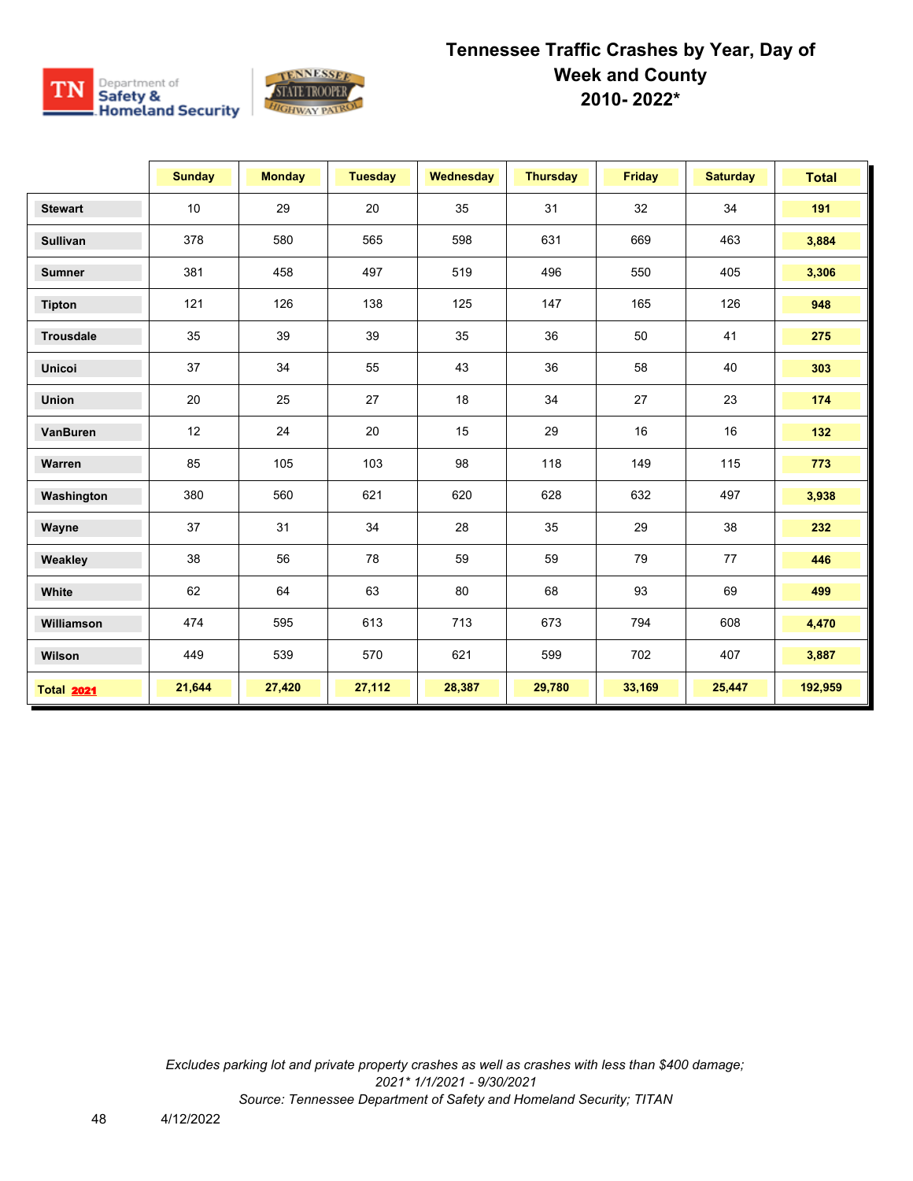# Tennessee Traffic Crashes by Year, Day of Week and County 2010- 2022*

| | Sunday | Monday | Tuesday | Wednesday | Thursday | Friday | Saturday | Total |
|---|---|---|---|---|---|---|---|---|
| Stewart | 10 | 29 | 20 | 35 | 31 | 32 | 34 | 191 |
| Sullivan | 378 | 580 | 565 | 598 | 631 | 669 | 463 | 3,884 |
| Sumner | 381 | 458 | 497 | 519 | 496 | 550 | 405 | 3,306 |
| Tipton | 121 | 126 | 138 | 125 | 147 | 165 | 126 | 948 |
| Trousdale | 35 | 39 | 39 | 35 | 36 | 50 | 41 | 275 |
| Unicoi | 37 | 34 | 55 | 43 | 36 | 58 | 40 | 303 |
| Union | 20 | 25 | 27 | 18 | 34 | 27 | 23 | 174 |
| VanBuren | 12 | 24 | 20 | 15 | 29 | 16 | 16 | 132 |
| Warren | 85 | 105 | 103 | 98 | 118 | 149 | 115 | 773 |
| Washington | 380 | 560 | 621 | 620 | 628 | 632 | 497 | 3,938 |
| Wayne | 37 | 31 | 34 | 28 | 35 | 29 | 38 | 232 |
| Weakley | 38 | 56 | 78 | 59 | 59 | 79 | 77 | 446 |
| White | 62 | 64 | 63 | 80 | 68 | 93 | 69 | 499 |
| Williamson | 474 | 595 | 613 | 713 | 673 | 794 | 608 | 4,470 |
| Wilson | 449 | 539 | 570 | 621 | 599 | 702 | 407 | 3,887 |
| **Total 2021** | **21,644** | **27,420** | **27,112** | **28,387** | **29,780** | **33,169** | **25,447** | **192,959** |

*Excludes parking lot and private property crashes as well as crashes with less than $400 damage;*
*2021* 1/1/2021 - 9/30/2021*
*Source: Tennessee Department of Safety and Homeland Security; TITAN*

4/12/2022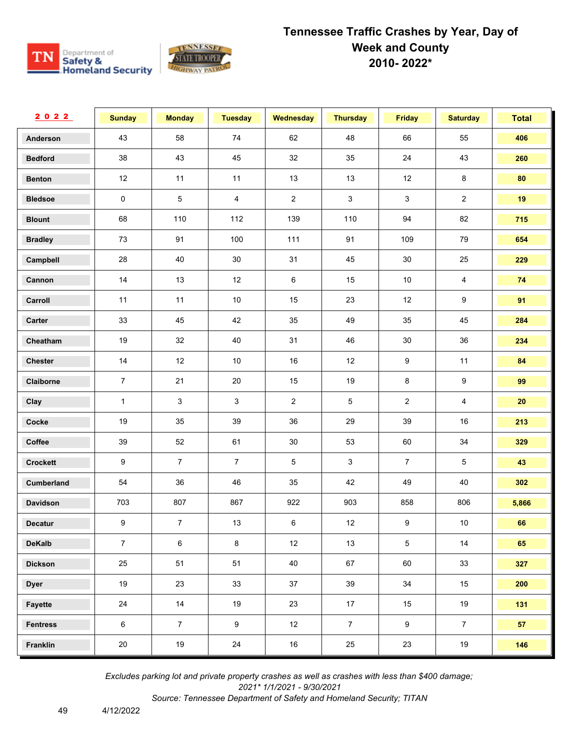# Tennessee Traffic Crashes by Year, Day of Week and County 2010- 2022*

| 2022 | Sunday | Monday | Tuesday | Wednesday | Thursday | Friday | Saturday | Total |
|---|---|---|---|---|---|---|---|---|
| Anderson | 43 | 58 | 74 | 62 | 48 | 66 | 55 | 406 |
| Bedford | 38 | 43 | 45 | 32 | 35 | 24 | 43 | 260 |
| Benton | 12 | 11 | 11 | 13 | 13 | 12 | 8 | 80 |
| Bledsoe | 0 | 5 | 4 | 2 | 3 | 3 | 2 | 19 |
| Blount | 68 | 110 | 112 | 139 | 110 | 94 | 82 | 715 |
| Bradley | 73 | 91 | 100 | 111 | 91 | 109 | 79 | 654 |
| Campbell | 28 | 40 | 30 | 31 | 45 | 30 | 25 | 229 |
| Cannon | 14 | 13 | 12 | 6 | 15 | 10 | 4 | 74 |
| Carroll | 11 | 11 | 10 | 15 | 23 | 12 | 9 | 91 |
| Carter | 33 | 45 | 42 | 35 | 49 | 35 | 45 | 284 |
| Cheatham | 19 | 32 | 40 | 31 | 46 | 30 | 36 | 234 |
| Chester | 14 | 12 | 10 | 16 | 12 | 9 | 11 | 84 |
| Claiborne | 7 | 21 | 20 | 15 | 19 | 8 | 9 | 99 |
| Clay | 1 | 3 | 3 | 2 | 5 | 2 | 4 | 20 |
| Cocke | 19 | 35 | 39 | 36 | 29 | 39 | 16 | 213 |
| Coffee | 39 | 52 | 61 | 30 | 53 | 60 | 34 | 329 |
| Crockett | 9 | 7 | 7 | 5 | 3 | 7 | 5 | 43 |
| Cumberland | 54 | 36 | 46 | 35 | 42 | 49 | 40 | 302 |
| Davidson | 703 | 807 | 867 | 922 | 903 | 858 | 806 | 5,866 |
| Decatur | 9 | 7 | 13 | 6 | 12 | 9 | 10 | 66 |
| DeKalb | 7 | 6 | 8 | 12 | 13 | 5 | 14 | 65 |
| Dickson | 25 | 51 | 51 | 40 | 67 | 60 | 33 | 327 |
| Dyer | 19 | 23 | 33 | 37 | 39 | 34 | 15 | 200 |
| Fayette | 24 | 14 | 19 | 23 | 17 | 15 | 19 | 131 |
| Fentress | 6 | 7 | 9 | 12 | 7 | 9 | 7 | 57 |
| Franklin | 20 | 19 | 24 | 16 | 25 | 23 | 19 | 146 |

*Excludes parking lot and private property crashes as well as crashes with less than $400 damage;*
*2021* 1/1/2021 - 9/30/2021*
*Source: Tennessee Department of Safety and Homeland Security; TITAN*

4/12/2022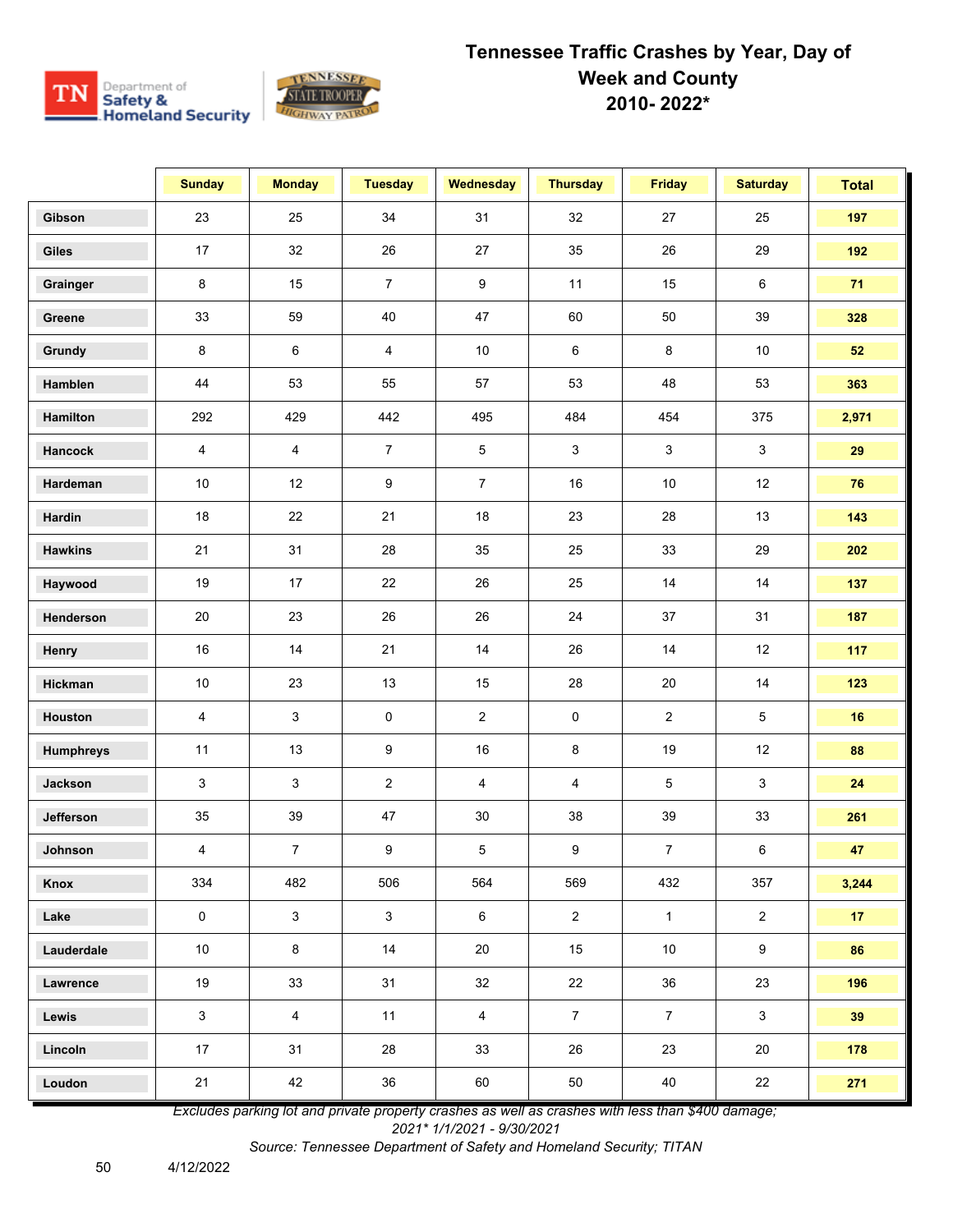# Tennessee Traffic Crashes by Year, Day of Week and County 2010- 2022*

| | Sunday | Monday | Tuesday | Wednesday | Thursday | Friday | Saturday | Total |
|---|---|---|---|---|---|---|---|---|
| Gibson | 23 | 25 | 34 | 31 | 32 | 27 | 25 | **197** |
| Giles | 17 | 32 | 26 | 27 | 35 | 26 | 29 | **192** |
| Grainger | 8 | 15 | 7 | 9 | 11 | 15 | 6 | **71** |
| Greene | 33 | 59 | 40 | 47 | 60 | 50 | 39 | **328** |
| Grundy | 8 | 6 | 4 | 10 | 6 | 8 | 10 | **52** |
| Hamblen | 44 | 53 | 55 | 57 | 53 | 48 | 53 | **363** |
| Hamilton | 292 | 429 | 442 | 495 | 484 | 454 | 375 | **2,971** |
| Hancock | 4 | 4 | 7 | 5 | 3 | 3 | 3 | **29** |
| Hardeman | 10 | 12 | 9 | 7 | 16 | 10 | 12 | **76** |
| Hardin | 18 | 22 | 21 | 18 | 23 | 28 | 13 | **143** |
| Hawkins | 21 | 31 | 28 | 35 | 25 | 33 | 29 | **202** |
| Haywood | 19 | 17 | 22 | 26 | 25 | 14 | 14 | **137** |
| Henderson | 20 | 23 | 26 | 26 | 24 | 37 | 31 | **187** |
| Henry | 16 | 14 | 21 | 14 | 26 | 14 | 12 | **117** |
| Hickman | 10 | 23 | 13 | 15 | 28 | 20 | 14 | **123** |
| Houston | 4 | 3 | 0 | 2 | 0 | 2 | 5 | **16** |
| Humphreys | 11 | 13 | 9 | 16 | 8 | 19 | 12 | **88** |
| Jackson | 3 | 3 | 2 | 4 | 4 | 5 | 3 | **24** |
| Jefferson | 35 | 39 | 47 | 30 | 38 | 39 | 33 | **261** |
| Johnson | 4 | 7 | 9 | 5 | 9 | 7 | 6 | **47** |
| Knox | 334 | 482 | 506 | 564 | 569 | 432 | 357 | **3,244** |
| Lake | 0 | 3 | 3 | 6 | 2 | 1 | 2 | **17** |
| Lauderdale | 10 | 8 | 14 | 20 | 15 | 10 | 9 | **86** |
| Lawrence | 19 | 33 | 31 | 32 | 22 | 36 | 23 | **196** |
| Lewis | 3 | 4 | 11 | 4 | 7 | 7 | 3 | **39** |
| Lincoln | 17 | 31 | 28 | 33 | 26 | 23 | 20 | **178** |
| Loudon | 21 | 42 | 36 | 60 | 50 | 40 | 22 | **271** |

*Excludes parking lot and private property crashes as well as crashes with less than $400 damage; 2021* 1/1/2021 - 9/30/2021*

*Source: Tennessee Department of Safety and Homeland Security; TITAN*

4/12/2022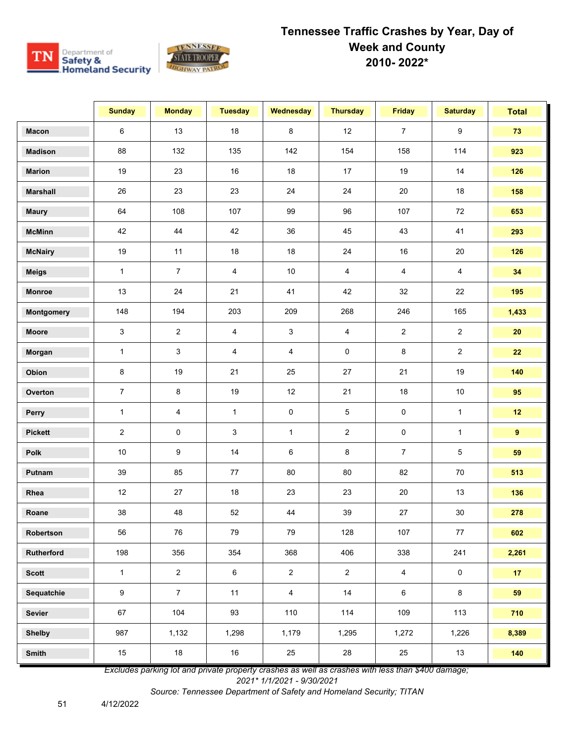# Tennessee Traffic Crashes by Year, Day of Week and County 2010- 2022*

| | Sunday | Monday | Tuesday | Wednesday | Thursday | Friday | Saturday | Total |
|---|---|---|---|---|---|---|---|---|
| Macon | 6 | 13 | 18 | 8 | 12 | 7 | 9 | **73** |
| Madison | 88 | 132 | 135 | 142 | 154 | 158 | 114 | **923** |
| Marion | 19 | 23 | 16 | 18 | 17 | 19 | 14 | **126** |
| Marshall | 26 | 23 | 23 | 24 | 24 | 20 | 18 | **158** |
| Maury | 64 | 108 | 107 | 99 | 96 | 107 | 72 | **653** |
| McMinn | 42 | 44 | 42 | 36 | 45 | 43 | 41 | **293** |
| McNairy | 19 | 11 | 18 | 18 | 24 | 16 | 20 | **126** |
| Meigs | 1 | 7 | 4 | 10 | 4 | 4 | 4 | **34** |
| Monroe | 13 | 24 | 21 | 41 | 42 | 32 | 22 | **195** |
| Montgomery | 148 | 194 | 203 | 209 | 268 | 246 | 165 | **1,433** |
| Moore | 3 | 2 | 4 | 3 | 4 | 2 | 2 | **20** |
| Morgan | 1 | 3 | 4 | 4 | 0 | 8 | 2 | **22** |
| Obion | 8 | 19 | 21 | 25 | 27 | 21 | 19 | **140** |
| Overton | 7 | 8 | 19 | 12 | 21 | 18 | 10 | **95** |
| Perry | 1 | 4 | 1 | 0 | 5 | 0 | 1 | **12** |
| Pickett | 2 | 0 | 3 | 1 | 2 | 0 | 1 | **9** |
| Polk | 10 | 9 | 14 | 6 | 8 | 7 | 5 | **59** |
| Putnam | 39 | 85 | 77 | 80 | 80 | 82 | 70 | **513** |
| Rhea | 12 | 27 | 18 | 23 | 23 | 20 | 13 | **136** |
| Roane | 38 | 48 | 52 | 44 | 39 | 27 | 30 | **278** |
| Robertson | 56 | 76 | 79 | 79 | 128 | 107 | 77 | **602** |
| Rutherford | 198 | 356 | 354 | 368 | 406 | 338 | 241 | **2,261** |
| Scott | 1 | 2 | 6 | 2 | 2 | 4 | 0 | **17** |
| Sequatchie | 9 | 7 | 11 | 4 | 14 | 6 | 8 | **59** |
| Sevier | 67 | 104 | 93 | 110 | 114 | 109 | 113 | **710** |
| Shelby | 987 | 1,132 | 1,298 | 1,179 | 1,295 | 1,272 | 1,226 | **8,389** |
| Smith | 15 | 18 | 16 | 25 | 28 | 25 | 13 | **140** |

*Excludes parking lot and private property crashes as well as crashes with less than $400 damage;*
*2021* 1/1/2021 - 9/30/2021*
*Source: Tennessee Department of Safety and Homeland Security; TITAN*

4/12/2022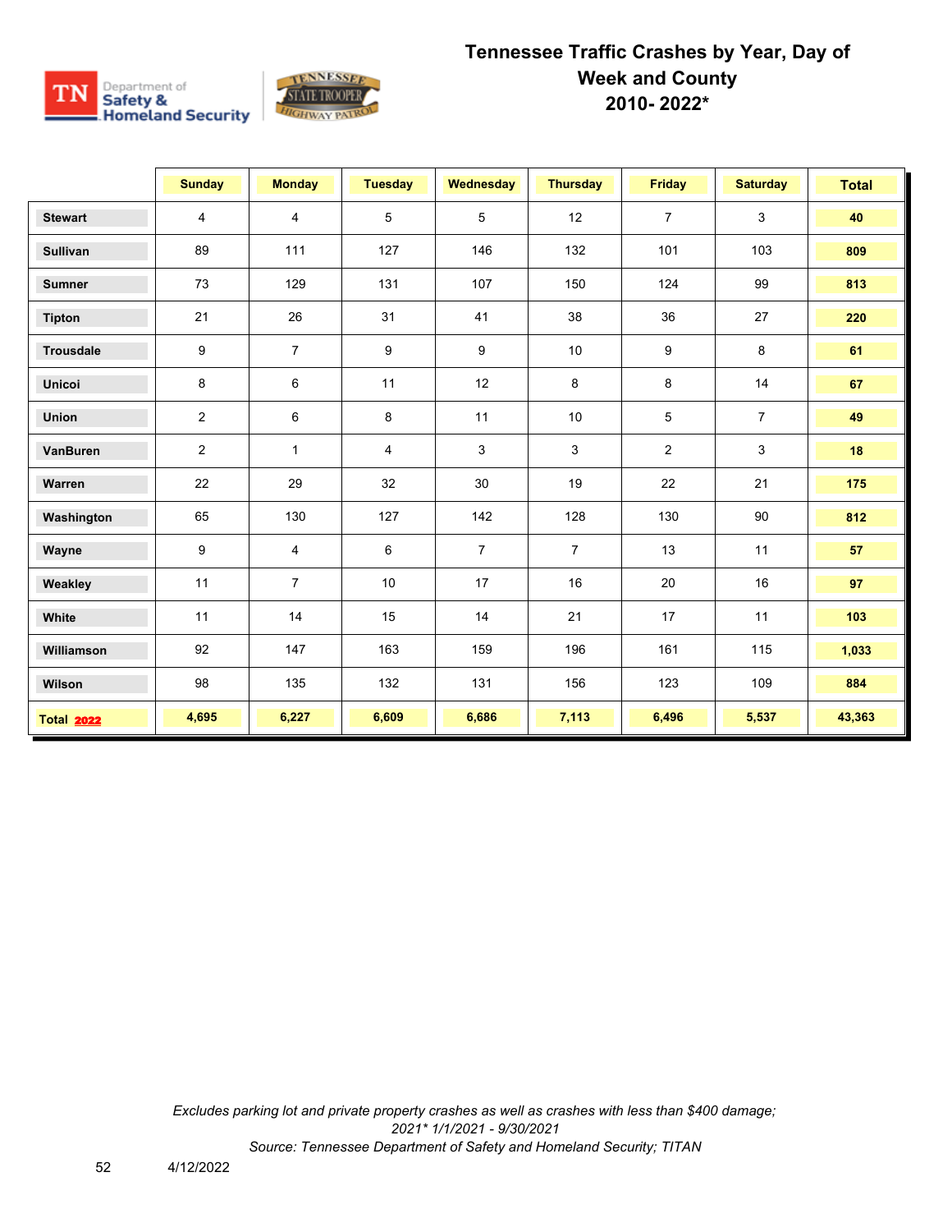# Tennessee Traffic Crashes by Year, Day of Week and County 2010- 2022*

| | Sunday | Monday | Tuesday | Wednesday | Thursday | Friday | Saturday | Total |
|---|---|---|---|---|---|---|---|---|
| **Stewart** | 4 | 4 | 5 | 5 | 12 | 7 | 3 | **40** |
| **Sullivan** | 89 | 111 | 127 | 146 | 132 | 101 | 103 | **809** |
| **Sumner** | 73 | 129 | 131 | 107 | 150 | 124 | 99 | **813** |
| **Tipton** | 21 | 26 | 31 | 41 | 38 | 36 | 27 | **220** |
| **Trousdale** | 9 | 7 | 9 | 9 | 10 | 9 | 8 | **61** |
| **Unicoi** | 8 | 6 | 11 | 12 | 8 | 8 | 14 | **67** |
| **Union** | 2 | 6 | 8 | 11 | 10 | 5 | 7 | **49** |
| **VanBuren** | 2 | 1 | 4 | 3 | 3 | 2 | 3 | **18** |
| **Warren** | 22 | 29 | 32 | 30 | 19 | 22 | 21 | **175** |
| **Washington** | 65 | 130 | 127 | 142 | 128 | 130 | 90 | **812** |
| **Wayne** | 9 | 4 | 6 | 7 | 7 | 13 | 11 | **57** |
| **Weakley** | 11 | 7 | 10 | 17 | 16 | 20 | 16 | **97** |
| **White** | 11 | 14 | 15 | 14 | 21 | 17 | 11 | **103** |
| **Williamson** | 92 | 147 | 163 | 159 | 196 | 161 | 115 | **1,033** |
| **Wilson** | 98 | 135 | 132 | 131 | 156 | 123 | 109 | **884** |
| **Total 2022** | **4,695** | **6,227** | **6,609** | **6,686** | **7,113** | **6,496** | **5,537** | **43,363** |

*Excludes parking lot and private property crashes as well as crashes with less than $400 damage;*
*2021* 1/1/2021 - 9/30/2021*
*Source: Tennessee Department of Safety and Homeland Security; TITAN*

4/12/2022